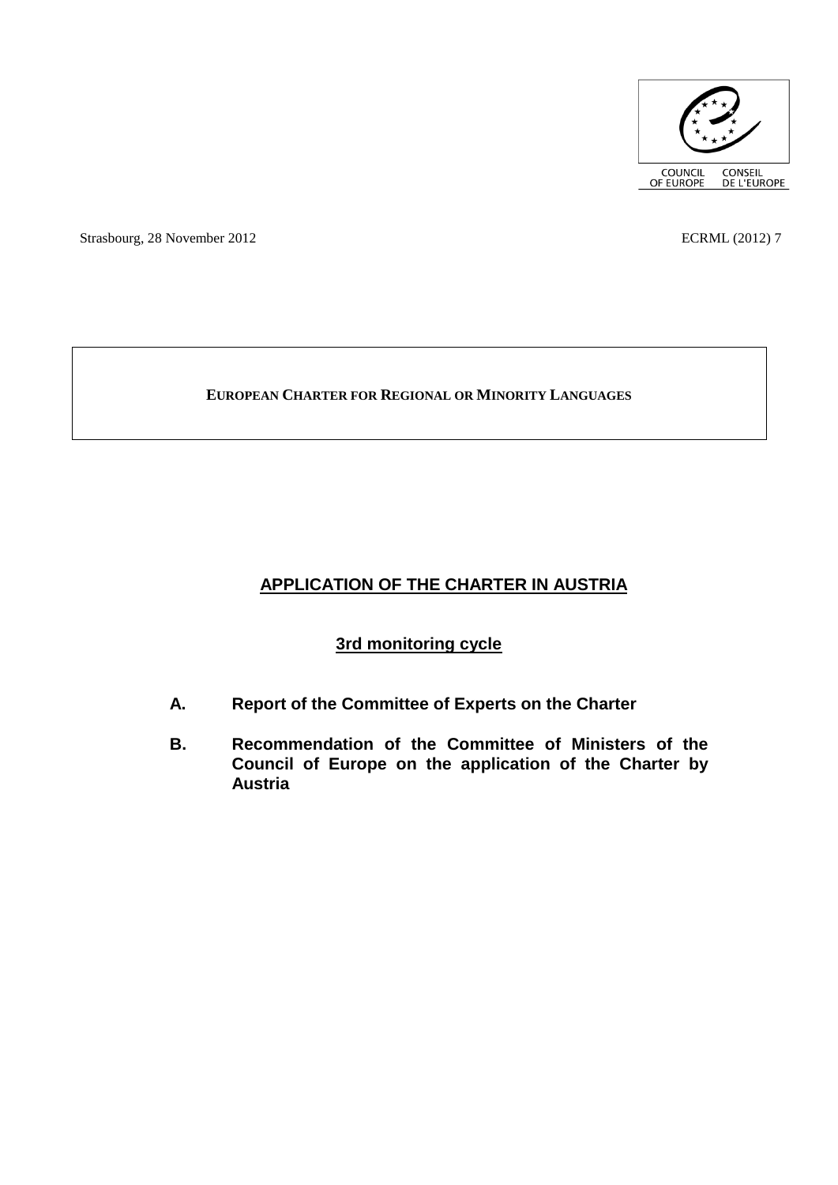COUNCIL OF EUROPE CONSEIL DE L'EUROPE

Strasbourg, 28 November 2012 ECRML (2012) 7

**EUROPEAN CHARTER FOR REGIONAL OR MINORITY LANGUAGES**

# APPLICATION OF THE CHARTER IN AUSTRIA

## 3rd monitoring cycle

**A. Report of the Committee of Experts on the Charter**

**B. Recommendation of the Committee of Ministers of the Council of Europe on the application of the Charter by Austria**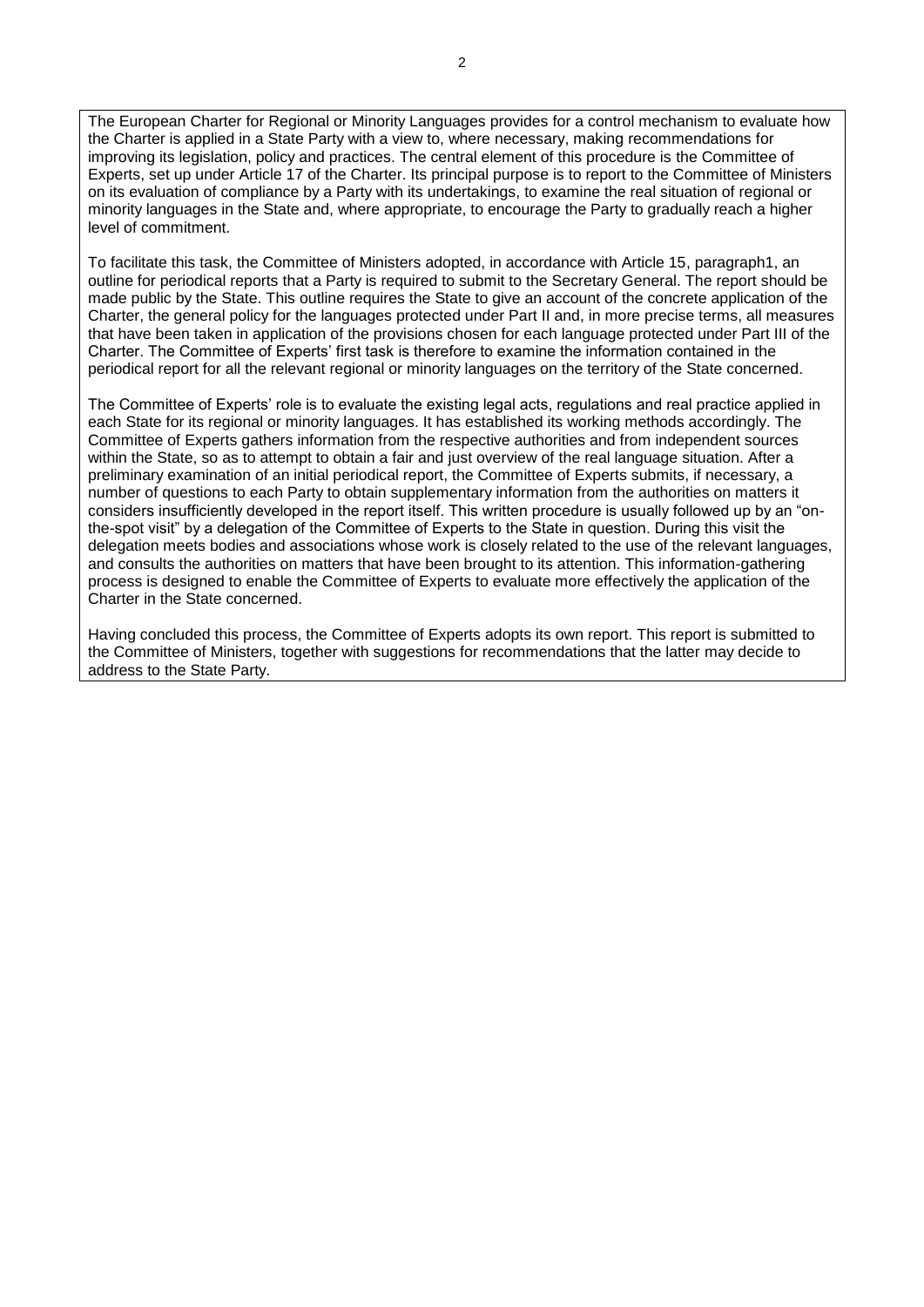The European Charter for Regional or Minority Languages provides for a control mechanism to evaluate how the Charter is applied in a State Party with a view to, where necessary, making recommendations for improving its legislation, policy and practices. The central element of this procedure is the Committee of Experts, set up under Article 17 of the Charter. Its principal purpose is to report to the Committee of Ministers on its evaluation of compliance by a Party with its undertakings, to examine the real situation of regional or minority languages in the State and, where appropriate, to encourage the Party to gradually reach a higher level of commitment.

To facilitate this task, the Committee of Ministers adopted, in accordance with Article 15, paragraph1, an outline for periodical reports that a Party is required to submit to the Secretary General. The report should be made public by the State. This outline requires the State to give an account of the concrete application of the Charter, the general policy for the languages protected under Part II and, in more precise terms, all measures that have been taken in application of the provisions chosen for each language protected under Part III of the Charter. The Committee of Experts' first task is therefore to examine the information contained in the periodical report for all the relevant regional or minority languages on the territory of the State concerned.

The Committee of Experts' role is to evaluate the existing legal acts, regulations and real practice applied in each State for its regional or minority languages. It has established its working methods accordingly. The Committee of Experts gathers information from the respective authorities and from independent sources within the State, so as to attempt to obtain a fair and just overview of the real language situation. After a preliminary examination of an initial periodical report, the Committee of Experts submits, if necessary, a number of questions to each Party to obtain supplementary information from the authorities on matters it considers insufficiently developed in the report itself. This written procedure is usually followed up by an "on-the-spot visit" by a delegation of the Committee of Experts to the State in question. During this visit the delegation meets bodies and associations whose work is closely related to the use of the relevant languages, and consults the authorities on matters that have been brought to its attention. This information-gathering process is designed to enable the Committee of Experts to evaluate more effectively the application of the Charter in the State concerned.

Having concluded this process, the Committee of Experts adopts its own report. This report is submitted to the Committee of Ministers, together with suggestions for recommendations that the latter may decide to address to the State Party.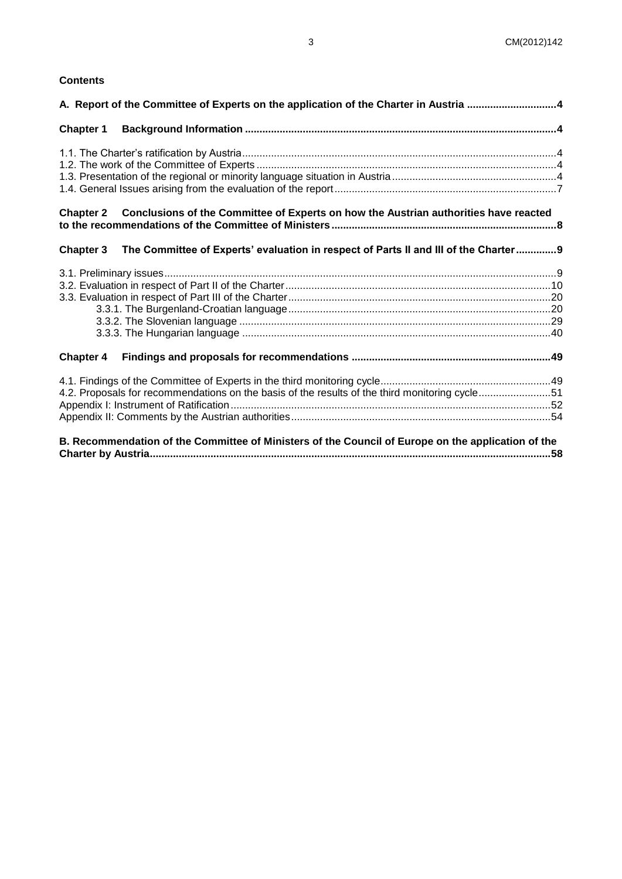**Contents**

**A. Report of the Committee of Experts on the application of the Charter in Austria ... 4**

**Chapter 1 Background Information ... 4**

1.1. The Charter's ratification by Austria ... 4
1.2. The work of the Committee of Experts ... 4
1.3. Presentation of the regional or minority language situation in Austria ... 4
1.4. General Issues arising from the evaluation of the report ... 7

**Chapter 2 Conclusions of the Committee of Experts on how the Austrian authorities have reacted to the recommendations of the Committee of Ministers ... 8**

**Chapter 3 The Committee of Experts' evaluation in respect of Parts II and III of the Charter ... 9**

3.1. Preliminary issues ... 9
3.2. Evaluation in respect of Part II of the Charter ... 10
3.3. Evaluation in respect of Part III of the Charter ... 20
  3.3.1. The Burgenland-Croatian language ... 20
  3.3.2. The Slovenian language ... 29
  3.3.3. The Hungarian language ... 40

**Chapter 4 Findings and proposals for recommendations ... 49**

4.1. Findings of the Committee of Experts in the third monitoring cycle ... 49
4.2. Proposals for recommendations on the basis of the results of the third monitoring cycle ... 51
Appendix I: Instrument of Ratification ... 52
Appendix II: Comments by the Austrian authorities ... 54

**B. Recommendation of the Committee of Ministers of the Council of Europe on the application of the Charter by Austria ... 58**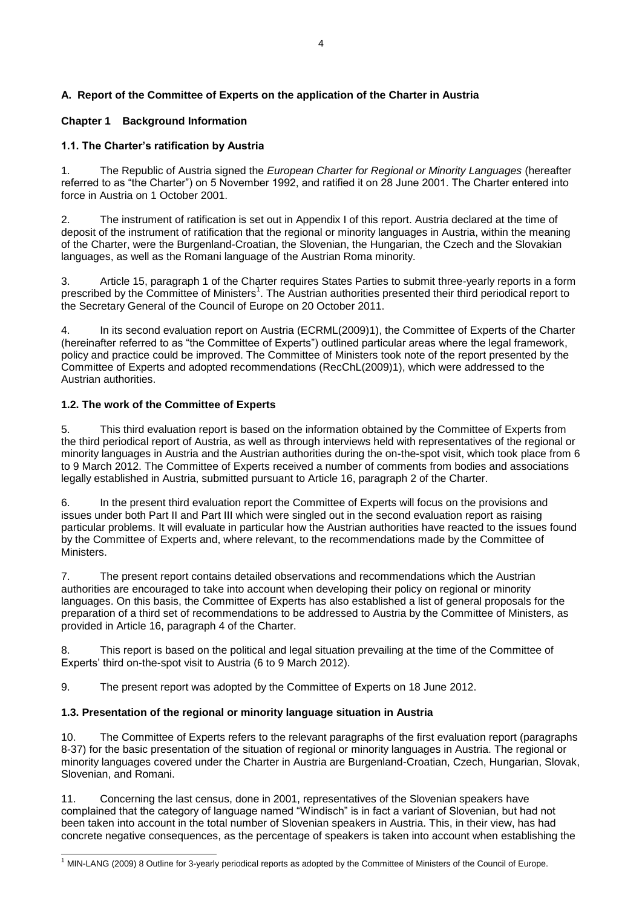## A. Report of the Committee of Experts on the application of the Charter in Austria

### Chapter 1 Background Information

#### 1.1. The Charter's ratification by Austria

1. The Republic of Austria signed the *European Charter for Regional or Minority Languages* (hereafter referred to as "the Charter") on 5 November 1992, and ratified it on 28 June 2001. The Charter entered into force in Austria on 1 October 2001.

2. The instrument of ratification is set out in Appendix I of this report. Austria declared at the time of deposit of the instrument of ratification that the regional or minority languages in Austria, within the meaning of the Charter, were the Burgenland-Croatian, the Slovenian, the Hungarian, the Czech and the Slovakian languages, as well as the Romani language of the Austrian Roma minority.

3. Article 15, paragraph 1 of the Charter requires States Parties to submit three-yearly reports in a form prescribed by the Committee of Ministers[1]. The Austrian authorities presented their third periodical report to the Secretary General of the Council of Europe on 20 October 2011.

4. In its second evaluation report on Austria (ECRML(2009)1), the Committee of Experts of the Charter (hereinafter referred to as "the Committee of Experts") outlined particular areas where the legal framework, policy and practice could be improved. The Committee of Ministers took note of the report presented by the Committee of Experts and adopted recommendations (RecChL(2009)1), which were addressed to the Austrian authorities.

#### 1.2. The work of the Committee of Experts

5. This third evaluation report is based on the information obtained by the Committee of Experts from the third periodical report of Austria, as well as through interviews held with representatives of the regional or minority languages in Austria and the Austrian authorities during the on-the-spot visit, which took place from 6 to 9 March 2012. The Committee of Experts received a number of comments from bodies and associations legally established in Austria, submitted pursuant to Article 16, paragraph 2 of the Charter.

6. In the present third evaluation report the Committee of Experts will focus on the provisions and issues under both Part II and Part III which were singled out in the second evaluation report as raising particular problems. It will evaluate in particular how the Austrian authorities have reacted to the issues found by the Committee of Experts and, where relevant, to the recommendations made by the Committee of Ministers.

7. The present report contains detailed observations and recommendations which the Austrian authorities are encouraged to take into account when developing their policy on regional or minority languages. On this basis, the Committee of Experts has also established a list of general proposals for the preparation of a third set of recommendations to be addressed to Austria by the Committee of Ministers, as provided in Article 16, paragraph 4 of the Charter.

8. This report is based on the political and legal situation prevailing at the time of the Committee of Experts' third on-the-spot visit to Austria (6 to 9 March 2012).

9. The present report was adopted by the Committee of Experts on 18 June 2012.

#### 1.3. Presentation of the regional or minority language situation in Austria

10. The Committee of Experts refers to the relevant paragraphs of the first evaluation report (paragraphs 8-37) for the basic presentation of the situation of regional or minority languages in Austria. The regional or minority languages covered under the Charter in Austria are Burgenland-Croatian, Czech, Hungarian, Slovak, Slovenian, and Romani.

11. Concerning the last census, done in 2001, representatives of the Slovenian speakers have complained that the category of language named "Windisch" is in fact a variant of Slovenian, but had not been taken into account in the total number of Slovenian speakers in Austria. This, in their view, has had concrete negative consequences, as the percentage of speakers is taken into account when establishing the

[1] MIN-LANG (2009) 8 Outline for 3-yearly periodical reports as adopted by the Committee of Ministers of the Council of Europe.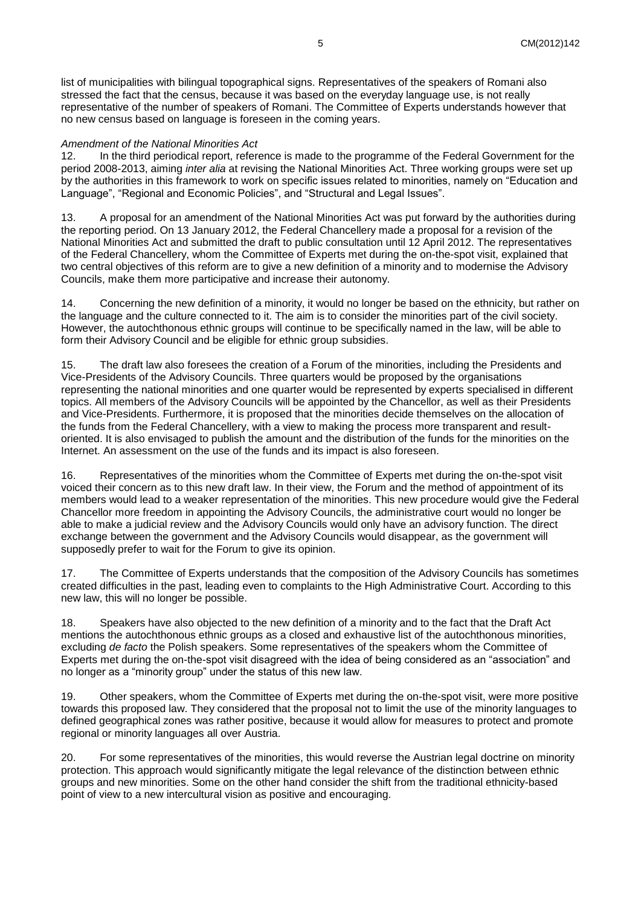list of municipalities with bilingual topographical signs. Representatives of the speakers of Romani also stressed the fact that the census, because it was based on the everyday language use, is not really representative of the number of speakers of Romani. The Committee of Experts understands however that no new census based on language is foreseen in the coming years.

*Amendment of the National Minorities Act*

12. In the third periodical report, reference is made to the programme of the Federal Government for the period 2008-2013, aiming *inter alia* at revising the National Minorities Act. Three working groups were set up by the authorities in this framework to work on specific issues related to minorities, namely on "Education and Language", "Regional and Economic Policies", and "Structural and Legal Issues".

13. A proposal for an amendment of the National Minorities Act was put forward by the authorities during the reporting period. On 13 January 2012, the Federal Chancellery made a proposal for a revision of the National Minorities Act and submitted the draft to public consultation until 12 April 2012. The representatives of the Federal Chancellery, whom the Committee of Experts met during the on-the-spot visit, explained that two central objectives of this reform are to give a new definition of a minority and to modernise the Advisory Councils, make them more participative and increase their autonomy.

14. Concerning the new definition of a minority, it would no longer be based on the ethnicity, but rather on the language and the culture connected to it. The aim is to consider the minorities part of the civil society. However, the autochthonous ethnic groups will continue to be specifically named in the law, will be able to form their Advisory Council and be eligible for ethnic group subsidies.

15. The draft law also foresees the creation of a Forum of the minorities, including the Presidents and Vice-Presidents of the Advisory Councils. Three quarters would be proposed by the organisations representing the national minorities and one quarter would be represented by experts specialised in different topics. All members of the Advisory Councils will be appointed by the Chancellor, as well as their Presidents and Vice-Presidents. Furthermore, it is proposed that the minorities decide themselves on the allocation of the funds from the Federal Chancellery, with a view to making the process more transparent and result-oriented. It is also envisaged to publish the amount and the distribution of the funds for the minorities on the Internet. An assessment on the use of the funds and its impact is also foreseen.

16. Representatives of the minorities whom the Committee of Experts met during the on-the-spot visit voiced their concern as to this new draft law. In their view, the Forum and the method of appointment of its members would lead to a weaker representation of the minorities. This new procedure would give the Federal Chancellor more freedom in appointing the Advisory Councils, the administrative court would no longer be able to make a judicial review and the Advisory Councils would only have an advisory function. The direct exchange between the government and the Advisory Councils would disappear, as the government will supposedly prefer to wait for the Forum to give its opinion.

17. The Committee of Experts understands that the composition of the Advisory Councils has sometimes created difficulties in the past, leading even to complaints to the High Administrative Court. According to this new law, this will no longer be possible.

18. Speakers have also objected to the new definition of a minority and to the fact that the Draft Act mentions the autochthonous ethnic groups as a closed and exhaustive list of the autochthonous minorities, excluding *de facto* the Polish speakers. Some representatives of the speakers whom the Committee of Experts met during the on-the-spot visit disagreed with the idea of being considered as an "association" and no longer as a "minority group" under the status of this new law.

19. Other speakers, whom the Committee of Experts met during the on-the-spot visit, were more positive towards this proposed law. They considered that the proposal not to limit the use of the minority languages to defined geographical zones was rather positive, because it would allow for measures to protect and promote regional or minority languages all over Austria.

20. For some representatives of the minorities, this would reverse the Austrian legal doctrine on minority protection. This approach would significantly mitigate the legal relevance of the distinction between ethnic groups and new minorities. Some on the other hand consider the shift from the traditional ethnicity-based point of view to a new intercultural vision as positive and encouraging.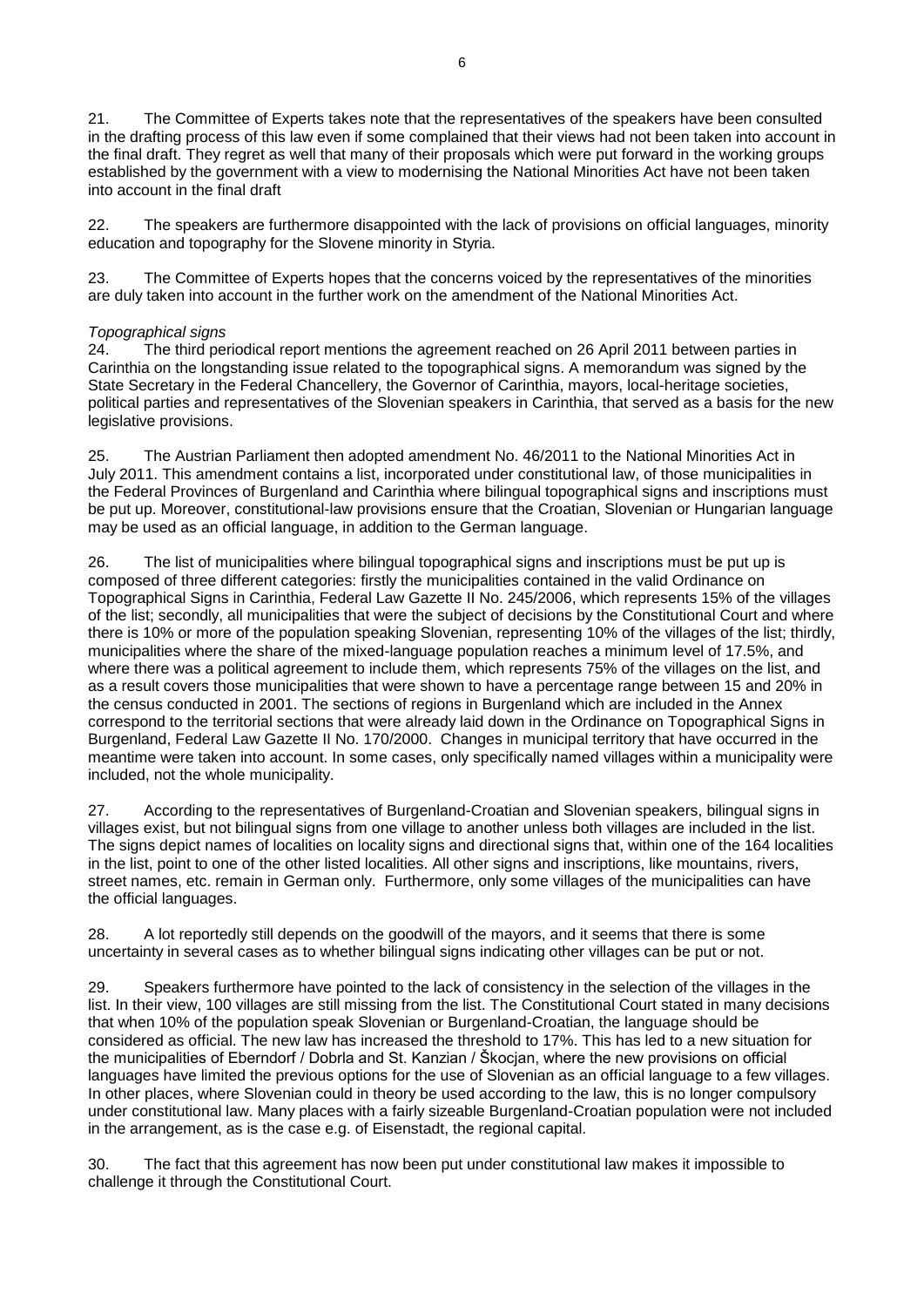21. The Committee of Experts takes note that the representatives of the speakers have been consulted in the drafting process of this law even if some complained that their views had not been taken into account in the final draft. They regret as well that many of their proposals which were put forward in the working groups established by the government with a view to modernising the National Minorities Act have not been taken into account in the final draft

22. The speakers are furthermore disappointed with the lack of provisions on official languages, minority education and topography for the Slovene minority in Styria.

23. The Committee of Experts hopes that the concerns voiced by the representatives of the minorities are duly taken into account in the further work on the amendment of the National Minorities Act.

*Topographical signs*

24. The third periodical report mentions the agreement reached on 26 April 2011 between parties in Carinthia on the longstanding issue related to the topographical signs. A memorandum was signed by the State Secretary in the Federal Chancellery, the Governor of Carinthia, mayors, local-heritage societies, political parties and representatives of the Slovenian speakers in Carinthia, that served as a basis for the new legislative provisions.

25. The Austrian Parliament then adopted amendment No. 46/2011 to the National Minorities Act in July 2011. This amendment contains a list, incorporated under constitutional law, of those municipalities in the Federal Provinces of Burgenland and Carinthia where bilingual topographical signs and inscriptions must be put up. Moreover, constitutional-law provisions ensure that the Croatian, Slovenian or Hungarian language may be used as an official language, in addition to the German language.

26. The list of municipalities where bilingual topographical signs and inscriptions must be put up is composed of three different categories: firstly the municipalities contained in the valid Ordinance on Topographical Signs in Carinthia, Federal Law Gazette II No. 245/2006, which represents 15% of the villages of the list; secondly, all municipalities that were the subject of decisions by the Constitutional Court and where there is 10% or more of the population speaking Slovenian, representing 10% of the villages of the list; thirdly, municipalities where the share of the mixed-language population reaches a minimum level of 17.5%, and where there was a political agreement to include them, which represents 75% of the villages on the list, and as a result covers those municipalities that were shown to have a percentage range between 15 and 20% in the census conducted in 2001. The sections of regions in Burgenland which are included in the Annex correspond to the territorial sections that were already laid down in the Ordinance on Topographical Signs in Burgenland, Federal Law Gazette II No. 170/2000. Changes in municipal territory that have occurred in the meantime were taken into account. In some cases, only specifically named villages within a municipality were included, not the whole municipality.

27. According to the representatives of Burgenland-Croatian and Slovenian speakers, bilingual signs in villages exist, but not bilingual signs from one village to another unless both villages are included in the list. The signs depict names of localities on locality signs and directional signs that, within one of the 164 localities in the list, point to one of the other listed localities. All other signs and inscriptions, like mountains, rivers, street names, etc. remain in German only. Furthermore, only some villages of the municipalities can have the official languages.

28. A lot reportedly still depends on the goodwill of the mayors, and it seems that there is some uncertainty in several cases as to whether bilingual signs indicating other villages can be put or not.

29. Speakers furthermore have pointed to the lack of consistency in the selection of the villages in the list. In their view, 100 villages are still missing from the list. The Constitutional Court stated in many decisions that when 10% of the population speak Slovenian or Burgenland-Croatian, the language should be considered as official. The new law has increased the threshold to 17%. This has led to a new situation for the municipalities of Eberndorf / Dobrla and St. Kanzian / Škocjan, where the new provisions on official languages have limited the previous options for the use of Slovenian as an official language to a few villages. In other places, where Slovenian could in theory be used according to the law, this is no longer compulsory under constitutional law. Many places with a fairly sizeable Burgenland-Croatian population were not included in the arrangement, as is the case e.g. of Eisenstadt, the regional capital.

30. The fact that this agreement has now been put under constitutional law makes it impossible to challenge it through the Constitutional Court.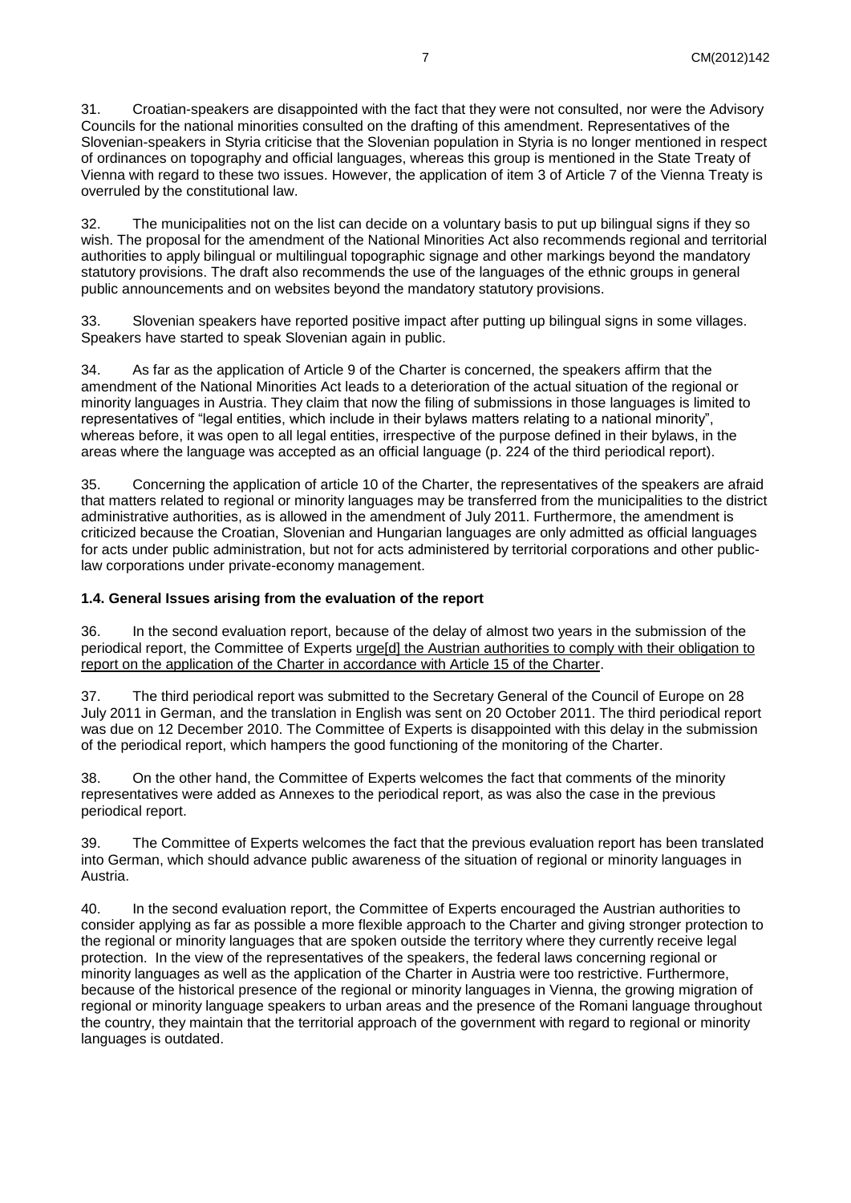31. Croatian-speakers are disappointed with the fact that they were not consulted, nor were the Advisory Councils for the national minorities consulted on the drafting of this amendment. Representatives of the Slovenian-speakers in Styria criticise that the Slovenian population in Styria is no longer mentioned in respect of ordinances on topography and official languages, whereas this group is mentioned in the State Treaty of Vienna with regard to these two issues. However, the application of item 3 of Article 7 of the Vienna Treaty is overruled by the constitutional law.

32. The municipalities not on the list can decide on a voluntary basis to put up bilingual signs if they so wish. The proposal for the amendment of the National Minorities Act also recommends regional and territorial authorities to apply bilingual or multilingual topographic signage and other markings beyond the mandatory statutory provisions. The draft also recommends the use of the languages of the ethnic groups in general public announcements and on websites beyond the mandatory statutory provisions.

33. Slovenian speakers have reported positive impact after putting up bilingual signs in some villages. Speakers have started to speak Slovenian again in public.

34. As far as the application of Article 9 of the Charter is concerned, the speakers affirm that the amendment of the National Minorities Act leads to a deterioration of the actual situation of the regional or minority languages in Austria. They claim that now the filing of submissions in those languages is limited to representatives of "legal entities, which include in their bylaws matters relating to a national minority", whereas before, it was open to all legal entities, irrespective of the purpose defined in their bylaws, in the areas where the language was accepted as an official language (p. 224 of the third periodical report).

35. Concerning the application of article 10 of the Charter, the representatives of the speakers are afraid that matters related to regional or minority languages may be transferred from the municipalities to the district administrative authorities, as is allowed in the amendment of July 2011. Furthermore, the amendment is criticized because the Croatian, Slovenian and Hungarian languages are only admitted as official languages for acts under public administration, but not for acts administered by territorial corporations and other public-law corporations under private-economy management.

### 1.4. General Issues arising from the evaluation of the report

36. In the second evaluation report, because of the delay of almost two years in the submission of the periodical report, the Committee of Experts urge[d] the Austrian authorities to comply with their obligation to report on the application of the Charter in accordance with Article 15 of the Charter.

37. The third periodical report was submitted to the Secretary General of the Council of Europe on 28 July 2011 in German, and the translation in English was sent on 20 October 2011. The third periodical report was due on 12 December 2010. The Committee of Experts is disappointed with this delay in the submission of the periodical report, which hampers the good functioning of the monitoring of the Charter.

38. On the other hand, the Committee of Experts welcomes the fact that comments of the minority representatives were added as Annexes to the periodical report, as was also the case in the previous periodical report.

39. The Committee of Experts welcomes the fact that the previous evaluation report has been translated into German, which should advance public awareness of the situation of regional or minority languages in Austria.

40. In the second evaluation report, the Committee of Experts encouraged the Austrian authorities to consider applying as far as possible a more flexible approach to the Charter and giving stronger protection to the regional or minority languages that are spoken outside the territory where they currently receive legal protection. In the view of the representatives of the speakers, the federal laws concerning regional or minority languages as well as the application of the Charter in Austria were too restrictive. Furthermore, because of the historical presence of the regional or minority languages in Vienna, the growing migration of regional or minority language speakers to urban areas and the presence of the Romani language throughout the country, they maintain that the territorial approach of the government with regard to regional or minority languages is outdated.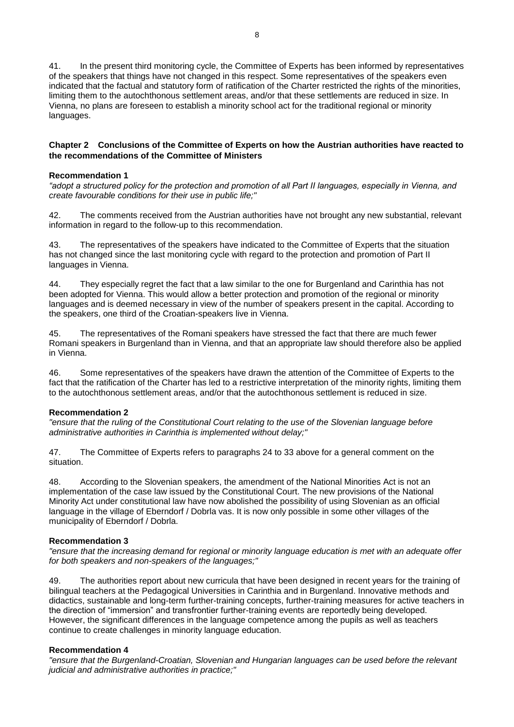41. In the present third monitoring cycle, the Committee of Experts has been informed by representatives of the speakers that things have not changed in this respect. Some representatives of the speakers even indicated that the factual and statutory form of ratification of the Charter restricted the rights of the minorities, limiting them to the autochthonous settlement areas, and/or that these settlements are reduced in size. In Vienna, no plans are foreseen to establish a minority school act for the traditional regional or minority languages.

## Chapter 2 Conclusions of the Committee of Experts on how the Austrian authorities have reacted to the recommendations of the Committee of Ministers

**Recommendation 1**

*"adopt a structured policy for the protection and promotion of all Part II languages, especially in Vienna, and create favourable conditions for their use in public life;"*

42. The comments received from the Austrian authorities have not brought any new substantial, relevant information in regard to the follow-up to this recommendation.

43. The representatives of the speakers have indicated to the Committee of Experts that the situation has not changed since the last monitoring cycle with regard to the protection and promotion of Part II languages in Vienna.

44. They especially regret the fact that a law similar to the one for Burgenland and Carinthia has not been adopted for Vienna. This would allow a better protection and promotion of the regional or minority languages and is deemed necessary in view of the number of speakers present in the capital. According to the speakers, one third of the Croatian-speakers live in Vienna.

45. The representatives of the Romani speakers have stressed the fact that there are much fewer Romani speakers in Burgenland than in Vienna, and that an appropriate law should therefore also be applied in Vienna.

46. Some representatives of the speakers have drawn the attention of the Committee of Experts to the fact that the ratification of the Charter has led to a restrictive interpretation of the minority rights, limiting them to the autochthonous settlement areas, and/or that the autochthonous settlement is reduced in size.

**Recommendation 2**

*"ensure that the ruling of the Constitutional Court relating to the use of the Slovenian language before administrative authorities in Carinthia is implemented without delay;"*

47. The Committee of Experts refers to paragraphs 24 to 33 above for a general comment on the situation.

48. According to the Slovenian speakers, the amendment of the National Minorities Act is not an implementation of the case law issued by the Constitutional Court. The new provisions of the National Minority Act under constitutional law have now abolished the possibility of using Slovenian as an official language in the village of Eberndorf / Dobrla vas. It is now only possible in some other villages of the municipality of Eberndorf / Dobrla.

**Recommendation 3**

*"ensure that the increasing demand for regional or minority language education is met with an adequate offer for both speakers and non-speakers of the languages;"*

49. The authorities report about new curricula that have been designed in recent years for the training of bilingual teachers at the Pedagogical Universities in Carinthia and in Burgenland. Innovative methods and didactics, sustainable and long-term further-training concepts, further-training measures for active teachers in the direction of "immersion" and transfrontier further-training events are reportedly being developed. However, the significant differences in the language competence among the pupils as well as teachers continue to create challenges in minority language education.

**Recommendation 4**

*"ensure that the Burgenland-Croatian, Slovenian and Hungarian languages can be used before the relevant judicial and administrative authorities in practice;"*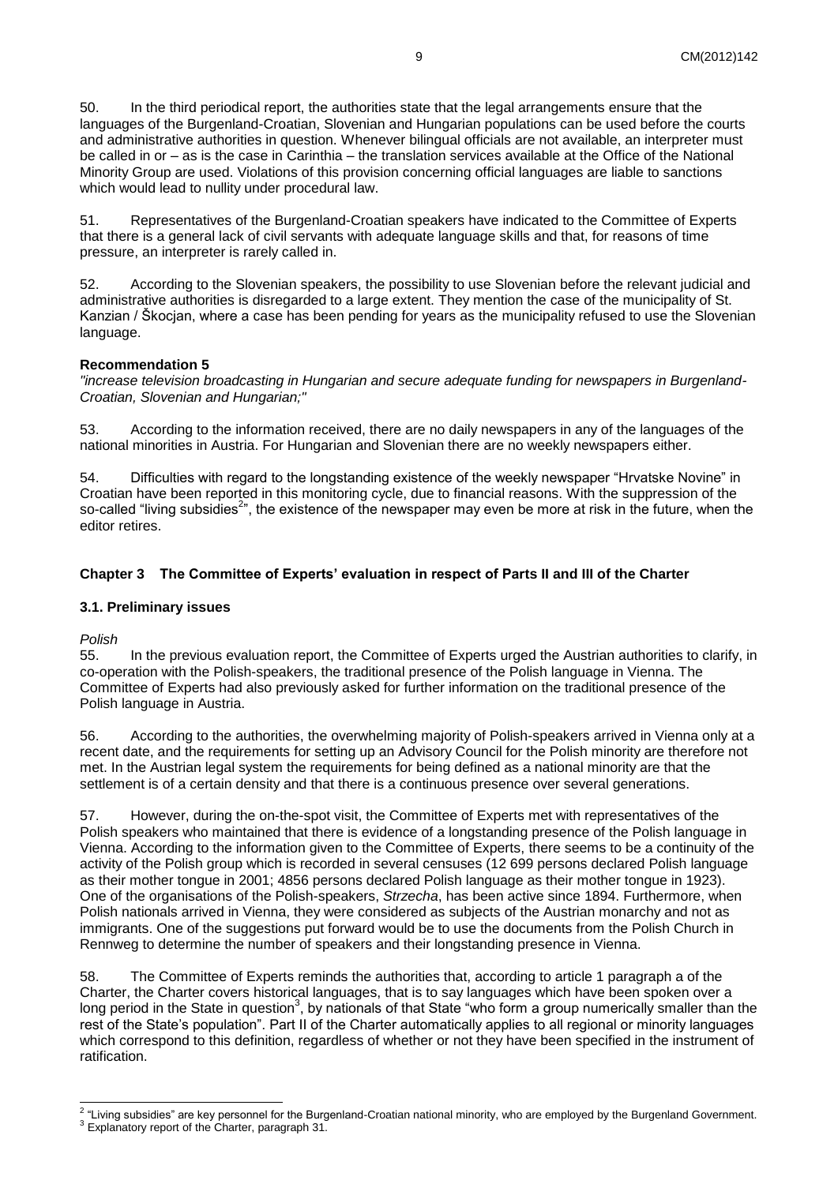50. In the third periodical report, the authorities state that the legal arrangements ensure that the languages of the Burgenland-Croatian, Slovenian and Hungarian populations can be used before the courts and administrative authorities in question. Whenever bilingual officials are not available, an interpreter must be called in or – as is the case in Carinthia – the translation services available at the Office of the National Minority Group are used. Violations of this provision concerning official languages are liable to sanctions which would lead to nullity under procedural law.

51. Representatives of the Burgenland-Croatian speakers have indicated to the Committee of Experts that there is a general lack of civil servants with adequate language skills and that, for reasons of time pressure, an interpreter is rarely called in.

52. According to the Slovenian speakers, the possibility to use Slovenian before the relevant judicial and administrative authorities is disregarded to a large extent. They mention the case of the municipality of St. Kanzian / Škocjan, where a case has been pending for years as the municipality refused to use the Slovenian language.

**Recommendation 5**

*"increase television broadcasting in Hungarian and secure adequate funding for newspapers in Burgenland-Croatian, Slovenian and Hungarian;"*

53. According to the information received, there are no daily newspapers in any of the languages of the national minorities in Austria. For Hungarian and Slovenian there are no weekly newspapers either.

54. Difficulties with regard to the longstanding existence of the weekly newspaper "Hrvatske Novine" in Croatian have been reported in this monitoring cycle, due to financial reasons. With the suppression of the so-called "living subsidies[2]", the existence of the newspaper may even be more at risk in the future, when the editor retires.

## Chapter 3 The Committee of Experts' evaluation in respect of Parts II and III of the Charter

### 3.1. Preliminary issues

*Polish*

55. In the previous evaluation report, the Committee of Experts urged the Austrian authorities to clarify, in co-operation with the Polish-speakers, the traditional presence of the Polish language in Vienna. The Committee of Experts had also previously asked for further information on the traditional presence of the Polish language in Austria.

56. According to the authorities, the overwhelming majority of Polish-speakers arrived in Vienna only at a recent date, and the requirements for setting up an Advisory Council for the Polish minority are therefore not met. In the Austrian legal system the requirements for being defined as a national minority are that the settlement is of a certain density and that there is a continuous presence over several generations.

57. However, during the on-the-spot visit, the Committee of Experts met with representatives of the Polish speakers who maintained that there is evidence of a longstanding presence of the Polish language in Vienna. According to the information given to the Committee of Experts, there seems to be a continuity of the activity of the Polish group which is recorded in several censuses (12 699 persons declared Polish language as their mother tongue in 2001; 4856 persons declared Polish language as their mother tongue in 1923). One of the organisations of the Polish-speakers, *Strzecha*, has been active since 1894. Furthermore, when Polish nationals arrived in Vienna, they were considered as subjects of the Austrian monarchy and not as immigrants. One of the suggestions put forward would be to use the documents from the Polish Church in Rennweg to determine the number of speakers and their longstanding presence in Vienna.

58. The Committee of Experts reminds the authorities that, according to article 1 paragraph a of the Charter, the Charter covers historical languages, that is to say languages which have been spoken over a long period in the State in question[3], by nationals of that State "who form a group numerically smaller than the rest of the State's population". Part II of the Charter automatically applies to all regional or minority languages which correspond to this definition, regardless of whether or not they have been specified in the instrument of ratification.

---

[2] "Living subsidies" are key personnel for the Burgenland-Croatian national minority, who are employed by the Burgenland Government.

[3] Explanatory report of the Charter, paragraph 31.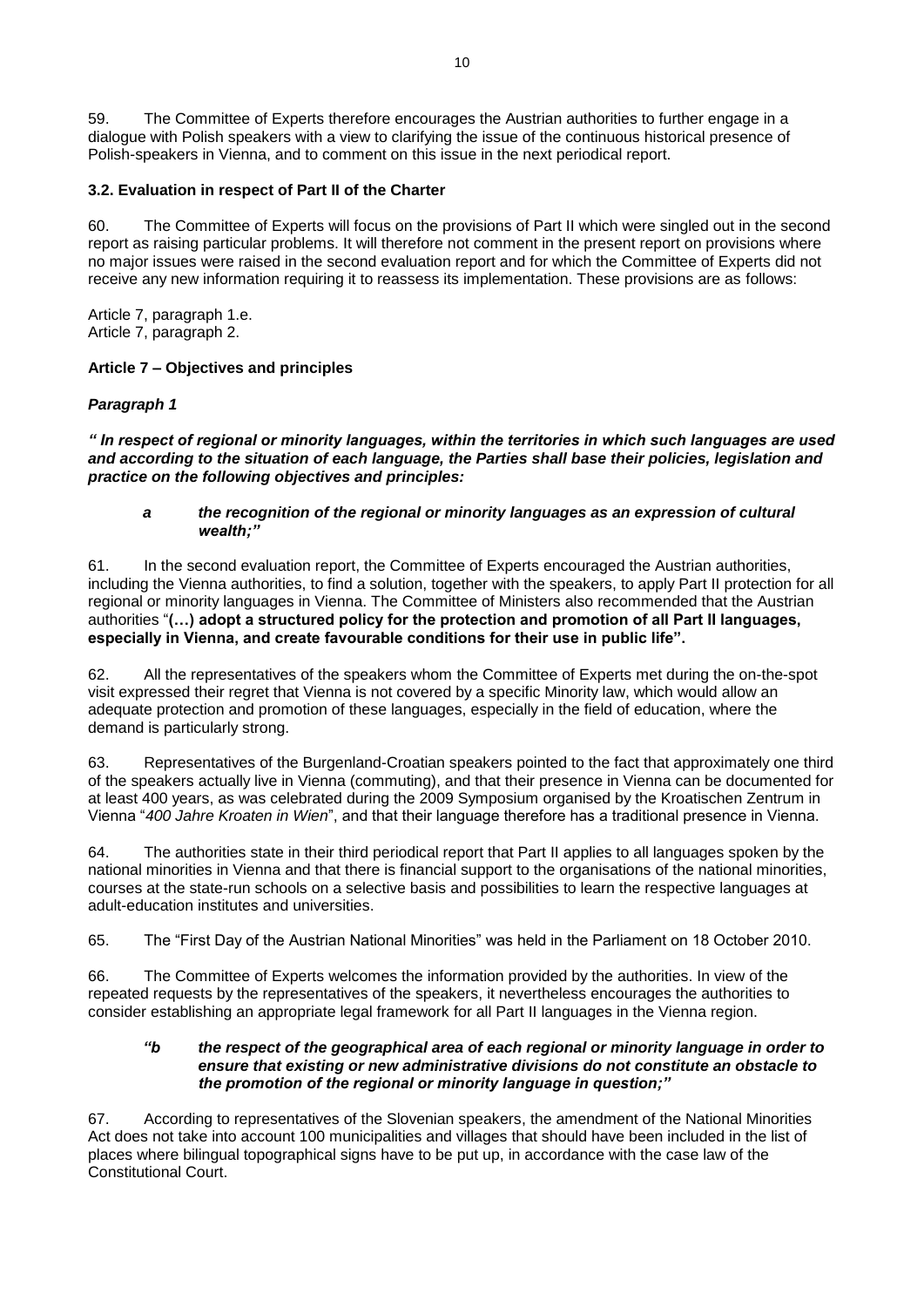59. The Committee of Experts therefore encourages the Austrian authorities to further engage in a dialogue with Polish speakers with a view to clarifying the issue of the continuous historical presence of Polish-speakers in Vienna, and to comment on this issue in the next periodical report.

### 3.2. Evaluation in respect of Part II of the Charter

60. The Committee of Experts will focus on the provisions of Part II which were singled out in the second report as raising particular problems. It will therefore not comment in the present report on provisions where no major issues were raised in the second evaluation report and for which the Committee of Experts did not receive any new information requiring it to reassess its implementation. These provisions are as follows:

Article 7, paragraph 1.e.
Article 7, paragraph 2.

### Article 7 – Objectives and principles

#### *Paragraph 1*

***" In respect of regional or minority languages, within the territories in which such languages are used and according to the situation of each language, the Parties shall base their policies, legislation and practice on the following objectives and principles:***

> ***a the recognition of the regional or minority languages as an expression of cultural wealth;"***

61. In the second evaluation report, the Committee of Experts encouraged the Austrian authorities, including the Vienna authorities, to find a solution, together with the speakers, to apply Part II protection for all regional or minority languages in Vienna. The Committee of Ministers also recommended that the Austrian authorities "**(…) adopt a structured policy for the protection and promotion of all Part II languages, especially in Vienna, and create favourable conditions for their use in public life".**

62. All the representatives of the speakers whom the Committee of Experts met during the on-the-spot visit expressed their regret that Vienna is not covered by a specific Minority law, which would allow an adequate protection and promotion of these languages, especially in the field of education, where the demand is particularly strong.

63. Representatives of the Burgenland-Croatian speakers pointed to the fact that approximately one third of the speakers actually live in Vienna (commuting), and that their presence in Vienna can be documented for at least 400 years, as was celebrated during the 2009 Symposium organised by the Kroatischen Zentrum in Vienna "*400 Jahre Kroaten in Wien*", and that their language therefore has a traditional presence in Vienna.

64. The authorities state in their third periodical report that Part II applies to all languages spoken by the national minorities in Vienna and that there is financial support to the organisations of the national minorities, courses at the state-run schools on a selective basis and possibilities to learn the respective languages at adult-education institutes and universities.

65. The "First Day of the Austrian National Minorities" was held in the Parliament on 18 October 2010.

66. The Committee of Experts welcomes the information provided by the authorities. In view of the repeated requests by the representatives of the speakers, it nevertheless encourages the authorities to consider establishing an appropriate legal framework for all Part II languages in the Vienna region.

> ***"b the respect of the geographical area of each regional or minority language in order to ensure that existing or new administrative divisions do not constitute an obstacle to the promotion of the regional or minority language in question;"***

67. According to representatives of the Slovenian speakers, the amendment of the National Minorities Act does not take into account 100 municipalities and villages that should have been included in the list of places where bilingual topographical signs have to be put up, in accordance with the case law of the Constitutional Court.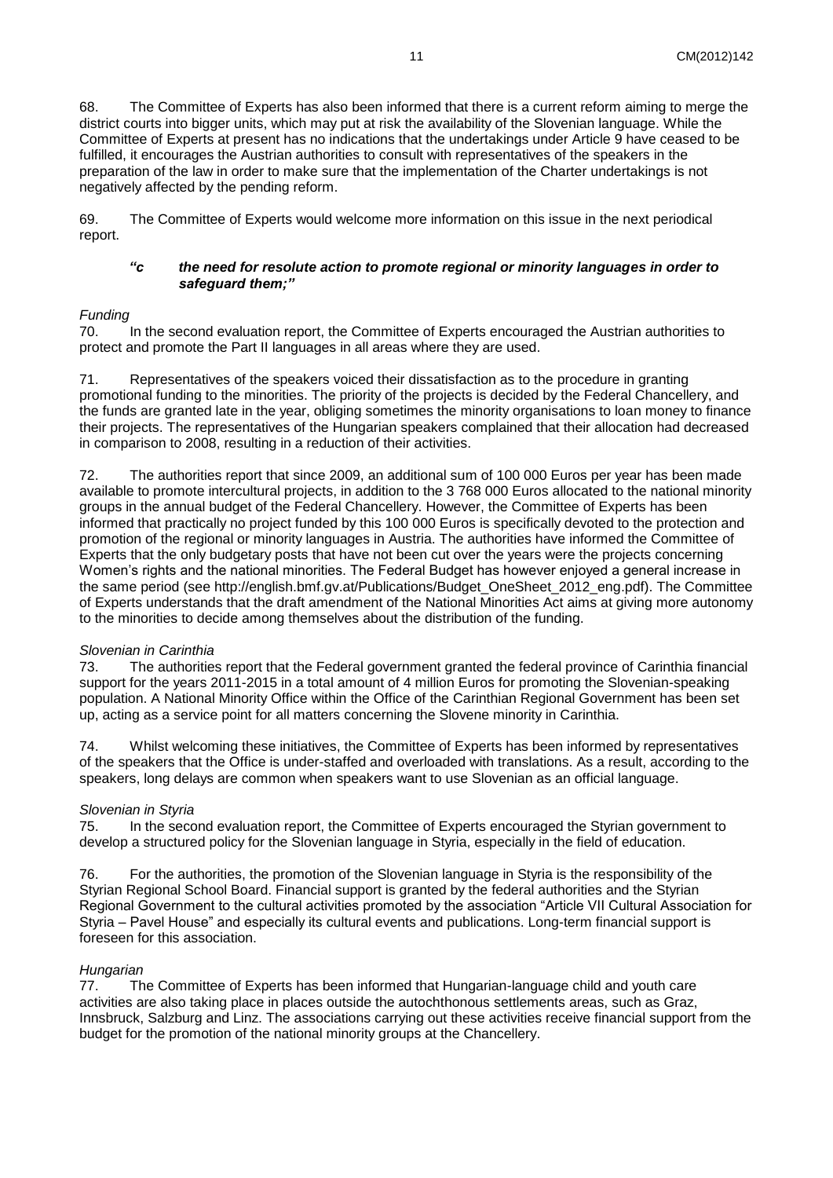68. The Committee of Experts has also been informed that there is a current reform aiming to merge the district courts into bigger units, which may put at risk the availability of the Slovenian language. While the Committee of Experts at present has no indications that the undertakings under Article 9 have ceased to be fulfilled, it encourages the Austrian authorities to consult with representatives of the speakers in the preparation of the law in order to make sure that the implementation of the Charter undertakings is not negatively affected by the pending reform.

69. The Committee of Experts would welcome more information on this issue in the next periodical report.

> ***"c the need for resolute action to promote regional or minority languages in order to safeguard them;"***

*Funding*

70. In the second evaluation report, the Committee of Experts encouraged the Austrian authorities to protect and promote the Part II languages in all areas where they are used.

71. Representatives of the speakers voiced their dissatisfaction as to the procedure in granting promotional funding to the minorities. The priority of the projects is decided by the Federal Chancellery, and the funds are granted late in the year, obliging sometimes the minority organisations to loan money to finance their projects. The representatives of the Hungarian speakers complained that their allocation had decreased in comparison to 2008, resulting in a reduction of their activities.

72. The authorities report that since 2009, an additional sum of 100 000 Euros per year has been made available to promote intercultural projects, in addition to the 3 768 000 Euros allocated to the national minority groups in the annual budget of the Federal Chancellery. However, the Committee of Experts has been informed that practically no project funded by this 100 000 Euros is specifically devoted to the protection and promotion of the regional or minority languages in Austria. The authorities have informed the Committee of Experts that the only budgetary posts that have not been cut over the years were the projects concerning Women's rights and the national minorities. The Federal Budget has however enjoyed a general increase in the same period (see http://english.bmf.gv.at/Publications/Budget_OneSheet_2012_eng.pdf). The Committee of Experts understands that the draft amendment of the National Minorities Act aims at giving more autonomy to the minorities to decide among themselves about the distribution of the funding.

*Slovenian in Carinthia*

73. The authorities report that the Federal government granted the federal province of Carinthia financial support for the years 2011-2015 in a total amount of 4 million Euros for promoting the Slovenian-speaking population. A National Minority Office within the Office of the Carinthian Regional Government has been set up, acting as a service point for all matters concerning the Slovene minority in Carinthia.

74. Whilst welcoming these initiatives, the Committee of Experts has been informed by representatives of the speakers that the Office is under-staffed and overloaded with translations. As a result, according to the speakers, long delays are common when speakers want to use Slovenian as an official language.

*Slovenian in Styria*

75. In the second evaluation report, the Committee of Experts encouraged the Styrian government to develop a structured policy for the Slovenian language in Styria, especially in the field of education.

76. For the authorities, the promotion of the Slovenian language in Styria is the responsibility of the Styrian Regional School Board. Financial support is granted by the federal authorities and the Styrian Regional Government to the cultural activities promoted by the association "Article VII Cultural Association for Styria – Pavel House" and especially its cultural events and publications. Long-term financial support is foreseen for this association.

*Hungarian*

77. The Committee of Experts has been informed that Hungarian-language child and youth care activities are also taking place in places outside the autochthonous settlements areas, such as Graz, Innsbruck, Salzburg and Linz. The associations carrying out these activities receive financial support from the budget for the promotion of the national minority groups at the Chancellery.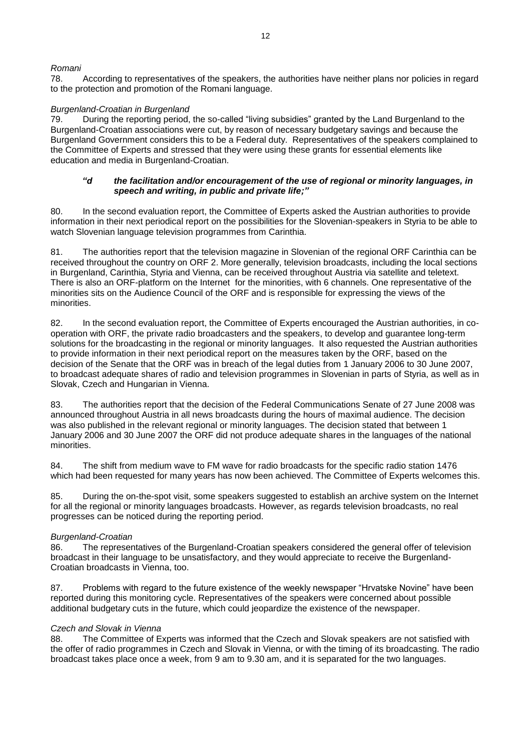*Romani*

78. According to representatives of the speakers, the authorities have neither plans nor policies in regard to the protection and promotion of the Romani language.

*Burgenland-Croatian in Burgenland*

79. During the reporting period, the so-called "living subsidies" granted by the Land Burgenland to the Burgenland-Croatian associations were cut, by reason of necessary budgetary savings and because the Burgenland Government considers this to be a Federal duty. Representatives of the speakers complained to the Committee of Experts and stressed that they were using these grants for essential elements like education and media in Burgenland-Croatian.

***"d the facilitation and/or encouragement of the use of regional or minority languages, in speech and writing, in public and private life;"***

80. In the second evaluation report, the Committee of Experts asked the Austrian authorities to provide information in their next periodical report on the possibilities for the Slovenian-speakers in Styria to be able to watch Slovenian language television programmes from Carinthia.

81. The authorities report that the television magazine in Slovenian of the regional ORF Carinthia can be received throughout the country on ORF 2. More generally, television broadcasts, including the local sections in Burgenland, Carinthia, Styria and Vienna, can be received throughout Austria via satellite and teletext. There is also an ORF-platform on the Internet for the minorities, with 6 channels. One representative of the minorities sits on the Audience Council of the ORF and is responsible for expressing the views of the minorities.

82. In the second evaluation report, the Committee of Experts encouraged the Austrian authorities, in co-operation with ORF, the private radio broadcasters and the speakers, to develop and guarantee long-term solutions for the broadcasting in the regional or minority languages. It also requested the Austrian authorities to provide information in their next periodical report on the measures taken by the ORF, based on the decision of the Senate that the ORF was in breach of the legal duties from 1 January 2006 to 30 June 2007, to broadcast adequate shares of radio and television programmes in Slovenian in parts of Styria, as well as in Slovak, Czech and Hungarian in Vienna.

83. The authorities report that the decision of the Federal Communications Senate of 27 June 2008 was announced throughout Austria in all news broadcasts during the hours of maximal audience. The decision was also published in the relevant regional or minority languages. The decision stated that between 1 January 2006 and 30 June 2007 the ORF did not produce adequate shares in the languages of the national minorities.

84. The shift from medium wave to FM wave for radio broadcasts for the specific radio station 1476 which had been requested for many years has now been achieved. The Committee of Experts welcomes this.

85. During the on-the-spot visit, some speakers suggested to establish an archive system on the Internet for all the regional or minority languages broadcasts. However, as regards television broadcasts, no real progresses can be noticed during the reporting period.

*Burgenland-Croatian*

86. The representatives of the Burgenland-Croatian speakers considered the general offer of television broadcast in their language to be unsatisfactory, and they would appreciate to receive the Burgenland-Croatian broadcasts in Vienna, too.

87. Problems with regard to the future existence of the weekly newspaper "Hrvatske Novine" have been reported during this monitoring cycle. Representatives of the speakers were concerned about possible additional budgetary cuts in the future, which could jeopardize the existence of the newspaper.

*Czech and Slovak in Vienna*

88. The Committee of Experts was informed that the Czech and Slovak speakers are not satisfied with the offer of radio programmes in Czech and Slovak in Vienna, or with the timing of its broadcasting. The radio broadcast takes place once a week, from 9 am to 9.30 am, and it is separated for the two languages.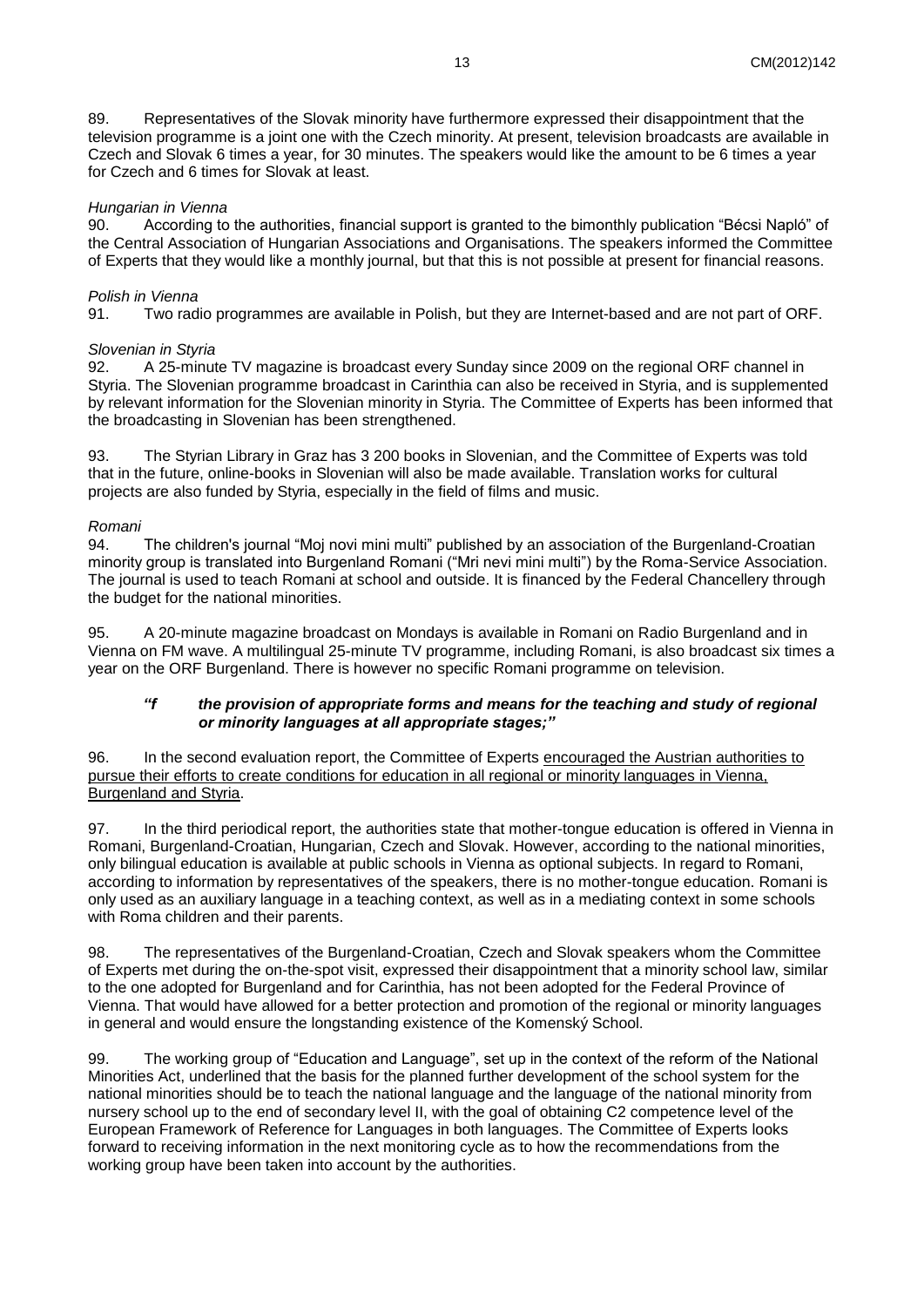89. Representatives of the Slovak minority have furthermore expressed their disappointment that the television programme is a joint one with the Czech minority. At present, television broadcasts are available in Czech and Slovak 6 times a year, for 30 minutes. The speakers would like the amount to be 6 times a year for Czech and 6 times for Slovak at least.

*Hungarian in Vienna*

90. According to the authorities, financial support is granted to the bimonthly publication "Bécsi Napló" of the Central Association of Hungarian Associations and Organisations. The speakers informed the Committee of Experts that they would like a monthly journal, but that this is not possible at present for financial reasons.

*Polish in Vienna*

91. Two radio programmes are available in Polish, but they are Internet-based and are not part of ORF.

*Slovenian in Styria*

92. A 25-minute TV magazine is broadcast every Sunday since 2009 on the regional ORF channel in Styria. The Slovenian programme broadcast in Carinthia can also be received in Styria, and is supplemented by relevant information for the Slovenian minority in Styria. The Committee of Experts has been informed that the broadcasting in Slovenian has been strengthened.

93. The Styrian Library in Graz has 3 200 books in Slovenian, and the Committee of Experts was told that in the future, online-books in Slovenian will also be made available. Translation works for cultural projects are also funded by Styria, especially in the field of films and music.

*Romani*

94. The children's journal "Moj novi mini multi" published by an association of the Burgenland-Croatian minority group is translated into Burgenland Romani ("Mri nevi mini multi") by the Roma-Service Association. The journal is used to teach Romani at school and outside. It is financed by the Federal Chancellery through the budget for the national minorities.

95. A 20-minute magazine broadcast on Mondays is available in Romani on Radio Burgenland and in Vienna on FM wave. A multilingual 25-minute TV programme, including Romani, is also broadcast six times a year on the ORF Burgenland. There is however no specific Romani programme on television.

> ***"f the provision of appropriate forms and means for the teaching and study of regional or minority languages at all appropriate stages;"***

96. In the second evaluation report, the Committee of Experts encouraged the Austrian authorities to pursue their efforts to create conditions for education in all regional or minority languages in Vienna, Burgenland and Styria.

97. In the third periodical report, the authorities state that mother-tongue education is offered in Vienna in Romani, Burgenland-Croatian, Hungarian, Czech and Slovak. However, according to the national minorities, only bilingual education is available at public schools in Vienna as optional subjects. In regard to Romani, according to information by representatives of the speakers, there is no mother-tongue education. Romani is only used as an auxiliary language in a teaching context, as well as in a mediating context in some schools with Roma children and their parents.

98. The representatives of the Burgenland-Croatian, Czech and Slovak speakers whom the Committee of Experts met during the on-the-spot visit, expressed their disappointment that a minority school law, similar to the one adopted for Burgenland and for Carinthia, has not been adopted for the Federal Province of Vienna. That would have allowed for a better protection and promotion of the regional or minority languages in general and would ensure the longstanding existence of the Komenský School.

99. The working group of "Education and Language", set up in the context of the reform of the National Minorities Act, underlined that the basis for the planned further development of the school system for the national minorities should be to teach the national language and the language of the national minority from nursery school up to the end of secondary level II, with the goal of obtaining C2 competence level of the European Framework of Reference for Languages in both languages. The Committee of Experts looks forward to receiving information in the next monitoring cycle as to how the recommendations from the working group have been taken into account by the authorities.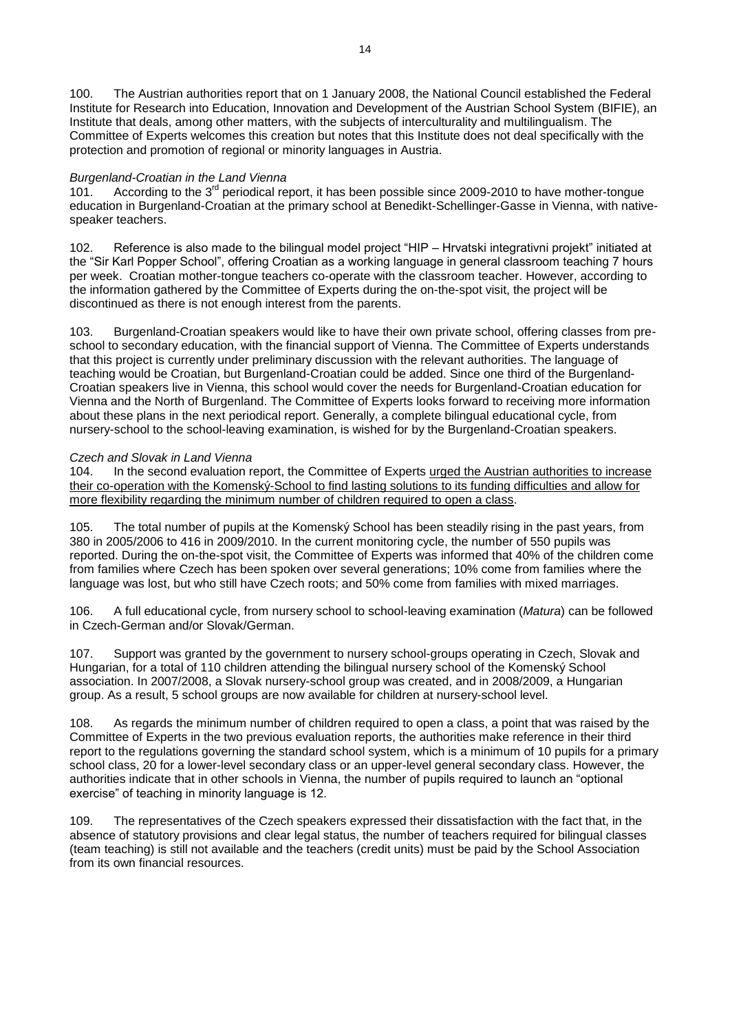100. The Austrian authorities report that on 1 January 2008, the National Council established the Federal Institute for Research into Education, Innovation and Development of the Austrian School System (BIFIE), an Institute that deals, among other matters, with the subjects of interculturality and multilingualism. The Committee of Experts welcomes this creation but notes that this Institute does not deal specifically with the protection and promotion of regional or minority languages in Austria.

*Burgenland-Croatian in the Land Vienna*

101. According to the 3rd periodical report, it has been possible since 2009-2010 to have mother-tongue education in Burgenland-Croatian at the primary school at Benedikt-Schellinger-Gasse in Vienna, with native-speaker teachers.

102. Reference is also made to the bilingual model project "HIP – Hrvatski integrativni projekt" initiated at the "Sir Karl Popper School", offering Croatian as a working language in general classroom teaching 7 hours per week. Croatian mother-tongue teachers co-operate with the classroom teacher. However, according to the information gathered by the Committee of Experts during the on-the-spot visit, the project will be discontinued as there is not enough interest from the parents.

103. Burgenland-Croatian speakers would like to have their own private school, offering classes from pre-school to secondary education, with the financial support of Vienna. The Committee of Experts understands that this project is currently under preliminary discussion with the relevant authorities. The language of teaching would be Croatian, but Burgenland-Croatian could be added. Since one third of the Burgenland-Croatian speakers live in Vienna, this school would cover the needs for Burgenland-Croatian education for Vienna and the North of Burgenland. The Committee of Experts looks forward to receiving more information about these plans in the next periodical report. Generally, a complete bilingual educational cycle, from nursery-school to the school-leaving examination, is wished for by the Burgenland-Croatian speakers.

*Czech and Slovak in Land Vienna*

104. In the second evaluation report, the Committee of Experts urged the Austrian authorities to increase their co-operation with the Komenský-School to find lasting solutions to its funding difficulties and allow for more flexibility regarding the minimum number of children required to open a class.

105. The total number of pupils at the Komenský School has been steadily rising in the past years, from 380 in 2005/2006 to 416 in 2009/2010. In the current monitoring cycle, the number of 550 pupils was reported. During the on-the-spot visit, the Committee of Experts was informed that 40% of the children come from families where Czech has been spoken over several generations; 10% come from families where the language was lost, but who still have Czech roots; and 50% come from families with mixed marriages.

106. A full educational cycle, from nursery school to school-leaving examination (*Matura*) can be followed in Czech-German and/or Slovak/German.

107. Support was granted by the government to nursery school-groups operating in Czech, Slovak and Hungarian, for a total of 110 children attending the bilingual nursery school of the Komenský School association. In 2007/2008, a Slovak nursery-school group was created, and in 2008/2009, a Hungarian group. As a result, 5 school groups are now available for children at nursery-school level.

108. As regards the minimum number of children required to open a class, a point that was raised by the Committee of Experts in the two previous evaluation reports, the authorities make reference in their third report to the regulations governing the standard school system, which is a minimum of 10 pupils for a primary school class, 20 for a lower-level secondary class or an upper-level general secondary class. However, the authorities indicate that in other schools in Vienna, the number of pupils required to launch an "optional exercise" of teaching in minority language is 12.

109. The representatives of the Czech speakers expressed their dissatisfaction with the fact that, in the absence of statutory provisions and clear legal status, the number of teachers required for bilingual classes (team teaching) is still not available and the teachers (credit units) must be paid by the School Association from its own financial resources.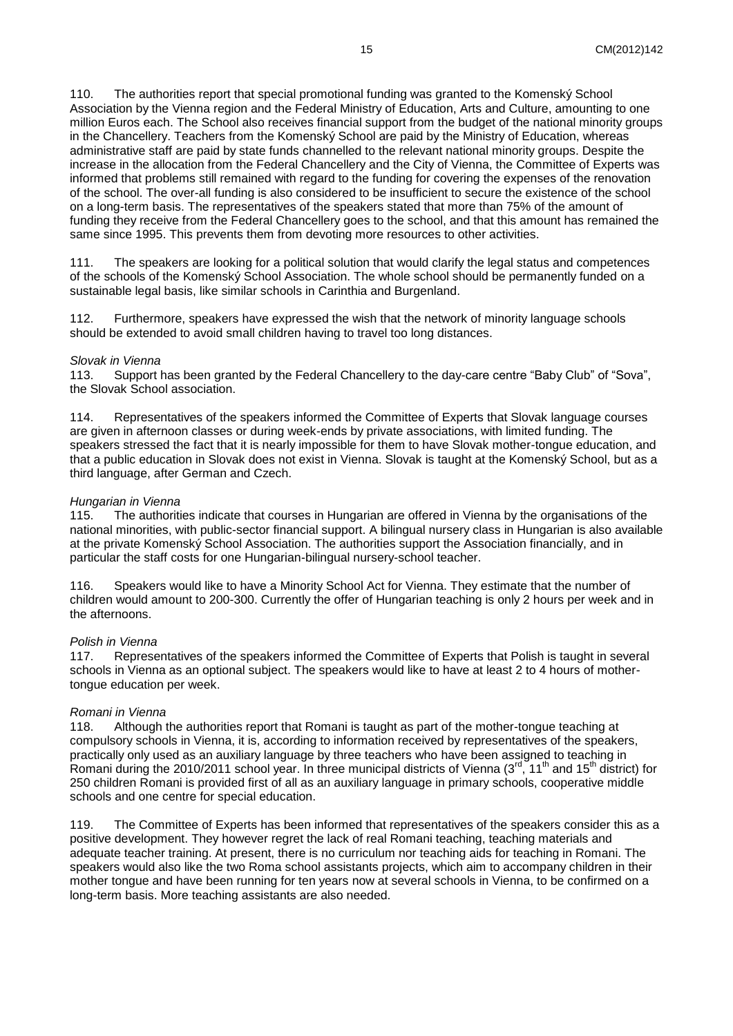110. The authorities report that special promotional funding was granted to the Komenský School Association by the Vienna region and the Federal Ministry of Education, Arts and Culture, amounting to one million Euros each. The School also receives financial support from the budget of the national minority groups in the Chancellery. Teachers from the Komenský School are paid by the Ministry of Education, whereas administrative staff are paid by state funds channelled to the relevant national minority groups. Despite the increase in the allocation from the Federal Chancellery and the City of Vienna, the Committee of Experts was informed that problems still remained with regard to the funding for covering the expenses of the renovation of the school. The over-all funding is also considered to be insufficient to secure the existence of the school on a long-term basis. The representatives of the speakers stated that more than 75% of the amount of funding they receive from the Federal Chancellery goes to the school, and that this amount has remained the same since 1995. This prevents them from devoting more resources to other activities.

111. The speakers are looking for a political solution that would clarify the legal status and competences of the schools of the Komenský School Association. The whole school should be permanently funded on a sustainable legal basis, like similar schools in Carinthia and Burgenland.

112. Furthermore, speakers have expressed the wish that the network of minority language schools should be extended to avoid small children having to travel too long distances.

*Slovak in Vienna*

113. Support has been granted by the Federal Chancellery to the day-care centre "Baby Club" of "Sova", the Slovak School association.

114. Representatives of the speakers informed the Committee of Experts that Slovak language courses are given in afternoon classes or during week-ends by private associations, with limited funding. The speakers stressed the fact that it is nearly impossible for them to have Slovak mother-tongue education, and that a public education in Slovak does not exist in Vienna. Slovak is taught at the Komenský School, but as a third language, after German and Czech.

*Hungarian in Vienna*

115. The authorities indicate that courses in Hungarian are offered in Vienna by the organisations of the national minorities, with public-sector financial support. A bilingual nursery class in Hungarian is also available at the private Komenský School Association. The authorities support the Association financially, and in particular the staff costs for one Hungarian-bilingual nursery-school teacher.

116. Speakers would like to have a Minority School Act for Vienna. They estimate that the number of children would amount to 200-300. Currently the offer of Hungarian teaching is only 2 hours per week and in the afternoons.

*Polish in Vienna*

117. Representatives of the speakers informed the Committee of Experts that Polish is taught in several schools in Vienna as an optional subject. The speakers would like to have at least 2 to 4 hours of mother-tongue education per week.

*Romani in Vienna*

118. Although the authorities report that Romani is taught as part of the mother-tongue teaching at compulsory schools in Vienna, it is, according to information received by representatives of the speakers, practically only used as an auxiliary language by three teachers who have been assigned to teaching in Romani during the 2010/2011 school year. In three municipal districts of Vienna (3rd, 11th and 15th district) for 250 children Romani is provided first of all as an auxiliary language in primary schools, cooperative middle schools and one centre for special education.

119. The Committee of Experts has been informed that representatives of the speakers consider this as a positive development. They however regret the lack of real Romani teaching, teaching materials and adequate teacher training. At present, there is no curriculum nor teaching aids for teaching in Romani. The speakers would also like the two Roma school assistants projects, which aim to accompany children in their mother tongue and have been running for ten years now at several schools in Vienna, to be confirmed on a long-term basis. More teaching assistants are also needed.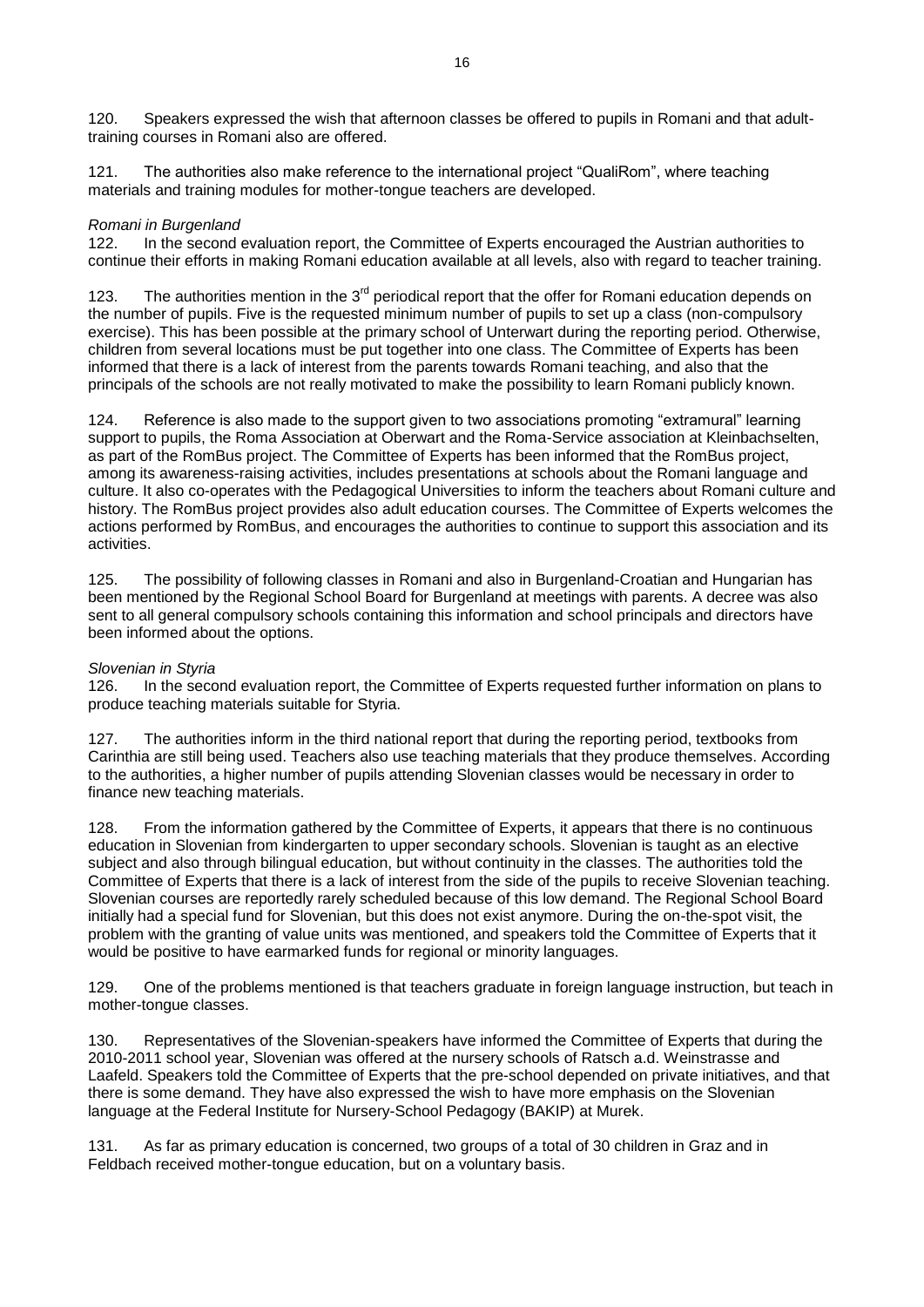120. Speakers expressed the wish that afternoon classes be offered to pupils in Romani and that adult-training courses in Romani also are offered.

121. The authorities also make reference to the international project "QualiRom", where teaching materials and training modules for mother-tongue teachers are developed.

*Romani in Burgenland*

122. In the second evaluation report, the Committee of Experts encouraged the Austrian authorities to continue their efforts in making Romani education available at all levels, also with regard to teacher training.

123. The authorities mention in the 3rd periodical report that the offer for Romani education depends on the number of pupils. Five is the requested minimum number of pupils to set up a class (non-compulsory exercise). This has been possible at the primary school of Unterwart during the reporting period. Otherwise, children from several locations must be put together into one class. The Committee of Experts has been informed that there is a lack of interest from the parents towards Romani teaching, and also that the principals of the schools are not really motivated to make the possibility to learn Romani publicly known.

124. Reference is also made to the support given to two associations promoting "extramural" learning support to pupils, the Roma Association at Oberwart and the Roma-Service association at Kleinbachselten, as part of the RomBus project. The Committee of Experts has been informed that the RomBus project, among its awareness-raising activities, includes presentations at schools about the Romani language and culture. It also co-operates with the Pedagogical Universities to inform the teachers about Romani culture and history. The RomBus project provides also adult education courses. The Committee of Experts welcomes the actions performed by RomBus, and encourages the authorities to continue to support this association and its activities.

125. The possibility of following classes in Romani and also in Burgenland-Croatian and Hungarian has been mentioned by the Regional School Board for Burgenland at meetings with parents. A decree was also sent to all general compulsory schools containing this information and school principals and directors have been informed about the options.

*Slovenian in Styria*

126. In the second evaluation report, the Committee of Experts requested further information on plans to produce teaching materials suitable for Styria.

127. The authorities inform in the third national report that during the reporting period, textbooks from Carinthia are still being used. Teachers also use teaching materials that they produce themselves. According to the authorities, a higher number of pupils attending Slovenian classes would be necessary in order to finance new teaching materials.

128. From the information gathered by the Committee of Experts, it appears that there is no continuous education in Slovenian from kindergarten to upper secondary schools. Slovenian is taught as an elective subject and also through bilingual education, but without continuity in the classes. The authorities told the Committee of Experts that there is a lack of interest from the side of the pupils to receive Slovenian teaching. Slovenian courses are reportedly rarely scheduled because of this low demand. The Regional School Board initially had a special fund for Slovenian, but this does not exist anymore. During the on-the-spot visit, the problem with the granting of value units was mentioned, and speakers told the Committee of Experts that it would be positive to have earmarked funds for regional or minority languages.

129. One of the problems mentioned is that teachers graduate in foreign language instruction, but teach in mother-tongue classes.

130. Representatives of the Slovenian-speakers have informed the Committee of Experts that during the 2010-2011 school year, Slovenian was offered at the nursery schools of Ratsch a.d. Weinstrasse and Laafeld. Speakers told the Committee of Experts that the pre-school depended on private initiatives, and that there is some demand. They have also expressed the wish to have more emphasis on the Slovenian language at the Federal Institute for Nursery-School Pedagogy (BAKIP) at Murek.

131. As far as primary education is concerned, two groups of a total of 30 children in Graz and in Feldbach received mother-tongue education, but on a voluntary basis.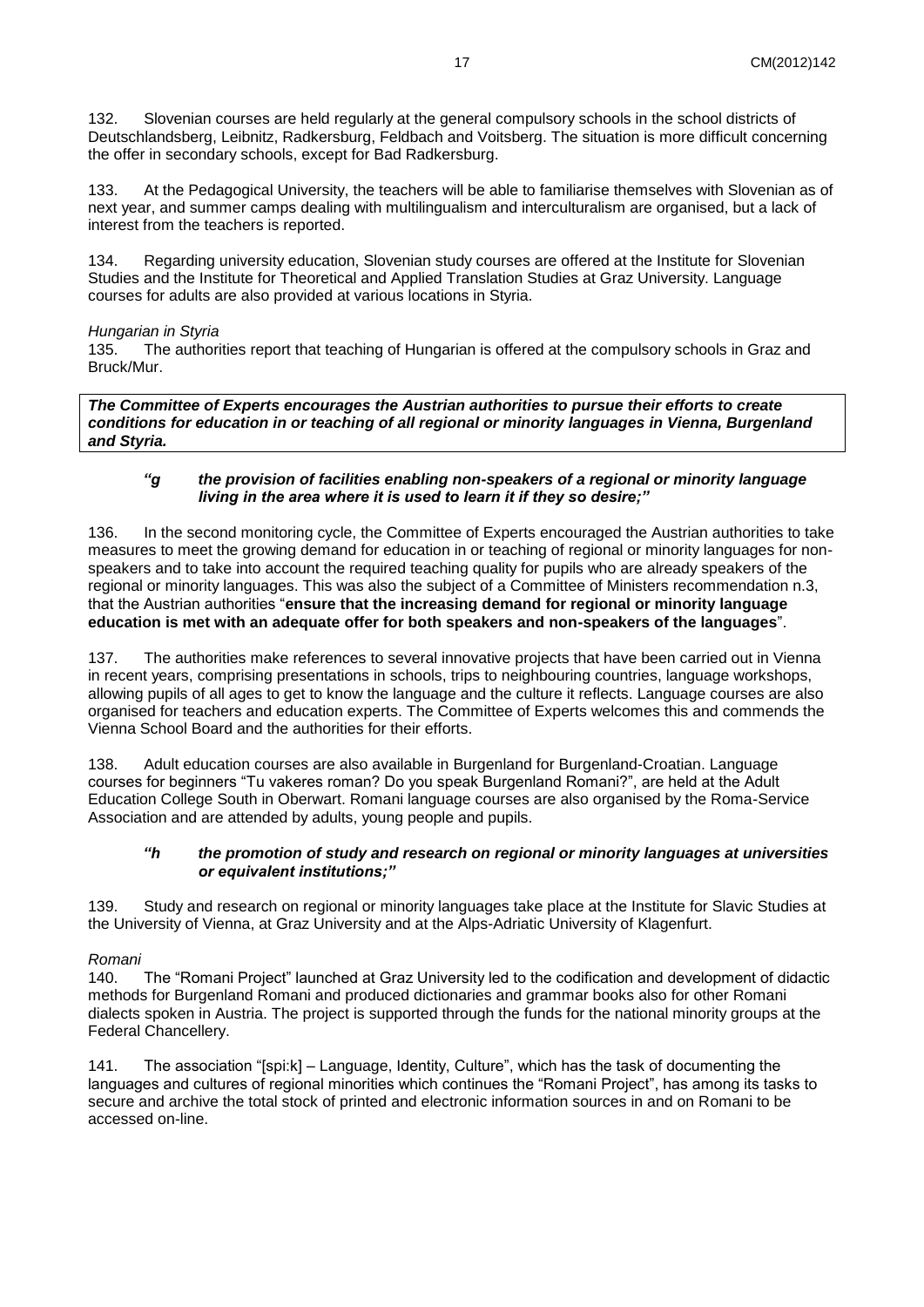132. Slovenian courses are held regularly at the general compulsory schools in the school districts of Deutschlandsberg, Leibnitz, Radkersburg, Feldbach and Voitsberg. The situation is more difficult concerning the offer in secondary schools, except for Bad Radkersburg.

133. At the Pedagogical University, the teachers will be able to familiarise themselves with Slovenian as of next year, and summer camps dealing with multilingualism and interculturalism are organised, but a lack of interest from the teachers is reported.

134. Regarding university education, Slovenian study courses are offered at the Institute for Slovenian Studies and the Institute for Theoretical and Applied Translation Studies at Graz University. Language courses for adults are also provided at various locations in Styria.

*Hungarian in Styria*

135. The authorities report that teaching of Hungarian is offered at the compulsory schools in Graz and Bruck/Mur.

***The Committee of Experts encourages the Austrian authorities to pursue their efforts to create conditions for education in or teaching of all regional or minority languages in Vienna, Burgenland and Styria.***

> ***"g the provision of facilities enabling non-speakers of a regional or minority language living in the area where it is used to learn it if they so desire;"***

136. In the second monitoring cycle, the Committee of Experts encouraged the Austrian authorities to take measures to meet the growing demand for education in or teaching of regional or minority languages for non-speakers and to take into account the required teaching quality for pupils who are already speakers of the regional or minority languages. This was also the subject of a Committee of Ministers recommendation n.3, that the Austrian authorities "**ensure that the increasing demand for regional or minority language education is met with an adequate offer for both speakers and non-speakers of the languages**".

137. The authorities make references to several innovative projects that have been carried out in Vienna in recent years, comprising presentations in schools, trips to neighbouring countries, language workshops, allowing pupils of all ages to get to know the language and the culture it reflects. Language courses are also organised for teachers and education experts. The Committee of Experts welcomes this and commends the Vienna School Board and the authorities for their efforts.

138. Adult education courses are also available in Burgenland for Burgenland-Croatian. Language courses for beginners "Tu vakeres roman? Do you speak Burgenland Romani?", are held at the Adult Education College South in Oberwart. Romani language courses are also organised by the Roma-Service Association and are attended by adults, young people and pupils.

> ***"h the promotion of study and research on regional or minority languages at universities or equivalent institutions;"***

139. Study and research on regional or minority languages take place at the Institute for Slavic Studies at the University of Vienna, at Graz University and at the Alps-Adriatic University of Klagenfurt.

*Romani*

140. The "Romani Project" launched at Graz University led to the codification and development of didactic methods for Burgenland Romani and produced dictionaries and grammar books also for other Romani dialects spoken in Austria. The project is supported through the funds for the national minority groups at the Federal Chancellery.

141. The association "[spi:k] – Language, Identity, Culture", which has the task of documenting the languages and cultures of regional minorities which continues the "Romani Project", has among its tasks to secure and archive the total stock of printed and electronic information sources in and on Romani to be accessed on-line.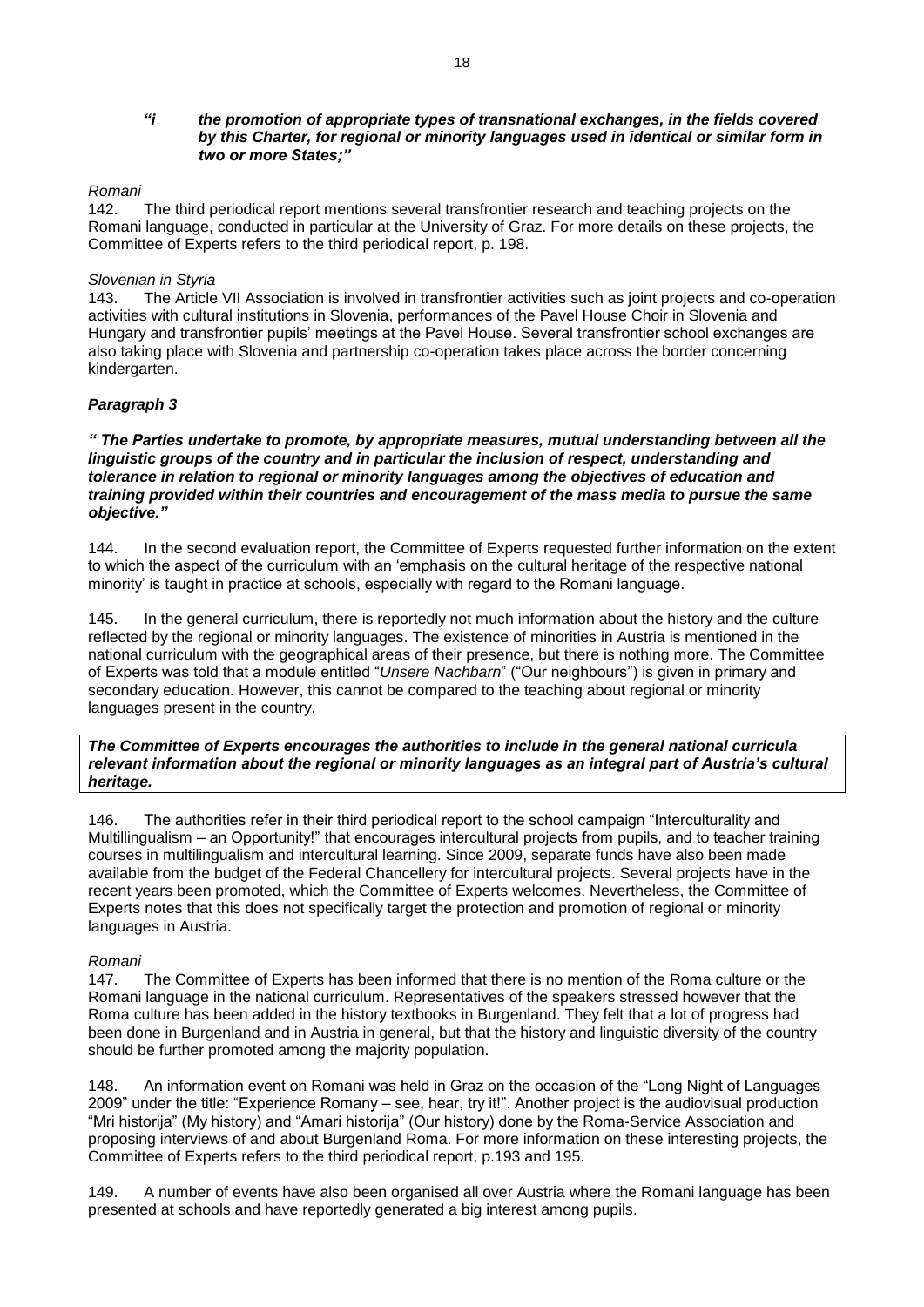***"i the promotion of appropriate types of transnational exchanges, in the fields covered by this Charter, for regional or minority languages used in identical or similar form in two or more States;"***

*Romani*

142. The third periodical report mentions several transfrontier research and teaching projects on the Romani language, conducted in particular at the University of Graz. For more details on these projects, the Committee of Experts refers to the third periodical report, p. 198.

*Slovenian in Styria*

143. The Article VII Association is involved in transfrontier activities such as joint projects and co-operation activities with cultural institutions in Slovenia, performances of the Pavel House Choir in Slovenia and Hungary and transfrontier pupils' meetings at the Pavel House. Several transfrontier school exchanges are also taking place with Slovenia and partnership co-operation takes place across the border concerning kindergarten.

***Paragraph 3***

***" The Parties undertake to promote, by appropriate measures, mutual understanding between all the linguistic groups of the country and in particular the inclusion of respect, understanding and tolerance in relation to regional or minority languages among the objectives of education and training provided within their countries and encouragement of the mass media to pursue the same objective."***

144. In the second evaluation report, the Committee of Experts requested further information on the extent to which the aspect of the curriculum with an 'emphasis on the cultural heritage of the respective national minority' is taught in practice at schools, especially with regard to the Romani language.

145. In the general curriculum, there is reportedly not much information about the history and the culture reflected by the regional or minority languages. The existence of minorities in Austria is mentioned in the national curriculum with the geographical areas of their presence, but there is nothing more. The Committee of Experts was told that a module entitled "*Unsere Nachbarn*" ("Our neighbours") is given in primary and secondary education. However, this cannot be compared to the teaching about regional or minority languages present in the country.

***The Committee of Experts encourages the authorities to include in the general national curricula relevant information about the regional or minority languages as an integral part of Austria's cultural heritage.***

146. The authorities refer in their third periodical report to the school campaign "Interculturality and Multillingualism – an Opportunity!" that encourages intercultural projects from pupils, and to teacher training courses in multilingualism and intercultural learning. Since 2009, separate funds have also been made available from the budget of the Federal Chancellery for intercultural projects. Several projects have in the recent years been promoted, which the Committee of Experts welcomes. Nevertheless, the Committee of Experts notes that this does not specifically target the protection and promotion of regional or minority languages in Austria.

*Romani*

147. The Committee of Experts has been informed that there is no mention of the Roma culture or the Romani language in the national curriculum. Representatives of the speakers stressed however that the Roma culture has been added in the history textbooks in Burgenland. They felt that a lot of progress had been done in Burgenland and in Austria in general, but that the history and linguistic diversity of the country should be further promoted among the majority population.

148. An information event on Romani was held in Graz on the occasion of the "Long Night of Languages 2009" under the title: "Experience Romany – see, hear, try it!". Another project is the audiovisual production "Mri historija" (My history) and "Amari historija" (Our history) done by the Roma-Service Association and proposing interviews of and about Burgenland Roma. For more information on these interesting projects, the Committee of Experts refers to the third periodical report, p.193 and 195.

149. A number of events have also been organised all over Austria where the Romani language has been presented at schools and have reportedly generated a big interest among pupils.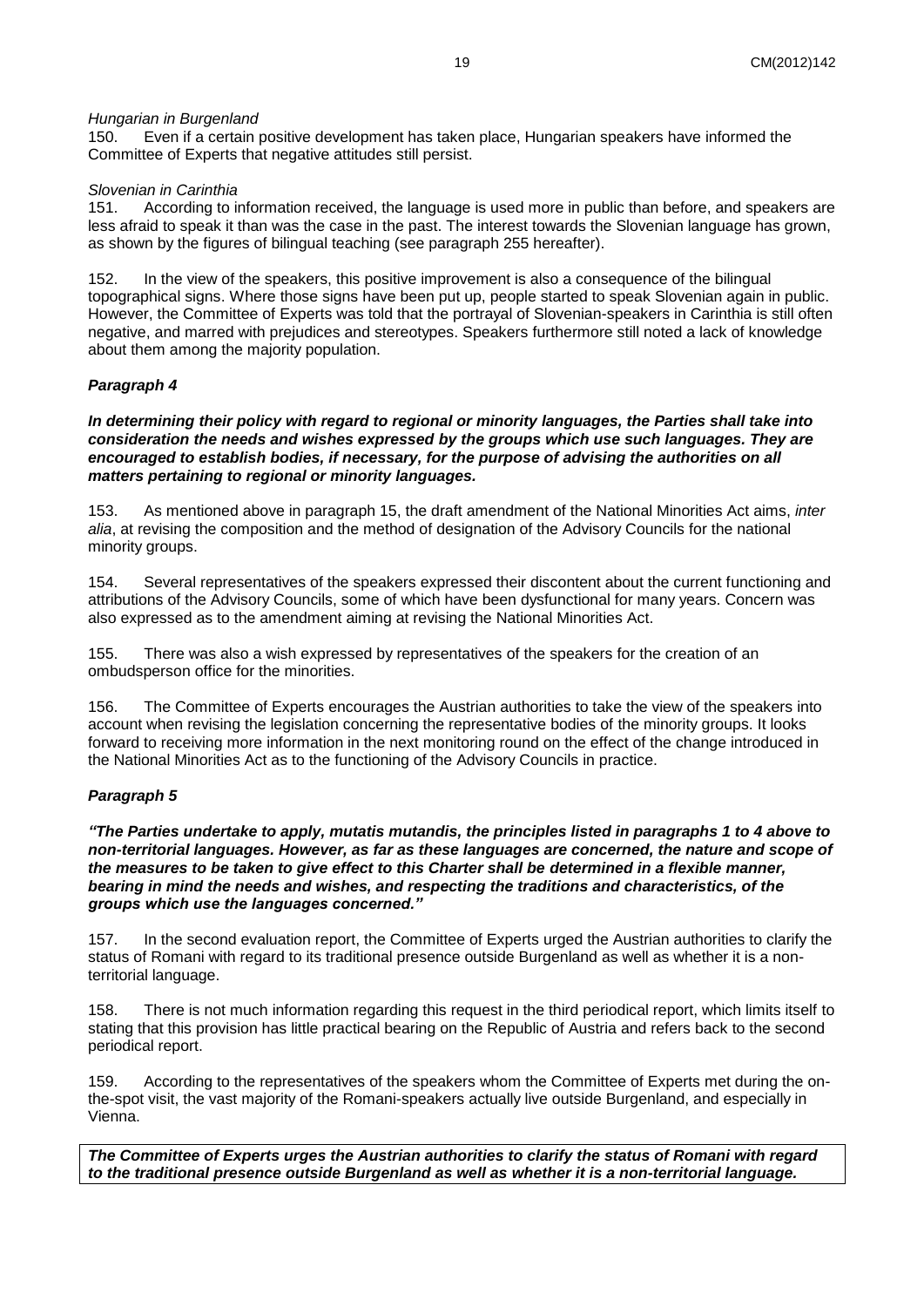*Hungarian in Burgenland*

150. Even if a certain positive development has taken place, Hungarian speakers have informed the Committee of Experts that negative attitudes still persist.

*Slovenian in Carinthia*

151. According to information received, the language is used more in public than before, and speakers are less afraid to speak it than was the case in the past. The interest towards the Slovenian language has grown, as shown by the figures of bilingual teaching (see paragraph 255 hereafter).

152. In the view of the speakers, this positive improvement is also a consequence of the bilingual topographical signs. Where those signs have been put up, people started to speak Slovenian again in public. However, the Committee of Experts was told that the portrayal of Slovenian-speakers in Carinthia is still often negative, and marred with prejudices and stereotypes. Speakers furthermore still noted a lack of knowledge about them among the majority population.

***Paragraph 4***

***In determining their policy with regard to regional or minority languages, the Parties shall take into consideration the needs and wishes expressed by the groups which use such languages. They are encouraged to establish bodies, if necessary, for the purpose of advising the authorities on all matters pertaining to regional or minority languages.***

153. As mentioned above in paragraph 15, the draft amendment of the National Minorities Act aims, *inter alia*, at revising the composition and the method of designation of the Advisory Councils for the national minority groups.

154. Several representatives of the speakers expressed their discontent about the current functioning and attributions of the Advisory Councils, some of which have been dysfunctional for many years. Concern was also expressed as to the amendment aiming at revising the National Minorities Act.

155. There was also a wish expressed by representatives of the speakers for the creation of an ombudsperson office for the minorities.

156. The Committee of Experts encourages the Austrian authorities to take the view of the speakers into account when revising the legislation concerning the representative bodies of the minority groups. It looks forward to receiving more information in the next monitoring round on the effect of the change introduced in the National Minorities Act as to the functioning of the Advisory Councils in practice.

***Paragraph 5***

***"The Parties undertake to apply, mutatis mutandis, the principles listed in paragraphs 1 to 4 above to non-territorial languages. However, as far as these languages are concerned, the nature and scope of the measures to be taken to give effect to this Charter shall be determined in a flexible manner, bearing in mind the needs and wishes, and respecting the traditions and characteristics, of the groups which use the languages concerned."***

157. In the second evaluation report, the Committee of Experts urged the Austrian authorities to clarify the status of Romani with regard to its traditional presence outside Burgenland as well as whether it is a non-territorial language.

158. There is not much information regarding this request in the third periodical report, which limits itself to stating that this provision has little practical bearing on the Republic of Austria and refers back to the second periodical report.

159. According to the representatives of the speakers whom the Committee of Experts met during the on-the-spot visit, the vast majority of the Romani-speakers actually live outside Burgenland, and especially in Vienna.

***The Committee of Experts urges the Austrian authorities to clarify the status of Romani with regard to the traditional presence outside Burgenland as well as whether it is a non-territorial language.***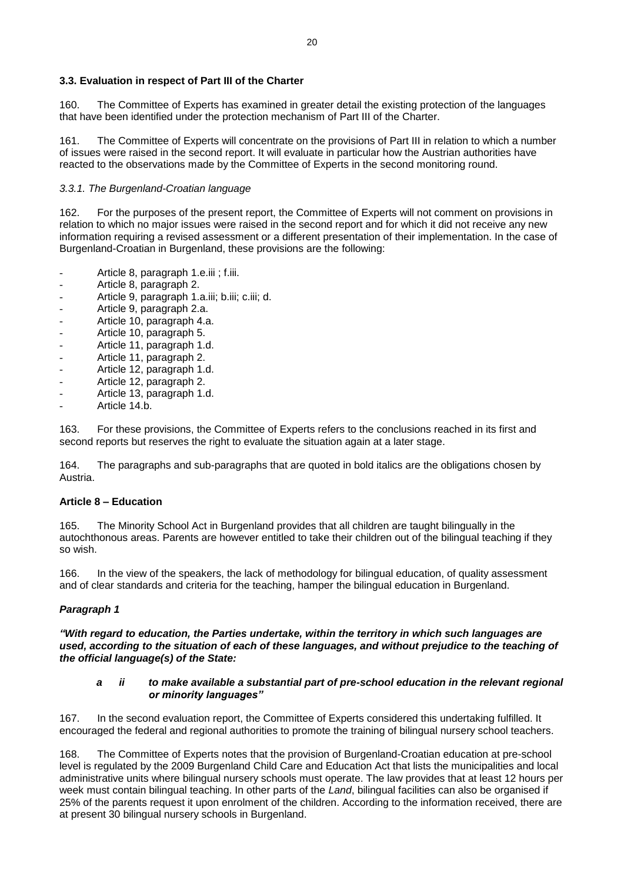### 3.3. Evaluation in respect of Part III of the Charter

160. The Committee of Experts has examined in greater detail the existing protection of the languages that have been identified under the protection mechanism of Part III of the Charter.

161. The Committee of Experts will concentrate on the provisions of Part III in relation to which a number of issues were raised in the second report. It will evaluate in particular how the Austrian authorities have reacted to the observations made by the Committee of Experts in the second monitoring round.

#### *3.3.1. The Burgenland-Croatian language*

162. For the purposes of the present report, the Committee of Experts will not comment on provisions in relation to which no major issues were raised in the second report and for which it did not receive any new information requiring a revised assessment or a different presentation of their implementation. In the case of Burgenland-Croatian in Burgenland, these provisions are the following:

- Article 8, paragraph 1.e.iii ; f.iii.
- Article 8, paragraph 2.
- Article 9, paragraph 1.a.iii; b.iii; c.iii; d.
- Article 9, paragraph 2.a.
- Article 10, paragraph 4.a.
- Article 10, paragraph 5.
- Article 11, paragraph 1.d.
- Article 11, paragraph 2.
- Article 12, paragraph 1.d.
- Article 12, paragraph 2.
- Article 13, paragraph 1.d.
- Article 14.b.

163. For these provisions, the Committee of Experts refers to the conclusions reached in its first and second reports but reserves the right to evaluate the situation again at a later stage.

164. The paragraphs and sub-paragraphs that are quoted in bold italics are the obligations chosen by Austria.

#### Article 8 – Education

165. The Minority School Act in Burgenland provides that all children are taught bilingually in the autochthonous areas. Parents are however entitled to take their children out of the bilingual teaching if they so wish.

166. In the view of the speakers, the lack of methodology for bilingual education, of quality assessment and of clear standards and criteria for the teaching, hamper the bilingual education in Burgenland.

#### *Paragraph 1*

***"With regard to education, the Parties undertake, within the territory in which such languages are used, according to the situation of each of these languages, and without prejudice to the teaching of the official language(s) of the State:***

> ***a ii to make available a substantial part of pre-school education in the relevant regional or minority languages"***

167. In the second evaluation report, the Committee of Experts considered this undertaking fulfilled. It encouraged the federal and regional authorities to promote the training of bilingual nursery school teachers.

168. The Committee of Experts notes that the provision of Burgenland-Croatian education at pre-school level is regulated by the 2009 Burgenland Child Care and Education Act that lists the municipalities and local administrative units where bilingual nursery schools must operate. The law provides that at least 12 hours per week must contain bilingual teaching. In other parts of the *Land*, bilingual facilities can also be organised if 25% of the parents request it upon enrolment of the children. According to the information received, there are at present 30 bilingual nursery schools in Burgenland.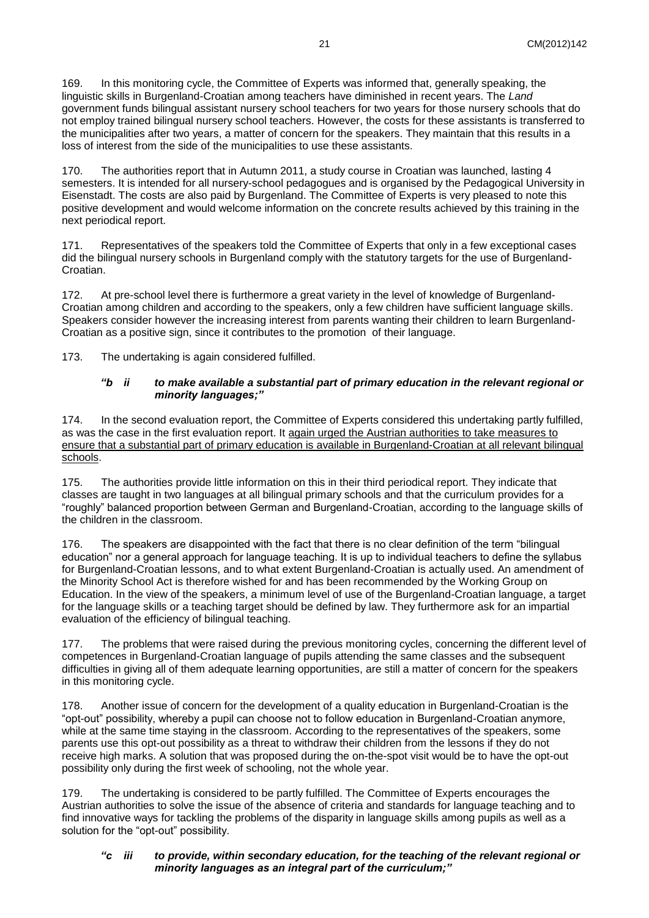169. In this monitoring cycle, the Committee of Experts was informed that, generally speaking, the linguistic skills in Burgenland-Croatian among teachers have diminished in recent years. The *Land* government funds bilingual assistant nursery school teachers for two years for those nursery schools that do not employ trained bilingual nursery school teachers. However, the costs for these assistants is transferred to the municipalities after two years, a matter of concern for the speakers. They maintain that this results in a loss of interest from the side of the municipalities to use these assistants.

170. The authorities report that in Autumn 2011, a study course in Croatian was launched, lasting 4 semesters. It is intended for all nursery-school pedagogues and is organised by the Pedagogical University in Eisenstadt. The costs are also paid by Burgenland. The Committee of Experts is very pleased to note this positive development and would welcome information on the concrete results achieved by this training in the next periodical report.

171. Representatives of the speakers told the Committee of Experts that only in a few exceptional cases did the bilingual nursery schools in Burgenland comply with the statutory targets for the use of Burgenland-Croatian.

172. At pre-school level there is furthermore a great variety in the level of knowledge of Burgenland-Croatian among children and according to the speakers, only a few children have sufficient language skills. Speakers consider however the increasing interest from parents wanting their children to learn Burgenland-Croatian as a positive sign, since it contributes to the promotion of their language.

173. The undertaking is again considered fulfilled.

***"b ii to make available a substantial part of primary education in the relevant regional or minority languages;"***

174. In the second evaluation report, the Committee of Experts considered this undertaking partly fulfilled, as was the case in the first evaluation report. It <u>again urged the Austrian authorities to take measures to ensure that a substantial part of primary education is available in Burgenland-Croatian at all relevant bilingual schools</u>.

175. The authorities provide little information on this in their third periodical report. They indicate that classes are taught in two languages at all bilingual primary schools and that the curriculum provides for a "roughly" balanced proportion between German and Burgenland-Croatian, according to the language skills of the children in the classroom.

176. The speakers are disappointed with the fact that there is no clear definition of the term "bilingual education" nor a general approach for language teaching. It is up to individual teachers to define the syllabus for Burgenland-Croatian lessons, and to what extent Burgenland-Croatian is actually used. An amendment of the Minority School Act is therefore wished for and has been recommended by the Working Group on Education. In the view of the speakers, a minimum level of use of the Burgenland-Croatian language, a target for the language skills or a teaching target should be defined by law. They furthermore ask for an impartial evaluation of the efficiency of bilingual teaching.

177. The problems that were raised during the previous monitoring cycles, concerning the different level of competences in Burgenland-Croatian language of pupils attending the same classes and the subsequent difficulties in giving all of them adequate learning opportunities, are still a matter of concern for the speakers in this monitoring cycle.

178. Another issue of concern for the development of a quality education in Burgenland-Croatian is the "opt-out" possibility, whereby a pupil can choose not to follow education in Burgenland-Croatian anymore, while at the same time staying in the classroom. According to the representatives of the speakers, some parents use this opt-out possibility as a threat to withdraw their children from the lessons if they do not receive high marks. A solution that was proposed during the on-the-spot visit would be to have the opt-out possibility only during the first week of schooling, not the whole year.

179. The undertaking is considered to be partly fulfilled. The Committee of Experts encourages the Austrian authorities to solve the issue of the absence of criteria and standards for language teaching and to find innovative ways for tackling the problems of the disparity in language skills among pupils as well as a solution for the "opt-out" possibility.

***"c iii to provide, within secondary education, for the teaching of the relevant regional or minority languages as an integral part of the curriculum;"***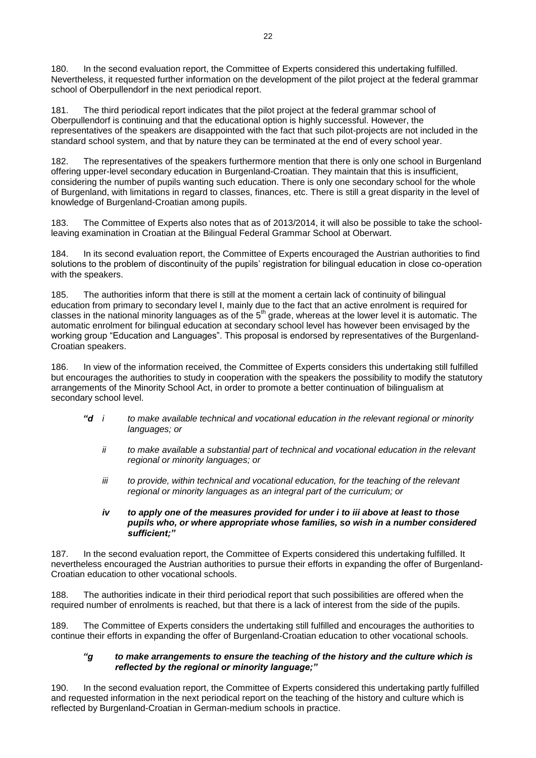180. In the second evaluation report, the Committee of Experts considered this undertaking fulfilled. Nevertheless, it requested further information on the development of the pilot project at the federal grammar school of Oberpullendorf in the next periodical report.

181. The third periodical report indicates that the pilot project at the federal grammar school of Oberpullendorf is continuing and that the educational option is highly successful. However, the representatives of the speakers are disappointed with the fact that such pilot-projects are not included in the standard school system, and that by nature they can be terminated at the end of every school year.

182. The representatives of the speakers furthermore mention that there is only one school in Burgenland offering upper-level secondary education in Burgenland-Croatian. They maintain that this is insufficient, considering the number of pupils wanting such education. There is only one secondary school for the whole of Burgenland, with limitations in regard to classes, finances, etc. There is still a great disparity in the level of knowledge of Burgenland-Croatian among pupils.

183. The Committee of Experts also notes that as of 2013/2014, it will also be possible to take the school-leaving examination in Croatian at the Bilingual Federal Grammar School at Oberwart.

184. In its second evaluation report, the Committee of Experts encouraged the Austrian authorities to find solutions to the problem of discontinuity of the pupils' registration for bilingual education in close co-operation with the speakers.

185. The authorities inform that there is still at the moment a certain lack of continuity of bilingual education from primary to secondary level I, mainly due to the fact that an active enrolment is required for classes in the national minority languages as of the 5th grade, whereas at the lower level it is automatic. The automatic enrolment for bilingual education at secondary school level has however been envisaged by the working group "Education and Languages". This proposal is endorsed by representatives of the Burgenland-Croatian speakers.

186. In view of the information received, the Committee of Experts considers this undertaking still fulfilled but encourages the authorities to study in cooperation with the speakers the possibility to modify the statutory arrangements of the Minority School Act, in order to promote a better continuation of bilingualism at secondary school level.

*"d i to make available technical and vocational education in the relevant regional or minority languages; or*

*ii to make available a substantial part of technical and vocational education in the relevant regional or minority languages; or*

*iii to provide, within technical and vocational education, for the teaching of the relevant regional or minority languages as an integral part of the curriculum; or*

***iv to apply one of the measures provided for under i to iii above at least to those pupils who, or where appropriate whose families, so wish in a number considered sufficient;"***

187. In the second evaluation report, the Committee of Experts considered this undertaking fulfilled. It nevertheless encouraged the Austrian authorities to pursue their efforts in expanding the offer of Burgenland-Croatian education to other vocational schools.

188. The authorities indicate in their third periodical report that such possibilities are offered when the required number of enrolments is reached, but that there is a lack of interest from the side of the pupils.

189. The Committee of Experts considers the undertaking still fulfilled and encourages the authorities to continue their efforts in expanding the offer of Burgenland-Croatian education to other vocational schools.

***"g to make arrangements to ensure the teaching of the history and the culture which is reflected by the regional or minority language;"***

190. In the second evaluation report, the Committee of Experts considered this undertaking partly fulfilled and requested information in the next periodical report on the teaching of the history and culture which is reflected by Burgenland-Croatian in German-medium schools in practice.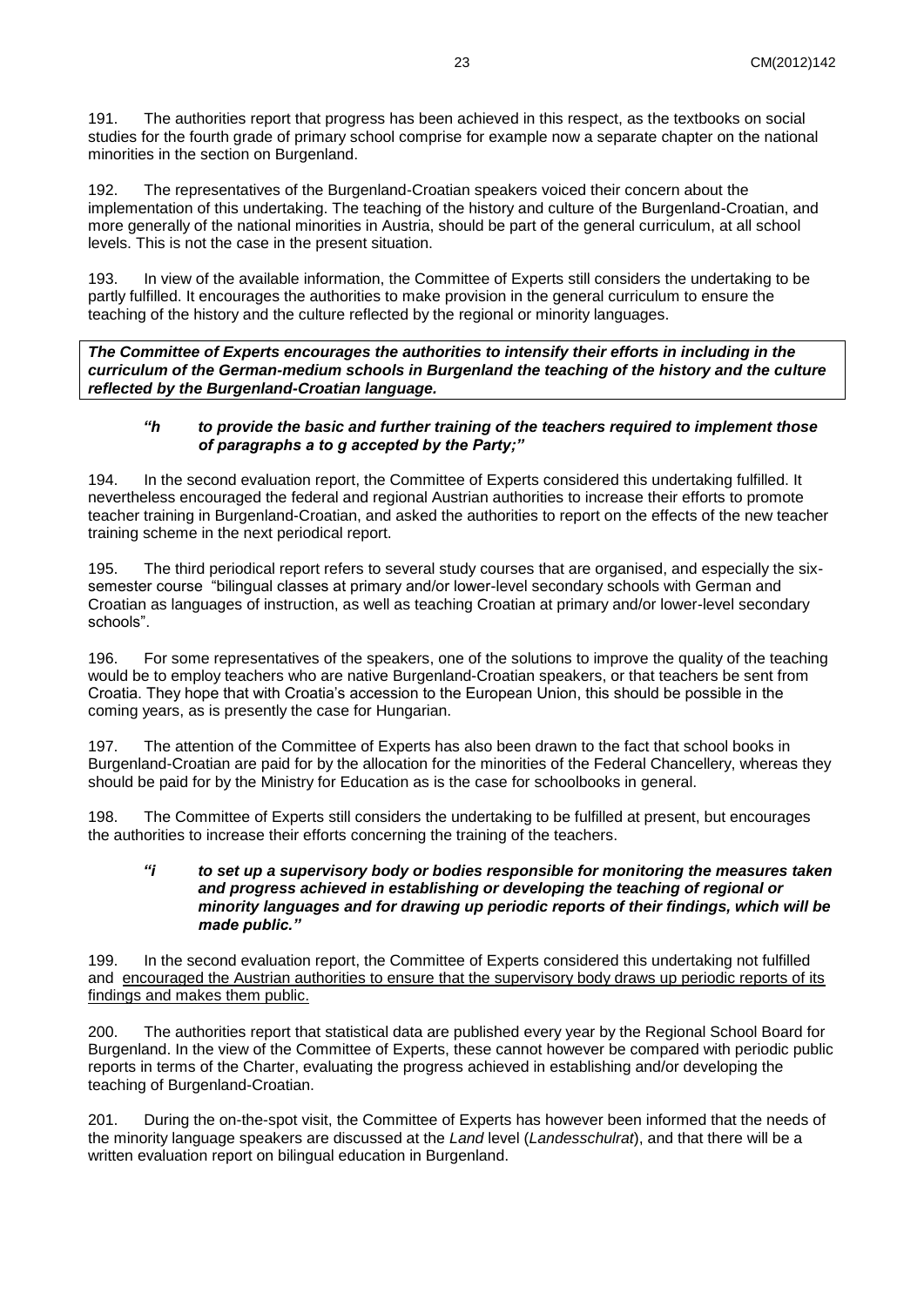191. The authorities report that progress has been achieved in this respect, as the textbooks on social studies for the fourth grade of primary school comprise for example now a separate chapter on the national minorities in the section on Burgenland.

192. The representatives of the Burgenland-Croatian speakers voiced their concern about the implementation of this undertaking. The teaching of the history and culture of the Burgenland-Croatian, and more generally of the national minorities in Austria, should be part of the general curriculum, at all school levels. This is not the case in the present situation.

193. In view of the available information, the Committee of Experts still considers the undertaking to be partly fulfilled. It encourages the authorities to make provision in the general curriculum to ensure the teaching of the history and the culture reflected by the regional or minority languages.

***The Committee of Experts encourages the authorities to intensify their efforts in including in the curriculum of the German-medium schools in Burgenland the teaching of the history and the culture reflected by the Burgenland-Croatian language.***

> ***"h to provide the basic and further training of the teachers required to implement those of paragraphs a to g accepted by the Party;"***

194. In the second evaluation report, the Committee of Experts considered this undertaking fulfilled. It nevertheless encouraged the federal and regional Austrian authorities to increase their efforts to promote teacher training in Burgenland-Croatian, and asked the authorities to report on the effects of the new teacher training scheme in the next periodical report.

195. The third periodical report refers to several study courses that are organised, and especially the six-semester course "bilingual classes at primary and/or lower-level secondary schools with German and Croatian as languages of instruction, as well as teaching Croatian at primary and/or lower-level secondary schools".

196. For some representatives of the speakers, one of the solutions to improve the quality of the teaching would be to employ teachers who are native Burgenland-Croatian speakers, or that teachers be sent from Croatia. They hope that with Croatia's accession to the European Union, this should be possible in the coming years, as is presently the case for Hungarian.

197. The attention of the Committee of Experts has also been drawn to the fact that school books in Burgenland-Croatian are paid for by the allocation for the minorities of the Federal Chancellery, whereas they should be paid for by the Ministry for Education as is the case for schoolbooks in general.

198. The Committee of Experts still considers the undertaking to be fulfilled at present, but encourages the authorities to increase their efforts concerning the training of the teachers.

> ***"i to set up a supervisory body or bodies responsible for monitoring the measures taken and progress achieved in establishing or developing the teaching of regional or minority languages and for drawing up periodic reports of their findings, which will be made public."***

199. In the second evaluation report, the Committee of Experts considered this undertaking not fulfilled and encouraged the Austrian authorities to ensure that the supervisory body draws up periodic reports of its findings and makes them public.

200. The authorities report that statistical data are published every year by the Regional School Board for Burgenland. In the view of the Committee of Experts, these cannot however be compared with periodic public reports in terms of the Charter, evaluating the progress achieved in establishing and/or developing the teaching of Burgenland-Croatian.

201. During the on-the-spot visit, the Committee of Experts has however been informed that the needs of the minority language speakers are discussed at the *Land* level (*Landesschulrat*), and that there will be a written evaluation report on bilingual education in Burgenland.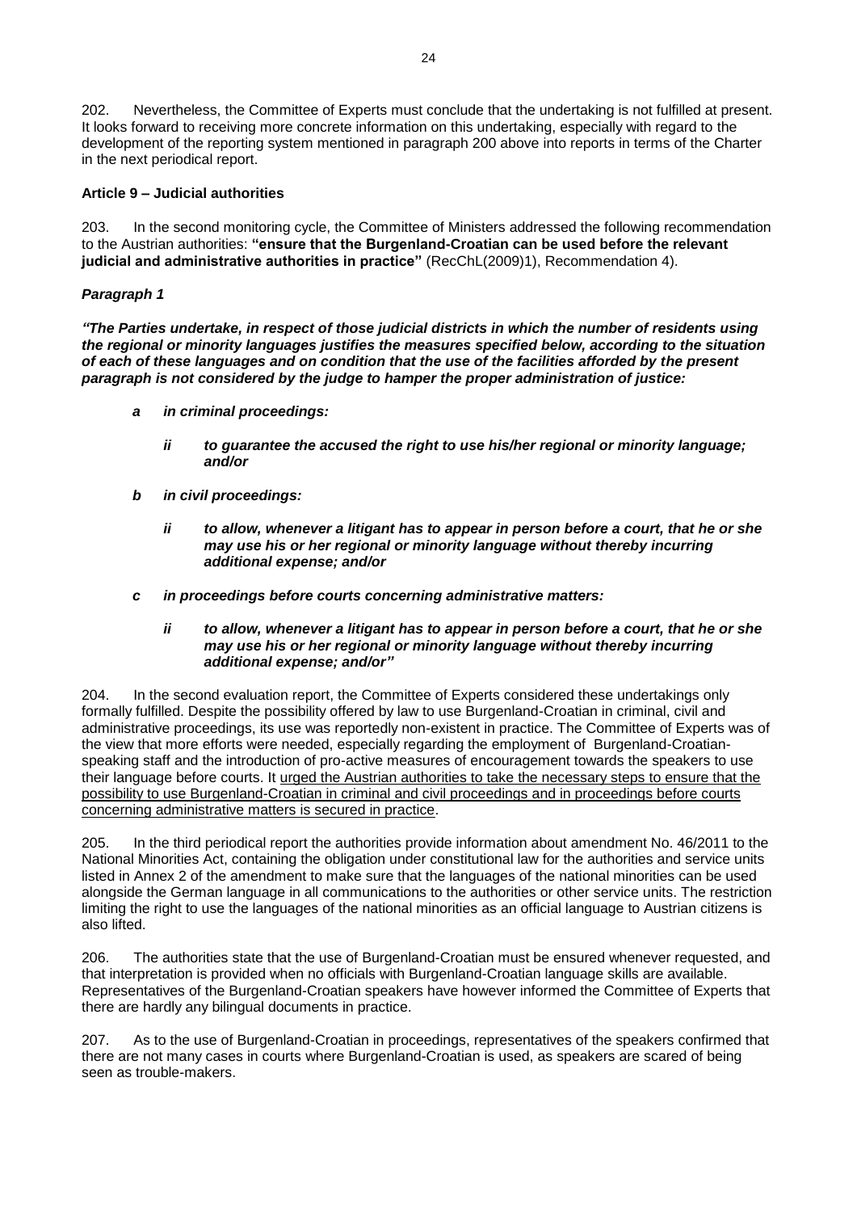202. Nevertheless, the Committee of Experts must conclude that the undertaking is not fulfilled at present. It looks forward to receiving more concrete information on this undertaking, especially with regard to the development of the reporting system mentioned in paragraph 200 above into reports in terms of the Charter in the next periodical report.

**Article 9 – Judicial authorities**

203. In the second monitoring cycle, the Committee of Ministers addressed the following recommendation to the Austrian authorities: **"ensure that the Burgenland-Croatian can be used before the relevant judicial and administrative authorities in practice"** (RecChL(2009)1), Recommendation 4).

***Paragraph 1***

***"The Parties undertake, in respect of those judicial districts in which the number of residents using the regional or minority languages justifies the measures specified below, according to the situation of each of these languages and on condition that the use of the facilities afforded by the present paragraph is not considered by the judge to hamper the proper administration of justice:***

- ***a in criminal proceedings:***
  - ***ii to guarantee the accused the right to use his/her regional or minority language; and/or***
- ***b in civil proceedings:***
  - ***ii to allow, whenever a litigant has to appear in person before a court, that he or she may use his or her regional or minority language without thereby incurring additional expense; and/or***
- ***c in proceedings before courts concerning administrative matters:***
  - ***ii to allow, whenever a litigant has to appear in person before a court, that he or she may use his or her regional or minority language without thereby incurring additional expense; and/or"***

204. In the second evaluation report, the Committee of Experts considered these undertakings only formally fulfilled. Despite the possibility offered by law to use Burgenland-Croatian in criminal, civil and administrative proceedings, its use was reportedly non-existent in practice. The Committee of Experts was of the view that more efforts were needed, especially regarding the employment of Burgenland-Croatian-speaking staff and the introduction of pro-active measures of encouragement towards the speakers to use their language before courts. It <u>urged the Austrian authorities to take the necessary steps to ensure that the possibility to use Burgenland-Croatian in criminal and civil proceedings and in proceedings before courts concerning administrative matters is secured in practice</u>.

205. In the third periodical report the authorities provide information about amendment No. 46/2011 to the National Minorities Act, containing the obligation under constitutional law for the authorities and service units listed in Annex 2 of the amendment to make sure that the languages of the national minorities can be used alongside the German language in all communications to the authorities or other service units. The restriction limiting the right to use the languages of the national minorities as an official language to Austrian citizens is also lifted.

206. The authorities state that the use of Burgenland-Croatian must be ensured whenever requested, and that interpretation is provided when no officials with Burgenland-Croatian language skills are available. Representatives of the Burgenland-Croatian speakers have however informed the Committee of Experts that there are hardly any bilingual documents in practice.

207. As to the use of Burgenland-Croatian in proceedings, representatives of the speakers confirmed that there are not many cases in courts where Burgenland-Croatian is used, as speakers are scared of being seen as trouble-makers.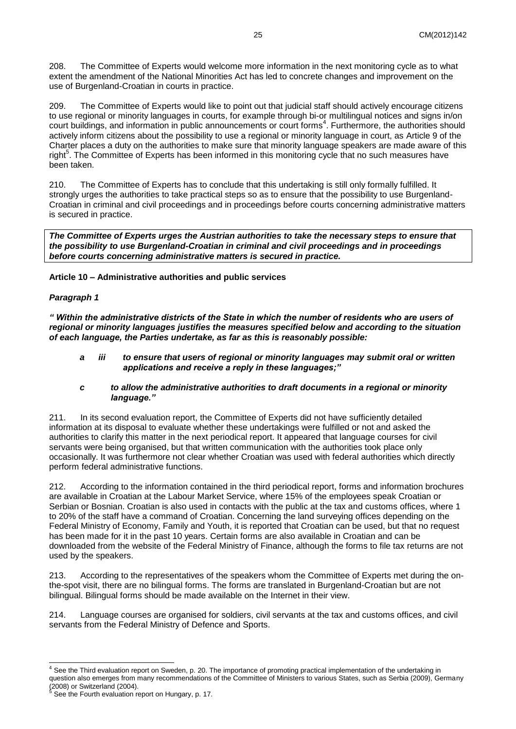208. The Committee of Experts would welcome more information in the next monitoring cycle as to what extent the amendment of the National Minorities Act has led to concrete changes and improvement on the use of Burgenland-Croatian in courts in practice.

209. The Committee of Experts would like to point out that judicial staff should actively encourage citizens to use regional or minority languages in courts, for example through bi-or multilingual notices and signs in/on court buildings, and information in public announcements or court forms[4]. Furthermore, the authorities should actively inform citizens about the possibility to use a regional or minority language in court, as Article 9 of the Charter places a duty on the authorities to make sure that minority language speakers are made aware of this right[5]. The Committee of Experts has been informed in this monitoring cycle that no such measures have been taken.

210. The Committee of Experts has to conclude that this undertaking is still only formally fulfilled. It strongly urges the authorities to take practical steps so as to ensure that the possibility to use Burgenland-Croatian in criminal and civil proceedings and in proceedings before courts concerning administrative matters is secured in practice.

***The Committee of Experts urges the Austrian authorities to take the necessary steps to ensure that the possibility to use Burgenland-Croatian in criminal and civil proceedings and in proceedings before courts concerning administrative matters is secured in practice.***

**Article 10 – Administrative authorities and public services**

***Paragraph 1***

***" Within the administrative districts of the State in which the number of residents who are users of regional or minority languages justifies the measures specified below and according to the situation of each language, the Parties undertake, as far as this is reasonably possible:***

> ***a iii to ensure that users of regional or minority languages may submit oral or written applications and receive a reply in these languages;"***
>
> ***c to allow the administrative authorities to draft documents in a regional or minority language."***

211. In its second evaluation report, the Committee of Experts did not have sufficiently detailed information at its disposal to evaluate whether these undertakings were fulfilled or not and asked the authorities to clarify this matter in the next periodical report. It appeared that language courses for civil servants were being organised, but that written communication with the authorities took place only occasionally. It was furthermore not clear whether Croatian was used with federal authorities which directly perform federal administrative functions.

212. According to the information contained in the third periodical report, forms and information brochures are available in Croatian at the Labour Market Service, where 15% of the employees speak Croatian or Serbian or Bosnian. Croatian is also used in contacts with the public at the tax and customs offices, where 1 to 20% of the staff have a command of Croatian. Concerning the land surveying offices depending on the Federal Ministry of Economy, Family and Youth, it is reported that Croatian can be used, but that no request has been made for it in the past 10 years. Certain forms are also available in Croatian and can be downloaded from the website of the Federal Ministry of Finance, although the forms to file tax returns are not used by the speakers.

213. According to the representatives of the speakers whom the Committee of Experts met during the on-the-spot visit, there are no bilingual forms. The forms are translated in Burgenland-Croatian but are not bilingual. Bilingual forms should be made available on the Internet in their view.

214. Language courses are organised for soldiers, civil servants at the tax and customs offices, and civil servants from the Federal Ministry of Defence and Sports.

---

[4] See the Third evaluation report on Sweden, p. 20. The importance of promoting practical implementation of the undertaking in question also emerges from many recommendations of the Committee of Ministers to various States, such as Serbia (2009), Germany (2008) or Switzerland (2004).

[5] See the Fourth evaluation report on Hungary, p. 17.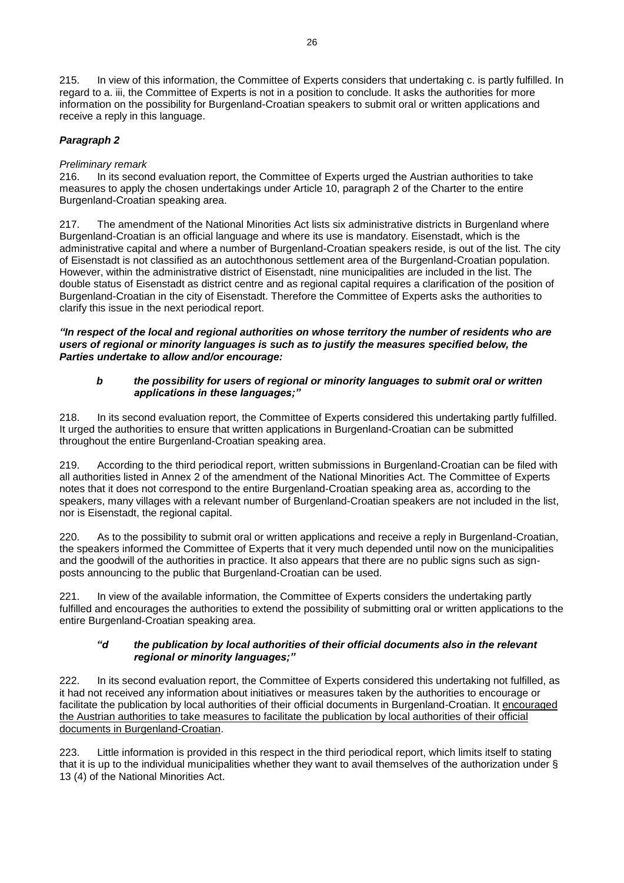215. In view of this information, the Committee of Experts considers that undertaking c. is partly fulfilled. In regard to a. iii, the Committee of Experts is not in a position to conclude. It asks the authorities for more information on the possibility for Burgenland-Croatian speakers to submit oral or written applications and receive a reply in this language.

***Paragraph 2***

*Preliminary remark*

216. In its second evaluation report, the Committee of Experts urged the Austrian authorities to take measures to apply the chosen undertakings under Article 10, paragraph 2 of the Charter to the entire Burgenland-Croatian speaking area.

217. The amendment of the National Minorities Act lists six administrative districts in Burgenland where Burgenland-Croatian is an official language and where its use is mandatory. Eisenstadt, which is the administrative capital and where a number of Burgenland-Croatian speakers reside, is out of the list. The city of Eisenstadt is not classified as an autochthonous settlement area of the Burgenland-Croatian population. However, within the administrative district of Eisenstadt, nine municipalities are included in the list. The double status of Eisenstadt as district centre and as regional capital requires a clarification of the position of Burgenland-Croatian in the city of Eisenstadt. Therefore the Committee of Experts asks the authorities to clarify this issue in the next periodical report.

***"In respect of the local and regional authorities on whose territory the number of residents who are users of regional or minority languages is such as to justify the measures specified below, the Parties undertake to allow and/or encourage:***

> ***b the possibility for users of regional or minority languages to submit oral or written applications in these languages;"***

218. In its second evaluation report, the Committee of Experts considered this undertaking partly fulfilled. It urged the authorities to ensure that written applications in Burgenland-Croatian can be submitted throughout the entire Burgenland-Croatian speaking area.

219. According to the third periodical report, written submissions in Burgenland-Croatian can be filed with all authorities listed in Annex 2 of the amendment of the National Minorities Act. The Committee of Experts notes that it does not correspond to the entire Burgenland-Croatian speaking area as, according to the speakers, many villages with a relevant number of Burgenland-Croatian speakers are not included in the list, nor is Eisenstadt, the regional capital.

220. As to the possibility to submit oral or written applications and receive a reply in Burgenland-Croatian, the speakers informed the Committee of Experts that it very much depended until now on the municipalities and the goodwill of the authorities in practice. It also appears that there are no public signs such as sign-posts announcing to the public that Burgenland-Croatian can be used.

221. In view of the available information, the Committee of Experts considers the undertaking partly fulfilled and encourages the authorities to extend the possibility of submitting oral or written applications to the entire Burgenland-Croatian speaking area.

> ***"d the publication by local authorities of their official documents also in the relevant regional or minority languages;"***

222. In its second evaluation report, the Committee of Experts considered this undertaking not fulfilled, as it had not received any information about initiatives or measures taken by the authorities to encourage or facilitate the publication by local authorities of their official documents in Burgenland-Croatian. It <u>encouraged the Austrian authorities to take measures to facilitate the publication by local authorities of their official documents in Burgenland-Croatian</u>.

223. Little information is provided in this respect in the third periodical report, which limits itself to stating that it is up to the individual municipalities whether they want to avail themselves of the authorization under § 13 (4) of the National Minorities Act.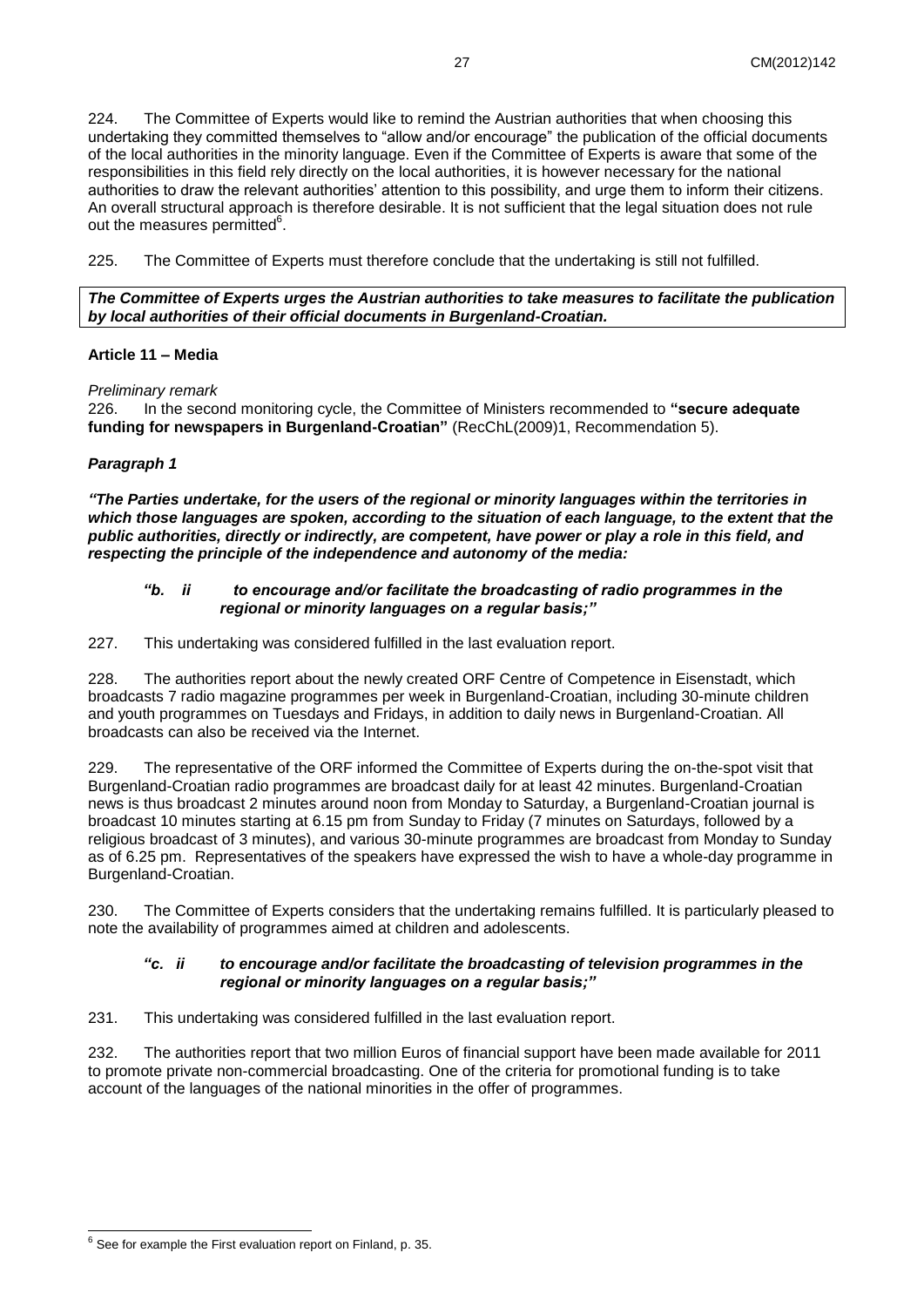224. The Committee of Experts would like to remind the Austrian authorities that when choosing this undertaking they committed themselves to "allow and/or encourage" the publication of the official documents of the local authorities in the minority language. Even if the Committee of Experts is aware that some of the responsibilities in this field rely directly on the local authorities, it is however necessary for the national authorities to draw the relevant authorities' attention to this possibility, and urge them to inform their citizens. An overall structural approach is therefore desirable. It is not sufficient that the legal situation does not rule out the measures permitted[6].

225. The Committee of Experts must therefore conclude that the undertaking is still not fulfilled.

***The Committee of Experts urges the Austrian authorities to take measures to facilitate the publication by local authorities of their official documents in Burgenland-Croatian.***

**Article 11 – Media**

*Preliminary remark*

226. In the second monitoring cycle, the Committee of Ministers recommended to **"secure adequate funding for newspapers in Burgenland-Croatian"** (RecChL(2009)1, Recommendation 5).

***Paragraph 1***

***"The Parties undertake, for the users of the regional or minority languages within the territories in which those languages are spoken, according to the situation of each language, to the extent that the public authorities, directly or indirectly, are competent, have power or play a role in this field, and respecting the principle of the independence and autonomy of the media:***

> ***"b. ii to encourage and/or facilitate the broadcasting of radio programmes in the regional or minority languages on a regular basis;"***

227. This undertaking was considered fulfilled in the last evaluation report.

228. The authorities report about the newly created ORF Centre of Competence in Eisenstadt, which broadcasts 7 radio magazine programmes per week in Burgenland-Croatian, including 30-minute children and youth programmes on Tuesdays and Fridays, in addition to daily news in Burgenland-Croatian. All broadcasts can also be received via the Internet.

229. The representative of the ORF informed the Committee of Experts during the on-the-spot visit that Burgenland-Croatian radio programmes are broadcast daily for at least 42 minutes. Burgenland-Croatian news is thus broadcast 2 minutes around noon from Monday to Saturday, a Burgenland-Croatian journal is broadcast 10 minutes starting at 6.15 pm from Sunday to Friday (7 minutes on Saturdays, followed by a religious broadcast of 3 minutes), and various 30-minute programmes are broadcast from Monday to Sunday as of 6.25 pm. Representatives of the speakers have expressed the wish to have a whole-day programme in Burgenland-Croatian.

230. The Committee of Experts considers that the undertaking remains fulfilled. It is particularly pleased to note the availability of programmes aimed at children and adolescents.

> ***"c. ii to encourage and/or facilitate the broadcasting of television programmes in the regional or minority languages on a regular basis;"***

231. This undertaking was considered fulfilled in the last evaluation report.

232. The authorities report that two million Euros of financial support have been made available for 2011 to promote private non-commercial broadcasting. One of the criteria for promotional funding is to take account of the languages of the national minorities in the offer of programmes.

---

[6] See for example the First evaluation report on Finland, p. 35.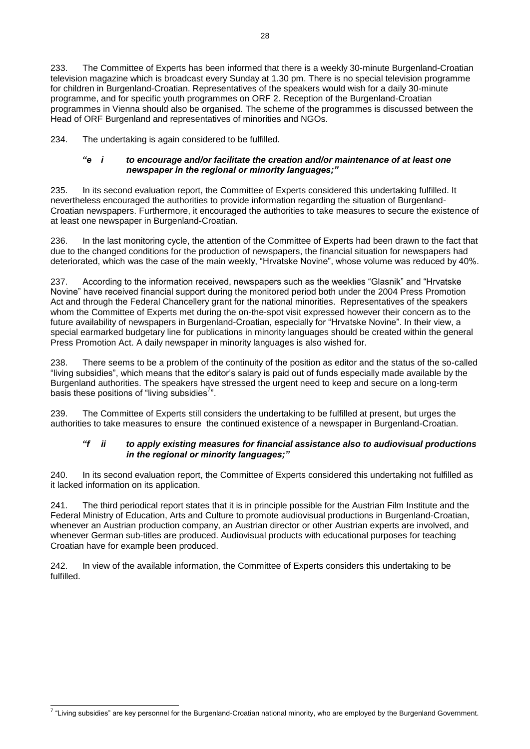233. The Committee of Experts has been informed that there is a weekly 30-minute Burgenland-Croatian television magazine which is broadcast every Sunday at 1.30 pm. There is no special television programme for children in Burgenland-Croatian. Representatives of the speakers would wish for a daily 30-minute programme, and for specific youth programmes on ORF 2. Reception of the Burgenland-Croatian programmes in Vienna should also be organised. The scheme of the programmes is discussed between the Head of ORF Burgenland and representatives of minorities and NGOs.

234. The undertaking is again considered to be fulfilled.

> ***"e i to encourage and/or facilitate the creation and/or maintenance of at least one newspaper in the regional or minority languages;"***

235. In its second evaluation report, the Committee of Experts considered this undertaking fulfilled. It nevertheless encouraged the authorities to provide information regarding the situation of Burgenland-Croatian newspapers. Furthermore, it encouraged the authorities to take measures to secure the existence of at least one newspaper in Burgenland-Croatian.

236. In the last monitoring cycle, the attention of the Committee of Experts had been drawn to the fact that due to the changed conditions for the production of newspapers, the financial situation for newspapers had deteriorated, which was the case of the main weekly, "Hrvatske Novine", whose volume was reduced by 40%.

237. According to the information received, newspapers such as the weeklies "Glasnik" and "Hrvatske Novine" have received financial support during the monitored period both under the 2004 Press Promotion Act and through the Federal Chancellery grant for the national minorities. Representatives of the speakers whom the Committee of Experts met during the on-the-spot visit expressed however their concern as to the future availability of newspapers in Burgenland-Croatian, especially for "Hrvatske Novine". In their view, a special earmarked budgetary line for publications in minority languages should be created within the general Press Promotion Act. A daily newspaper in minority languages is also wished for.

238. There seems to be a problem of the continuity of the position as editor and the status of the so-called "living subsidies", which means that the editor's salary is paid out of funds especially made available by the Burgenland authorities. The speakers have stressed the urgent need to keep and secure on a long-term basis these positions of "living subsidies[7]".

239. The Committee of Experts still considers the undertaking to be fulfilled at present, but urges the authorities to take measures to ensure the continued existence of a newspaper in Burgenland-Croatian.

> ***"f ii to apply existing measures for financial assistance also to audiovisual productions in the regional or minority languages;"***

240. In its second evaluation report, the Committee of Experts considered this undertaking not fulfilled as it lacked information on its application.

241. The third periodical report states that it is in principle possible for the Austrian Film Institute and the Federal Ministry of Education, Arts and Culture to promote audiovisual productions in Burgenland-Croatian, whenever an Austrian production company, an Austrian director or other Austrian experts are involved, and whenever German sub-titles are produced. Audiovisual products with educational purposes for teaching Croatian have for example been produced.

242. In view of the available information, the Committee of Experts considers this undertaking to be fulfilled.

---

[7] "Living subsidies" are key personnel for the Burgenland-Croatian national minority, who are employed by the Burgenland Government.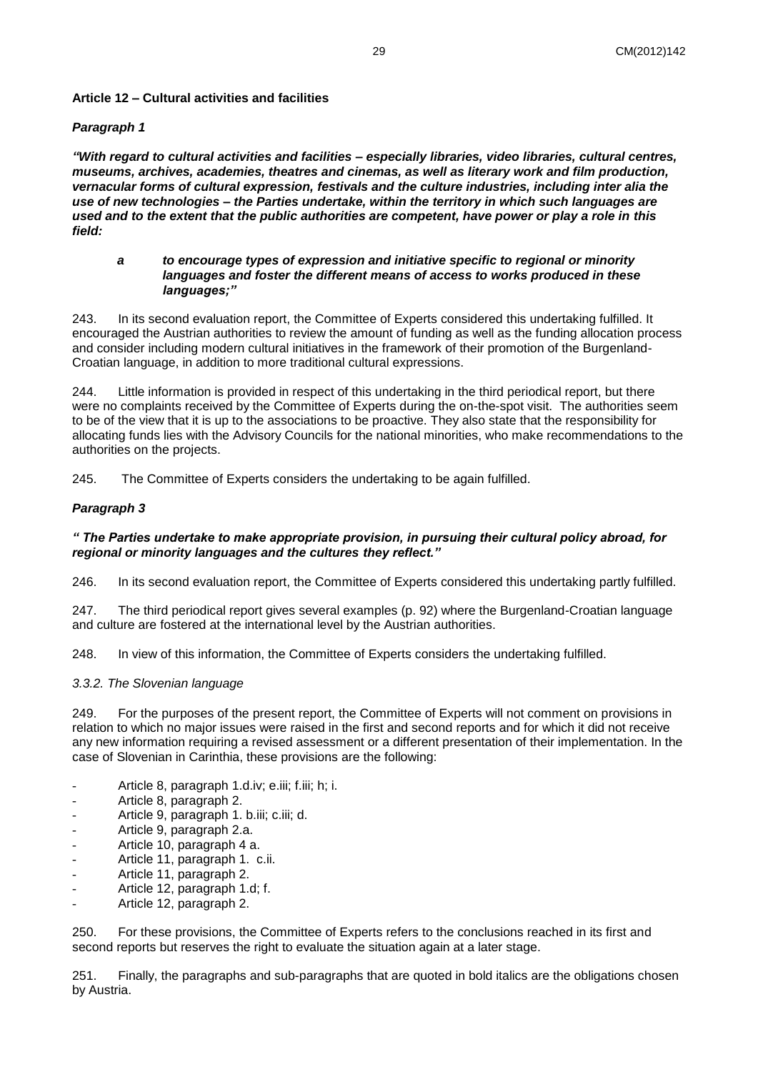**Article 12 – Cultural activities and facilities**

***Paragraph 1***

***"With regard to cultural activities and facilities – especially libraries, video libraries, cultural centres, museums, archives, academies, theatres and cinemas, as well as literary work and film production, vernacular forms of cultural expression, festivals and the culture industries, including inter alia the use of new technologies – the Parties undertake, within the territory in which such languages are used and to the extent that the public authorities are competent, have power or play a role in this field:***

> ***a to encourage types of expression and initiative specific to regional or minority languages and foster the different means of access to works produced in these languages;"***

243. In its second evaluation report, the Committee of Experts considered this undertaking fulfilled. It encouraged the Austrian authorities to review the amount of funding as well as the funding allocation process and consider including modern cultural initiatives in the framework of their promotion of the Burgenland-Croatian language, in addition to more traditional cultural expressions.

244. Little information is provided in respect of this undertaking in the third periodical report, but there were no complaints received by the Committee of Experts during the on-the-spot visit. The authorities seem to be of the view that it is up to the associations to be proactive. They also state that the responsibility for allocating funds lies with the Advisory Councils for the national minorities, who make recommendations to the authorities on the projects.

245. The Committee of Experts considers the undertaking to be again fulfilled.

***Paragraph 3***

***" The Parties undertake to make appropriate provision, in pursuing their cultural policy abroad, for regional or minority languages and the cultures they reflect."***

246. In its second evaluation report, the Committee of Experts considered this undertaking partly fulfilled.

247. The third periodical report gives several examples (p. 92) where the Burgenland-Croatian language and culture are fostered at the international level by the Austrian authorities.

248. In view of this information, the Committee of Experts considers the undertaking fulfilled.

*3.3.2. The Slovenian language*

249. For the purposes of the present report, the Committee of Experts will not comment on provisions in relation to which no major issues were raised in the first and second reports and for which it did not receive any new information requiring a revised assessment or a different presentation of their implementation. In the case of Slovenian in Carinthia, these provisions are the following:

- Article 8, paragraph 1.d.iv; e.iii; f.iii; h; i.
- Article 8, paragraph 2.
- Article 9, paragraph 1. b.iii; c.iii; d.
- Article 9, paragraph 2.a.
- Article 10, paragraph 4 a.
- Article 11, paragraph 1. c.ii.
- Article 11, paragraph 2.
- Article 12, paragraph 1.d; f.
- Article 12, paragraph 2.

250. For these provisions, the Committee of Experts refers to the conclusions reached in its first and second reports but reserves the right to evaluate the situation again at a later stage.

251. Finally, the paragraphs and sub-paragraphs that are quoted in bold italics are the obligations chosen by Austria.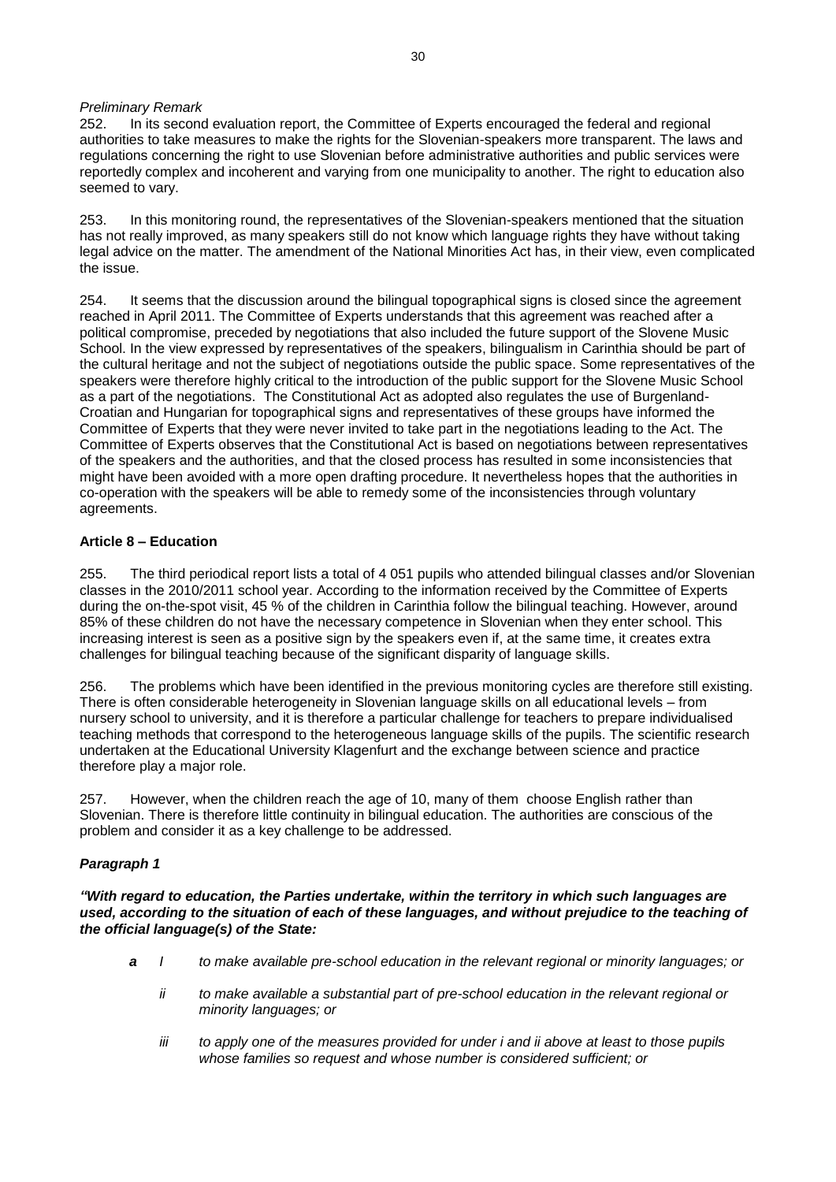*Preliminary Remark*

252. In its second evaluation report, the Committee of Experts encouraged the federal and regional authorities to take measures to make the rights for the Slovenian-speakers more transparent. The laws and regulations concerning the right to use Slovenian before administrative authorities and public services were reportedly complex and incoherent and varying from one municipality to another. The right to education also seemed to vary.

253. In this monitoring round, the representatives of the Slovenian-speakers mentioned that the situation has not really improved, as many speakers still do not know which language rights they have without taking legal advice on the matter. The amendment of the National Minorities Act has, in their view, even complicated the issue.

254. It seems that the discussion around the bilingual topographical signs is closed since the agreement reached in April 2011. The Committee of Experts understands that this agreement was reached after a political compromise, preceded by negotiations that also included the future support of the Slovene Music School. In the view expressed by representatives of the speakers, bilingualism in Carinthia should be part of the cultural heritage and not the subject of negotiations outside the public space. Some representatives of the speakers were therefore highly critical to the introduction of the public support for the Slovene Music School as a part of the negotiations. The Constitutional Act as adopted also regulates the use of Burgenland-Croatian and Hungarian for topographical signs and representatives of these groups have informed the Committee of Experts that they were never invited to take part in the negotiations leading to the Act. The Committee of Experts observes that the Constitutional Act is based on negotiations between representatives of the speakers and the authorities, and that the closed process has resulted in some inconsistencies that might have been avoided with a more open drafting procedure. It nevertheless hopes that the authorities in co-operation with the speakers will be able to remedy some of the inconsistencies through voluntary agreements.

**Article 8 – Education**

255. The third periodical report lists a total of 4 051 pupils who attended bilingual classes and/or Slovenian classes in the 2010/2011 school year. According to the information received by the Committee of Experts during the on-the-spot visit, 45 % of the children in Carinthia follow the bilingual teaching. However, around 85% of these children do not have the necessary competence in Slovenian when they enter school. This increasing interest is seen as a positive sign by the speakers even if, at the same time, it creates extra challenges for bilingual teaching because of the significant disparity of language skills.

256. The problems which have been identified in the previous monitoring cycles are therefore still existing. There is often considerable heterogeneity in Slovenian language skills on all educational levels – from nursery school to university, and it is therefore a particular challenge for teachers to prepare individualised teaching methods that correspond to the heterogeneous language skills of the pupils. The scientific research undertaken at the Educational University Klagenfurt and the exchange between science and practice therefore play a major role.

257. However, when the children reach the age of 10, many of them choose English rather than Slovenian. There is therefore little continuity in bilingual education. The authorities are conscious of the problem and consider it as a key challenge to be addressed.

***Paragraph 1***

***"With regard to education, the Parties undertake, within the territory in which such languages are used, according to the situation of each of these languages, and without prejudice to the teaching of the official language(s) of the State:***

- ***a*** *I* *to make available pre-school education in the relevant regional or minority languages; or*
  - *ii* *to make available a substantial part of pre-school education in the relevant regional or minority languages; or*
  - *iii* *to apply one of the measures provided for under i and ii above at least to those pupils whose families so request and whose number is considered sufficient; or*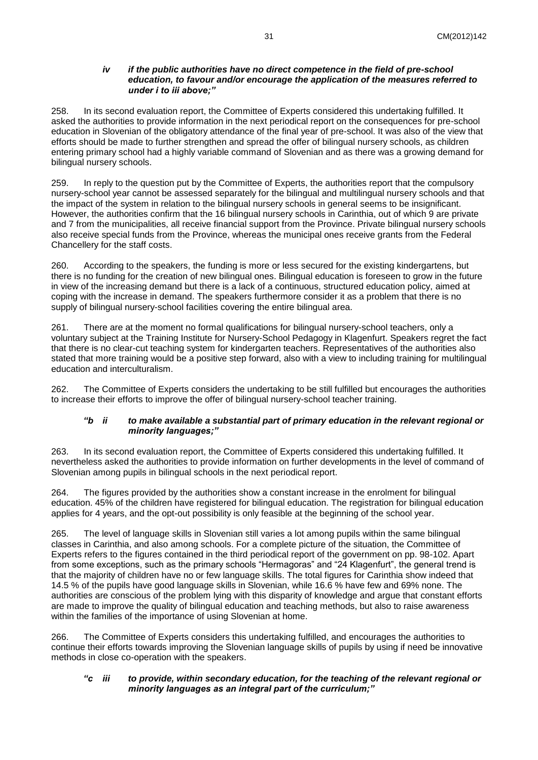***iv if the public authorities have no direct competence in the field of pre-school education, to favour and/or encourage the application of the measures referred to under i to iii above;"***

258. In its second evaluation report, the Committee of Experts considered this undertaking fulfilled. It asked the authorities to provide information in the next periodical report on the consequences for pre-school education in Slovenian of the obligatory attendance of the final year of pre-school. It was also of the view that efforts should be made to further strengthen and spread the offer of bilingual nursery schools, as children entering primary school had a highly variable command of Slovenian and as there was a growing demand for bilingual nursery schools.

259. In reply to the question put by the Committee of Experts, the authorities report that the compulsory nursery-school year cannot be assessed separately for the bilingual and multilingual nursery schools and that the impact of the system in relation to the bilingual nursery schools in general seems to be insignificant. However, the authorities confirm that the 16 bilingual nursery schools in Carinthia, out of which 9 are private and 7 from the municipalities, all receive financial support from the Province. Private bilingual nursery schools also receive special funds from the Province, whereas the municipal ones receive grants from the Federal Chancellery for the staff costs.

260. According to the speakers, the funding is more or less secured for the existing kindergartens, but there is no funding for the creation of new bilingual ones. Bilingual education is foreseen to grow in the future in view of the increasing demand but there is a lack of a continuous, structured education policy, aimed at coping with the increase in demand. The speakers furthermore consider it as a problem that there is no supply of bilingual nursery-school facilities covering the entire bilingual area.

261. There are at the moment no formal qualifications for bilingual nursery-school teachers, only a voluntary subject at the Training Institute for Nursery-School Pedagogy in Klagenfurt. Speakers regret the fact that there is no clear-cut teaching system for kindergarten teachers. Representatives of the authorities also stated that more training would be a positive step forward, also with a view to including training for multilingual education and interculturalism.

262. The Committee of Experts considers the undertaking to be still fulfilled but encourages the authorities to increase their efforts to improve the offer of bilingual nursery-school teacher training.

***"b ii to make available a substantial part of primary education in the relevant regional or minority languages;"***

263. In its second evaluation report, the Committee of Experts considered this undertaking fulfilled. It nevertheless asked the authorities to provide information on further developments in the level of command of Slovenian among pupils in bilingual schools in the next periodical report.

264. The figures provided by the authorities show a constant increase in the enrolment for bilingual education. 45% of the children have registered for bilingual education. The registration for bilingual education applies for 4 years, and the opt-out possibility is only feasible at the beginning of the school year.

265. The level of language skills in Slovenian still varies a lot among pupils within the same bilingual classes in Carinthia, and also among schools. For a complete picture of the situation, the Committee of Experts refers to the figures contained in the third periodical report of the government on pp. 98-102. Apart from some exceptions, such as the primary schools "Hermagoras" and "24 Klagenfurt", the general trend is that the majority of children have no or few language skills. The total figures for Carinthia show indeed that 14.5 % of the pupils have good language skills in Slovenian, while 16.6 % have few and 69% none. The authorities are conscious of the problem lying with this disparity of knowledge and argue that constant efforts are made to improve the quality of bilingual education and teaching methods, but also to raise awareness within the families of the importance of using Slovenian at home.

266. The Committee of Experts considers this undertaking fulfilled, and encourages the authorities to continue their efforts towards improving the Slovenian language skills of pupils by using if need be innovative methods in close co-operation with the speakers.

***"c iii to provide, within secondary education, for the teaching of the relevant regional or minority languages as an integral part of the curriculum;"***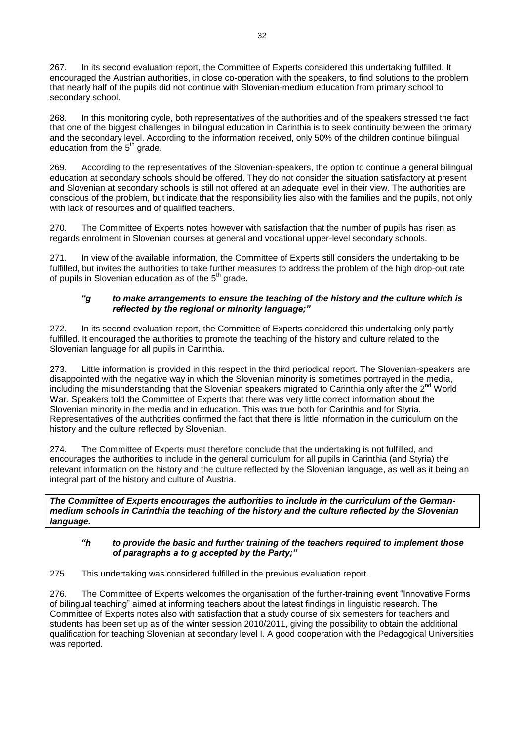267. In its second evaluation report, the Committee of Experts considered this undertaking fulfilled. It encouraged the Austrian authorities, in close co-operation with the speakers, to find solutions to the problem that nearly half of the pupils did not continue with Slovenian-medium education from primary school to secondary school.

268. In this monitoring cycle, both representatives of the authorities and of the speakers stressed the fact that one of the biggest challenges in bilingual education in Carinthia is to seek continuity between the primary and the secondary level. According to the information received, only 50% of the children continue bilingual education from the 5th grade.

269. According to the representatives of the Slovenian-speakers, the option to continue a general bilingual education at secondary schools should be offered. They do not consider the situation satisfactory at present and Slovenian at secondary schools is still not offered at an adequate level in their view. The authorities are conscious of the problem, but indicate that the responsibility lies also with the families and the pupils, not only with lack of resources and of qualified teachers.

270. The Committee of Experts notes however with satisfaction that the number of pupils has risen as regards enrolment in Slovenian courses at general and vocational upper-level secondary schools.

271. In view of the available information, the Committee of Experts still considers the undertaking to be fulfilled, but invites the authorities to take further measures to address the problem of the high drop-out rate of pupils in Slovenian education as of the 5th grade.

***"g to make arrangements to ensure the teaching of the history and the culture which is reflected by the regional or minority language;"***

272. In its second evaluation report, the Committee of Experts considered this undertaking only partly fulfilled. It encouraged the authorities to promote the teaching of the history and culture related to the Slovenian language for all pupils in Carinthia.

273. Little information is provided in this respect in the third periodical report. The Slovenian-speakers are disappointed with the negative way in which the Slovenian minority is sometimes portrayed in the media, including the misunderstanding that the Slovenian speakers migrated to Carinthia only after the 2nd World War. Speakers told the Committee of Experts that there was very little correct information about the Slovenian minority in the media and in education. This was true both for Carinthia and for Styria. Representatives of the authorities confirmed the fact that there is little information in the curriculum on the history and the culture reflected by Slovenian.

274. The Committee of Experts must therefore conclude that the undertaking is not fulfilled, and encourages the authorities to include in the general curriculum for all pupils in Carinthia (and Styria) the relevant information on the history and the culture reflected by the Slovenian language, as well as it being an integral part of the history and culture of Austria.

***The Committee of Experts encourages the authorities to include in the curriculum of the German-medium schools in Carinthia the teaching of the history and the culture reflected by the Slovenian language.***

***"h to provide the basic and further training of the teachers required to implement those of paragraphs a to g accepted by the Party;"***

275. This undertaking was considered fulfilled in the previous evaluation report.

276. The Committee of Experts welcomes the organisation of the further-training event "Innovative Forms of bilingual teaching" aimed at informing teachers about the latest findings in linguistic research. The Committee of Experts notes also with satisfaction that a study course of six semesters for teachers and students has been set up as of the winter session 2010/2011, giving the possibility to obtain the additional qualification for teaching Slovenian at secondary level I. A good cooperation with the Pedagogical Universities was reported.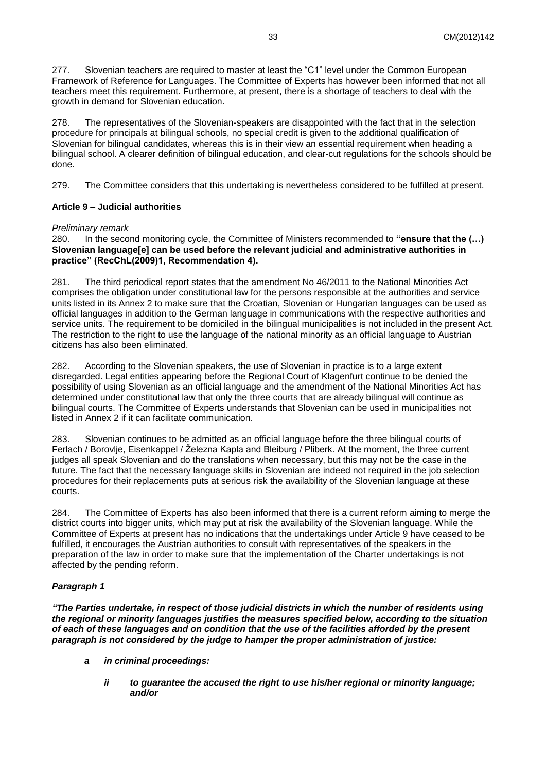277. Slovenian teachers are required to master at least the "C1" level under the Common European Framework of Reference for Languages. The Committee of Experts has however been informed that not all teachers meet this requirement. Furthermore, at present, there is a shortage of teachers to deal with the growth in demand for Slovenian education.

278. The representatives of the Slovenian-speakers are disappointed with the fact that in the selection procedure for principals at bilingual schools, no special credit is given to the additional qualification of Slovenian for bilingual candidates, whereas this is in their view an essential requirement when heading a bilingual school. A clearer definition of bilingual education, and clear-cut regulations for the schools should be done.

279. The Committee considers that this undertaking is nevertheless considered to be fulfilled at present.

### Article 9 – Judicial authorities

*Preliminary remark*

280. In the second monitoring cycle, the Committee of Ministers recommended to **"ensure that the (…) Slovenian language[e] can be used before the relevant judicial and administrative authorities in practice" (RecChL(2009)1, Recommendation 4).**

281. The third periodical report states that the amendment No 46/2011 to the National Minorities Act comprises the obligation under constitutional law for the persons responsible at the authorities and service units listed in its Annex 2 to make sure that the Croatian, Slovenian or Hungarian languages can be used as official languages in addition to the German language in communications with the respective authorities and service units. The requirement to be domiciled in the bilingual municipalities is not included in the present Act. The restriction to the right to use the language of the national minority as an official language to Austrian citizens has also been eliminated.

282. According to the Slovenian speakers, the use of Slovenian in practice is to a large extent disregarded. Legal entities appearing before the Regional Court of Klagenfurt continue to be denied the possibility of using Slovenian as an official language and the amendment of the National Minorities Act has determined under constitutional law that only the three courts that are already bilingual will continue as bilingual courts. The Committee of Experts understands that Slovenian can be used in municipalities not listed in Annex 2 if it can facilitate communication.

283. Slovenian continues to be admitted as an official language before the three bilingual courts of Ferlach / Borovlje, Eisenkappel / Železna Kapla and Bleiburg / Pliberk. At the moment, the three current judges all speak Slovenian and do the translations when necessary, but this may not be the case in the future. The fact that the necessary language skills in Slovenian are indeed not required in the job selection procedures for their replacements puts at serious risk the availability of the Slovenian language at these courts.

284. The Committee of Experts has also been informed that there is a current reform aiming to merge the district courts into bigger units, which may put at risk the availability of the Slovenian language. While the Committee of Experts at present has no indications that the undertakings under Article 9 have ceased to be fulfilled, it encourages the Austrian authorities to consult with representatives of the speakers in the preparation of the law in order to make sure that the implementation of the Charter undertakings is not affected by the pending reform.

#### *Paragraph 1*

***"The Parties undertake, in respect of those judicial districts in which the number of residents using the regional or minority languages justifies the measures specified below, according to the situation of each of these languages and on condition that the use of the facilities afforded by the present paragraph is not considered by the judge to hamper the proper administration of justice:***

- ***a in criminal proceedings:***
  - ***ii to guarantee the accused the right to use his/her regional or minority language; and/or***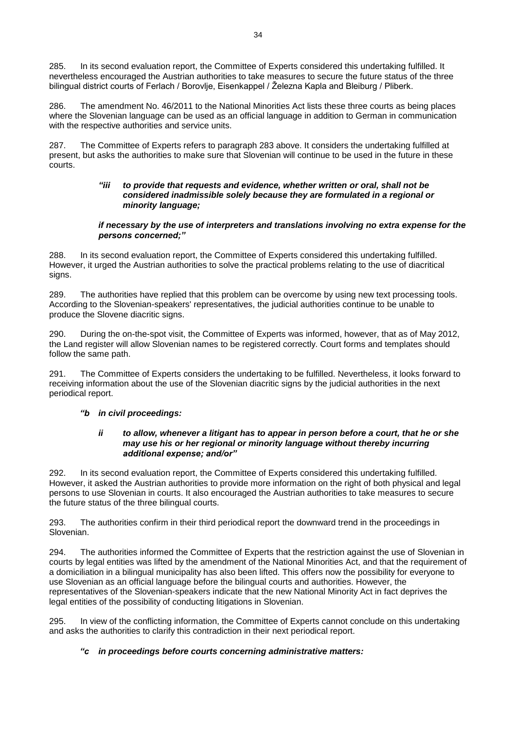285. In its second evaluation report, the Committee of Experts considered this undertaking fulfilled. It nevertheless encouraged the Austrian authorities to take measures to secure the future status of the three bilingual district courts of Ferlach / Borovlje, Eisenkappel / Železna Kapla and Bleiburg / Pliberk.

286. The amendment No. 46/2011 to the National Minorities Act lists these three courts as being places where the Slovenian language can be used as an official language in addition to German in communication with the respective authorities and service units.

287. The Committee of Experts refers to paragraph 283 above. It considers the undertaking fulfilled at present, but asks the authorities to make sure that Slovenian will continue to be used in the future in these courts.

> ***"iii to provide that requests and evidence, whether written or oral, shall not be considered inadmissible solely because they are formulated in a regional or minority language;***
>
> ***if necessary by the use of interpreters and translations involving no extra expense for the persons concerned;"***

288. In its second evaluation report, the Committee of Experts considered this undertaking fulfilled. However, it urged the Austrian authorities to solve the practical problems relating to the use of diacritical signs.

289. The authorities have replied that this problem can be overcome by using new text processing tools. According to the Slovenian-speakers' representatives, the judicial authorities continue to be unable to produce the Slovene diacritic signs.

290. During the on-the-spot visit, the Committee of Experts was informed, however, that as of May 2012, the Land register will allow Slovenian names to be registered correctly. Court forms and templates should follow the same path.

291. The Committee of Experts considers the undertaking to be fulfilled. Nevertheless, it looks forward to receiving information about the use of the Slovenian diacritic signs by the judicial authorities in the next periodical report.

> ***"b in civil proceedings:***
>
> ***ii to allow, whenever a litigant has to appear in person before a court, that he or she may use his or her regional or minority language without thereby incurring additional expense; and/or"***

292. In its second evaluation report, the Committee of Experts considered this undertaking fulfilled. However, it asked the Austrian authorities to provide more information on the right of both physical and legal persons to use Slovenian in courts. It also encouraged the Austrian authorities to take measures to secure the future status of the three bilingual courts.

293. The authorities confirm in their third periodical report the downward trend in the proceedings in Slovenian.

294. The authorities informed the Committee of Experts that the restriction against the use of Slovenian in courts by legal entities was lifted by the amendment of the National Minorities Act, and that the requirement of a domiciliation in a bilingual municipality has also been lifted. This offers now the possibility for everyone to use Slovenian as an official language before the bilingual courts and authorities. However, the representatives of the Slovenian-speakers indicate that the new National Minority Act in fact deprives the legal entities of the possibility of conducting litigations in Slovenian.

295. In view of the conflicting information, the Committee of Experts cannot conclude on this undertaking and asks the authorities to clarify this contradiction in their next periodical report.

> ***"c in proceedings before courts concerning administrative matters:***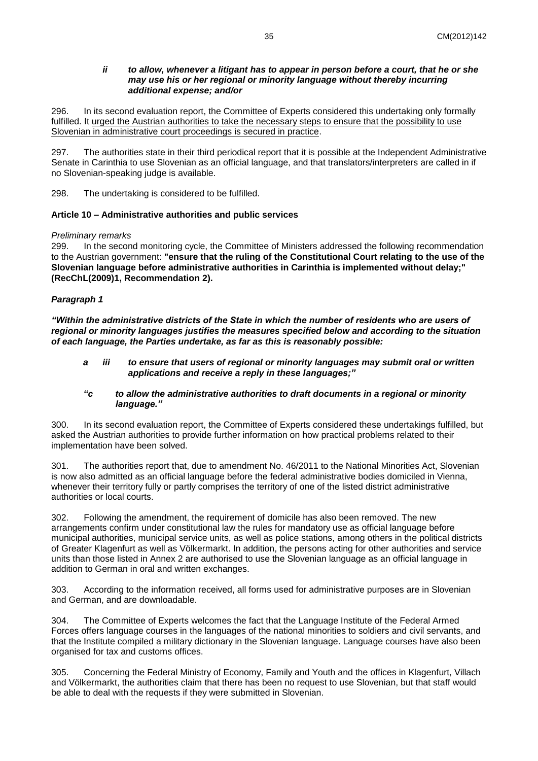***ii to allow, whenever a litigant has to appear in person before a court, that he or she may use his or her regional or minority language without thereby incurring additional expense; and/or***

296. In its second evaluation report, the Committee of Experts considered this undertaking only formally fulfilled. It urged the Austrian authorities to take the necessary steps to ensure that the possibility to use Slovenian in administrative court proceedings is secured in practice.

297. The authorities state in their third periodical report that it is possible at the Independent Administrative Senate in Carinthia to use Slovenian as an official language, and that translators/interpreters are called in if no Slovenian-speaking judge is available.

298. The undertaking is considered to be fulfilled.

**Article 10 – Administrative authorities and public services**

*Preliminary remarks*

299. In the second monitoring cycle, the Committee of Ministers addressed the following recommendation to the Austrian government: **"ensure that the ruling of the Constitutional Court relating to the use of the Slovenian language before administrative authorities in Carinthia is implemented without delay;" (RecChL(2009)1, Recommendation 2).**

***Paragraph 1***

***"Within the administrative districts of the State in which the number of residents who are users of regional or minority languages justifies the measures specified below and according to the situation of each language, the Parties undertake, as far as this is reasonably possible:***

***a iii to ensure that users of regional or minority languages may submit oral or written applications and receive a reply in these languages;"***

***"c to allow the administrative authorities to draft documents in a regional or minority language."***

300. In its second evaluation report, the Committee of Experts considered these undertakings fulfilled, but asked the Austrian authorities to provide further information on how practical problems related to their implementation have been solved.

301. The authorities report that, due to amendment No. 46/2011 to the National Minorities Act, Slovenian is now also admitted as an official language before the federal administrative bodies domiciled in Vienna, whenever their territory fully or partly comprises the territory of one of the listed district administrative authorities or local courts.

302. Following the amendment, the requirement of domicile has also been removed. The new arrangements confirm under constitutional law the rules for mandatory use as official language before municipal authorities, municipal service units, as well as police stations, among others in the political districts of Greater Klagenfurt as well as Völkermarkt. In addition, the persons acting for other authorities and service units than those listed in Annex 2 are authorised to use the Slovenian language as an official language in addition to German in oral and written exchanges.

303. According to the information received, all forms used for administrative purposes are in Slovenian and German, and are downloadable.

304. The Committee of Experts welcomes the fact that the Language Institute of the Federal Armed Forces offers language courses in the languages of the national minorities to soldiers and civil servants, and that the Institute compiled a military dictionary in the Slovenian language. Language courses have also been organised for tax and customs offices.

305. Concerning the Federal Ministry of Economy, Family and Youth and the offices in Klagenfurt, Villach and Völkermarkt, the authorities claim that there has been no request to use Slovenian, but that staff would be able to deal with the requests if they were submitted in Slovenian.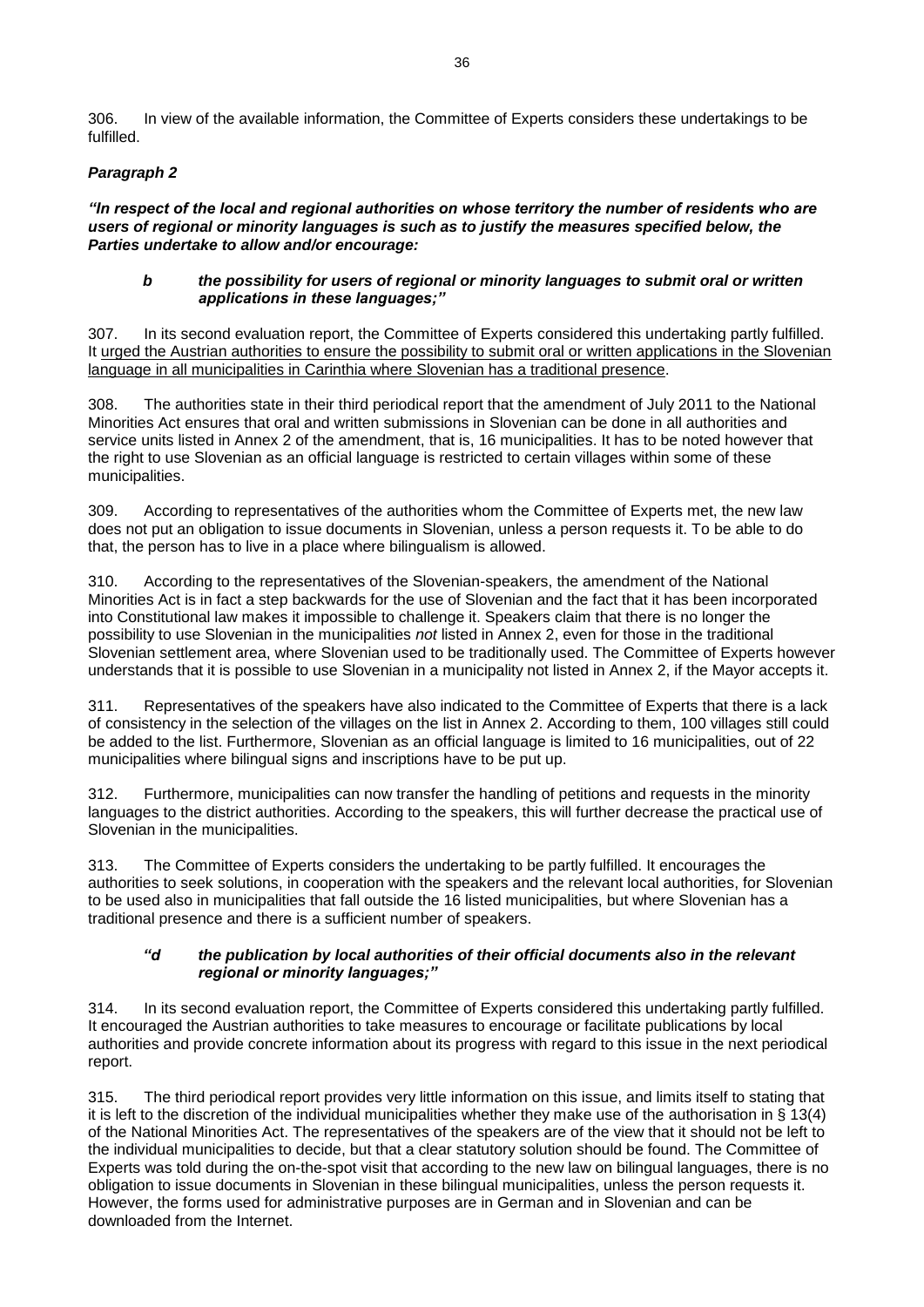306. In view of the available information, the Committee of Experts considers these undertakings to be fulfilled.

***Paragraph 2***

***"In respect of the local and regional authorities on whose territory the number of residents who are users of regional or minority languages is such as to justify the measures specified below, the Parties undertake to allow and/or encourage:***

> ***b the possibility for users of regional or minority languages to submit oral or written applications in these languages;"***

307. In its second evaluation report, the Committee of Experts considered this undertaking partly fulfilled. It <u>urged the Austrian authorities to ensure the possibility to submit oral or written applications in the Slovenian language in all municipalities in Carinthia where Slovenian has a traditional presence</u>.

308. The authorities state in their third periodical report that the amendment of July 2011 to the National Minorities Act ensures that oral and written submissions in Slovenian can be done in all authorities and service units listed in Annex 2 of the amendment, that is, 16 municipalities. It has to be noted however that the right to use Slovenian as an official language is restricted to certain villages within some of these municipalities.

309. According to representatives of the authorities whom the Committee of Experts met, the new law does not put an obligation to issue documents in Slovenian, unless a person requests it. To be able to do that, the person has to live in a place where bilingualism is allowed.

310. According to the representatives of the Slovenian-speakers, the amendment of the National Minorities Act is in fact a step backwards for the use of Slovenian and the fact that it has been incorporated into Constitutional law makes it impossible to challenge it. Speakers claim that there is no longer the possibility to use Slovenian in the municipalities *not* listed in Annex 2, even for those in the traditional Slovenian settlement area, where Slovenian used to be traditionally used. The Committee of Experts however understands that it is possible to use Slovenian in a municipality not listed in Annex 2, if the Mayor accepts it.

311. Representatives of the speakers have also indicated to the Committee of Experts that there is a lack of consistency in the selection of the villages on the list in Annex 2. According to them, 100 villages still could be added to the list. Furthermore, Slovenian as an official language is limited to 16 municipalities, out of 22 municipalities where bilingual signs and inscriptions have to be put up.

312. Furthermore, municipalities can now transfer the handling of petitions and requests in the minority languages to the district authorities. According to the speakers, this will further decrease the practical use of Slovenian in the municipalities.

313. The Committee of Experts considers the undertaking to be partly fulfilled. It encourages the authorities to seek solutions, in cooperation with the speakers and the relevant local authorities, for Slovenian to be used also in municipalities that fall outside the 16 listed municipalities, but where Slovenian has a traditional presence and there is a sufficient number of speakers.

> ***"d the publication by local authorities of their official documents also in the relevant regional or minority languages;"***

314. In its second evaluation report, the Committee of Experts considered this undertaking partly fulfilled. It encouraged the Austrian authorities to take measures to encourage or facilitate publications by local authorities and provide concrete information about its progress with regard to this issue in the next periodical report.

315. The third periodical report provides very little information on this issue, and limits itself to stating that it is left to the discretion of the individual municipalities whether they make use of the authorisation in § 13(4) of the National Minorities Act. The representatives of the speakers are of the view that it should not be left to the individual municipalities to decide, but that a clear statutory solution should be found. The Committee of Experts was told during the on-the-spot visit that according to the new law on bilingual languages, there is no obligation to issue documents in Slovenian in these bilingual municipalities, unless the person requests it. However, the forms used for administrative purposes are in German and in Slovenian and can be downloaded from the Internet.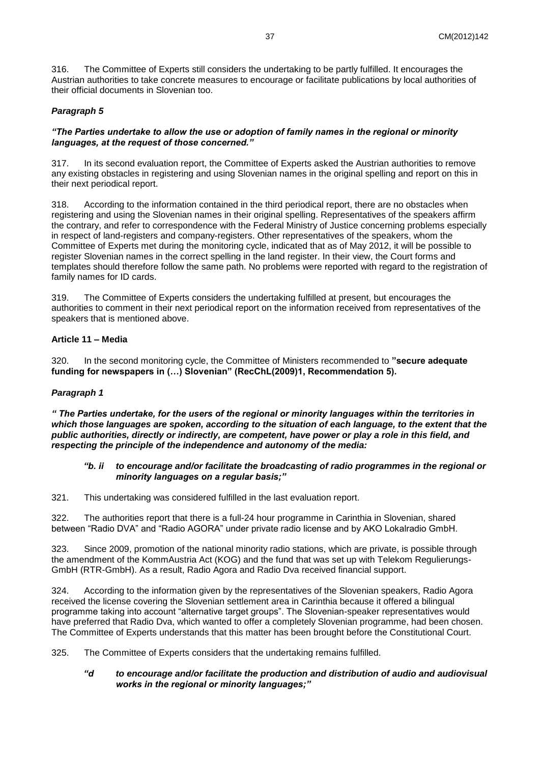316. The Committee of Experts still considers the undertaking to be partly fulfilled. It encourages the Austrian authorities to take concrete measures to encourage or facilitate publications by local authorities of their official documents in Slovenian too.

### *Paragraph 5*

***"The Parties undertake to allow the use or adoption of family names in the regional or minority languages, at the request of those concerned."***

317. In its second evaluation report, the Committee of Experts asked the Austrian authorities to remove any existing obstacles in registering and using Slovenian names in the original spelling and report on this in their next periodical report.

318. According to the information contained in the third periodical report, there are no obstacles when registering and using the Slovenian names in their original spelling. Representatives of the speakers affirm the contrary, and refer to correspondence with the Federal Ministry of Justice concerning problems especially in respect of land-registers and company-registers. Other representatives of the speakers, whom the Committee of Experts met during the monitoring cycle, indicated that as of May 2012, it will be possible to register Slovenian names in the correct spelling in the land register. In their view, the Court forms and templates should therefore follow the same path. No problems were reported with regard to the registration of family names for ID cards.

319. The Committee of Experts considers the undertaking fulfilled at present, but encourages the authorities to comment in their next periodical report on the information received from representatives of the speakers that is mentioned above.

### **Article 11 – Media**

320. In the second monitoring cycle, the Committee of Ministers recommended to **"secure adequate funding for newspapers in (…) Slovenian" (RecChL(2009)1, Recommendation 5).**

### *Paragraph 1*

***" The Parties undertake, for the users of the regional or minority languages within the territories in which those languages are spoken, according to the situation of each language, to the extent that the public authorities, directly or indirectly, are competent, have power or play a role in this field, and respecting the principle of the independence and autonomy of the media:***

> ***"b. ii to encourage and/or facilitate the broadcasting of radio programmes in the regional or minority languages on a regular basis;"***

321. This undertaking was considered fulfilled in the last evaluation report.

322. The authorities report that there is a full-24 hour programme in Carinthia in Slovenian, shared between "Radio DVA" and "Radio AGORA" under private radio license and by AKO Lokalradio GmbH.

323. Since 2009, promotion of the national minority radio stations, which are private, is possible through the amendment of the KommAustria Act (KOG) and the fund that was set up with Telekom Regulierungs-GmbH (RTR-GmbH). As a result, Radio Agora and Radio Dva received financial support.

324. According to the information given by the representatives of the Slovenian speakers, Radio Agora received the license covering the Slovenian settlement area in Carinthia because it offered a bilingual programme taking into account "alternative target groups". The Slovenian-speaker representatives would have preferred that Radio Dva, which wanted to offer a completely Slovenian programme, had been chosen. The Committee of Experts understands that this matter has been brought before the Constitutional Court.

325. The Committee of Experts considers that the undertaking remains fulfilled.

> ***"d to encourage and/or facilitate the production and distribution of audio and audiovisual works in the regional or minority languages;"***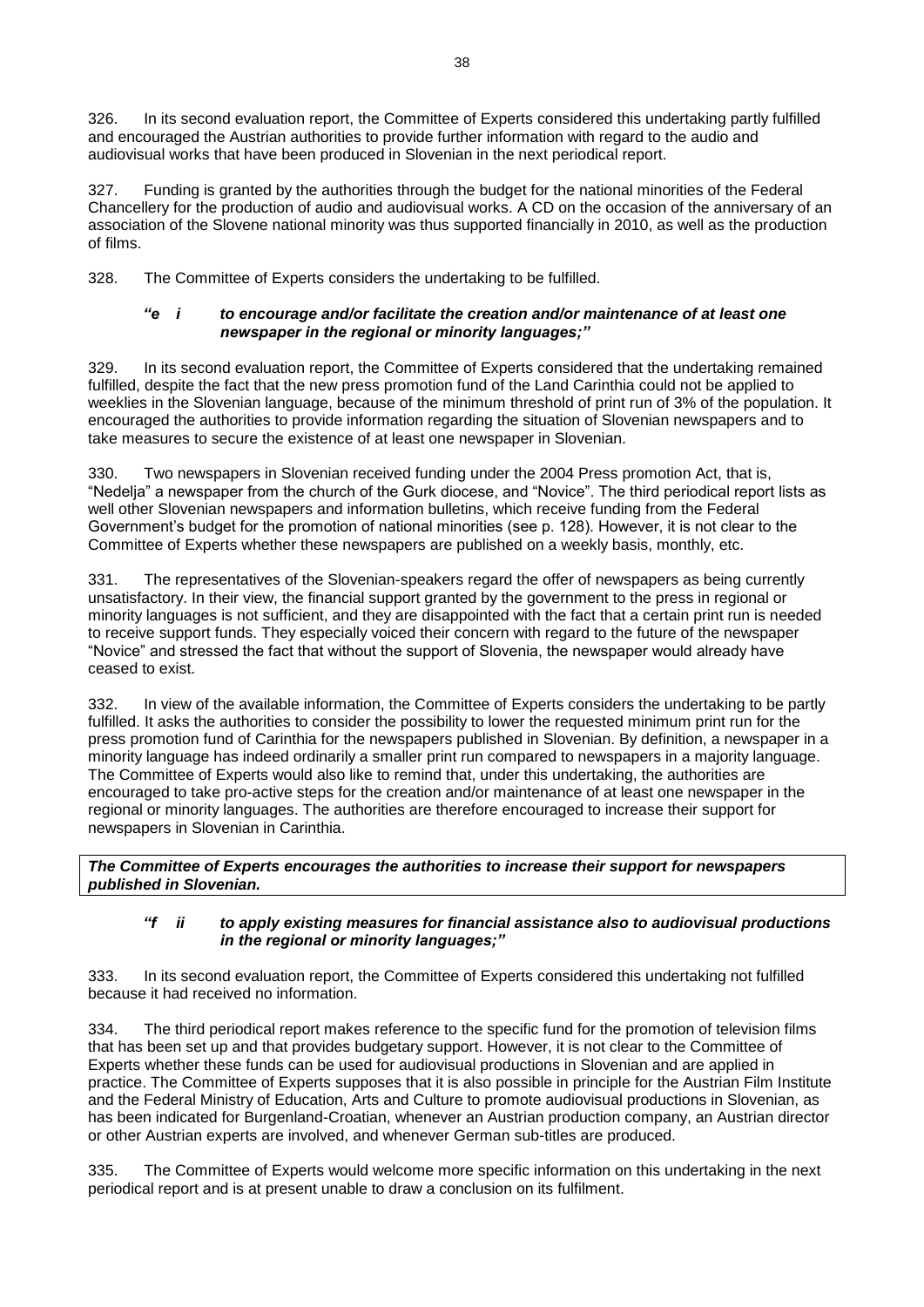326. In its second evaluation report, the Committee of Experts considered this undertaking partly fulfilled and encouraged the Austrian authorities to provide further information with regard to the audio and audiovisual works that have been produced in Slovenian in the next periodical report.

327. Funding is granted by the authorities through the budget for the national minorities of the Federal Chancellery for the production of audio and audiovisual works. A CD on the occasion of the anniversary of an association of the Slovene national minority was thus supported financially in 2010, as well as the production of films.

328. The Committee of Experts considers the undertaking to be fulfilled.

***"e i to encourage and/or facilitate the creation and/or maintenance of at least one newspaper in the regional or minority languages;"***

329. In its second evaluation report, the Committee of Experts considered that the undertaking remained fulfilled, despite the fact that the new press promotion fund of the Land Carinthia could not be applied to weeklies in the Slovenian language, because of the minimum threshold of print run of 3% of the population. It encouraged the authorities to provide information regarding the situation of Slovenian newspapers and to take measures to secure the existence of at least one newspaper in Slovenian.

330. Two newspapers in Slovenian received funding under the 2004 Press promotion Act, that is, "Nedelja" a newspaper from the church of the Gurk diocese, and "Novice". The third periodical report lists as well other Slovenian newspapers and information bulletins, which receive funding from the Federal Government's budget for the promotion of national minorities (see p. 128). However, it is not clear to the Committee of Experts whether these newspapers are published on a weekly basis, monthly, etc.

331. The representatives of the Slovenian-speakers regard the offer of newspapers as being currently unsatisfactory. In their view, the financial support granted by the government to the press in regional or minority languages is not sufficient, and they are disappointed with the fact that a certain print run is needed to receive support funds. They especially voiced their concern with regard to the future of the newspaper "Novice" and stressed the fact that without the support of Slovenia, the newspaper would already have ceased to exist.

332. In view of the available information, the Committee of Experts considers the undertaking to be partly fulfilled. It asks the authorities to consider the possibility to lower the requested minimum print run for the press promotion fund of Carinthia for the newspapers published in Slovenian. By definition, a newspaper in a minority language has indeed ordinarily a smaller print run compared to newspapers in a majority language. The Committee of Experts would also like to remind that, under this undertaking, the authorities are encouraged to take pro-active steps for the creation and/or maintenance of at least one newspaper in the regional or minority languages. The authorities are therefore encouraged to increase their support for newspapers in Slovenian in Carinthia.

***The Committee of Experts encourages the authorities to increase their support for newspapers published in Slovenian.***

***"f ii to apply existing measures for financial assistance also to audiovisual productions in the regional or minority languages;"***

333. In its second evaluation report, the Committee of Experts considered this undertaking not fulfilled because it had received no information.

334. The third periodical report makes reference to the specific fund for the promotion of television films that has been set up and that provides budgetary support. However, it is not clear to the Committee of Experts whether these funds can be used for audiovisual productions in Slovenian and are applied in practice. The Committee of Experts supposes that it is also possible in principle for the Austrian Film Institute and the Federal Ministry of Education, Arts and Culture to promote audiovisual productions in Slovenian, as has been indicated for Burgenland-Croatian, whenever an Austrian production company, an Austrian director or other Austrian experts are involved, and whenever German sub-titles are produced.

335. The Committee of Experts would welcome more specific information on this undertaking in the next periodical report and is at present unable to draw a conclusion on its fulfilment.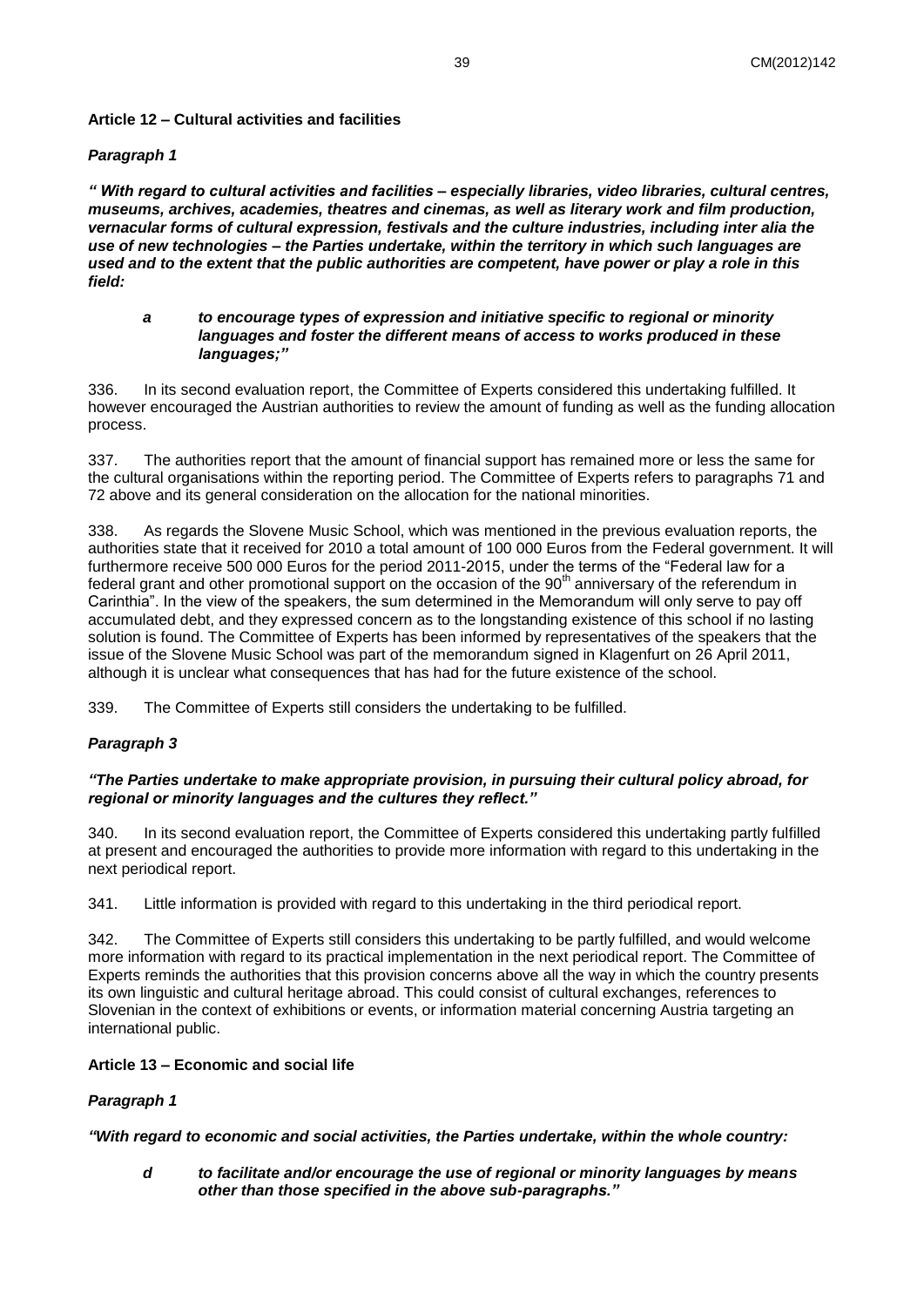**Article 12 – Cultural activities and facilities**

***Paragraph 1***

***" With regard to cultural activities and facilities – especially libraries, video libraries, cultural centres, museums, archives, academies, theatres and cinemas, as well as literary work and film production, vernacular forms of cultural expression, festivals and the culture industries, including inter alia the use of new technologies – the Parties undertake, within the territory in which such languages are used and to the extent that the public authorities are competent, have power or play a role in this field:***

> ***a to encourage types of expression and initiative specific to regional or minority languages and foster the different means of access to works produced in these languages;"***

336. In its second evaluation report, the Committee of Experts considered this undertaking fulfilled. It however encouraged the Austrian authorities to review the amount of funding as well as the funding allocation process.

337. The authorities report that the amount of financial support has remained more or less the same for the cultural organisations within the reporting period. The Committee of Experts refers to paragraphs 71 and 72 above and its general consideration on the allocation for the national minorities.

338. As regards the Slovene Music School, which was mentioned in the previous evaluation reports, the authorities state that it received for 2010 a total amount of 100 000 Euros from the Federal government. It will furthermore receive 500 000 Euros for the period 2011-2015, under the terms of the "Federal law for a federal grant and other promotional support on the occasion of the 90th anniversary of the referendum in Carinthia". In the view of the speakers, the sum determined in the Memorandum will only serve to pay off accumulated debt, and they expressed concern as to the longstanding existence of this school if no lasting solution is found. The Committee of Experts has been informed by representatives of the speakers that the issue of the Slovene Music School was part of the memorandum signed in Klagenfurt on 26 April 2011, although it is unclear what consequences that has had for the future existence of the school.

339. The Committee of Experts still considers the undertaking to be fulfilled.

***Paragraph 3***

***"The Parties undertake to make appropriate provision, in pursuing their cultural policy abroad, for regional or minority languages and the cultures they reflect."***

340. In its second evaluation report, the Committee of Experts considered this undertaking partly fulfilled at present and encouraged the authorities to provide more information with regard to this undertaking in the next periodical report.

341. Little information is provided with regard to this undertaking in the third periodical report.

342. The Committee of Experts still considers this undertaking to be partly fulfilled, and would welcome more information with regard to its practical implementation in the next periodical report. The Committee of Experts reminds the authorities that this provision concerns above all the way in which the country presents its own linguistic and cultural heritage abroad. This could consist of cultural exchanges, references to Slovenian in the context of exhibitions or events, or information material concerning Austria targeting an international public.

**Article 13 – Economic and social life**

***Paragraph 1***

***"With regard to economic and social activities, the Parties undertake, within the whole country:***

> ***d to facilitate and/or encourage the use of regional or minority languages by means other than those specified in the above sub-paragraphs."***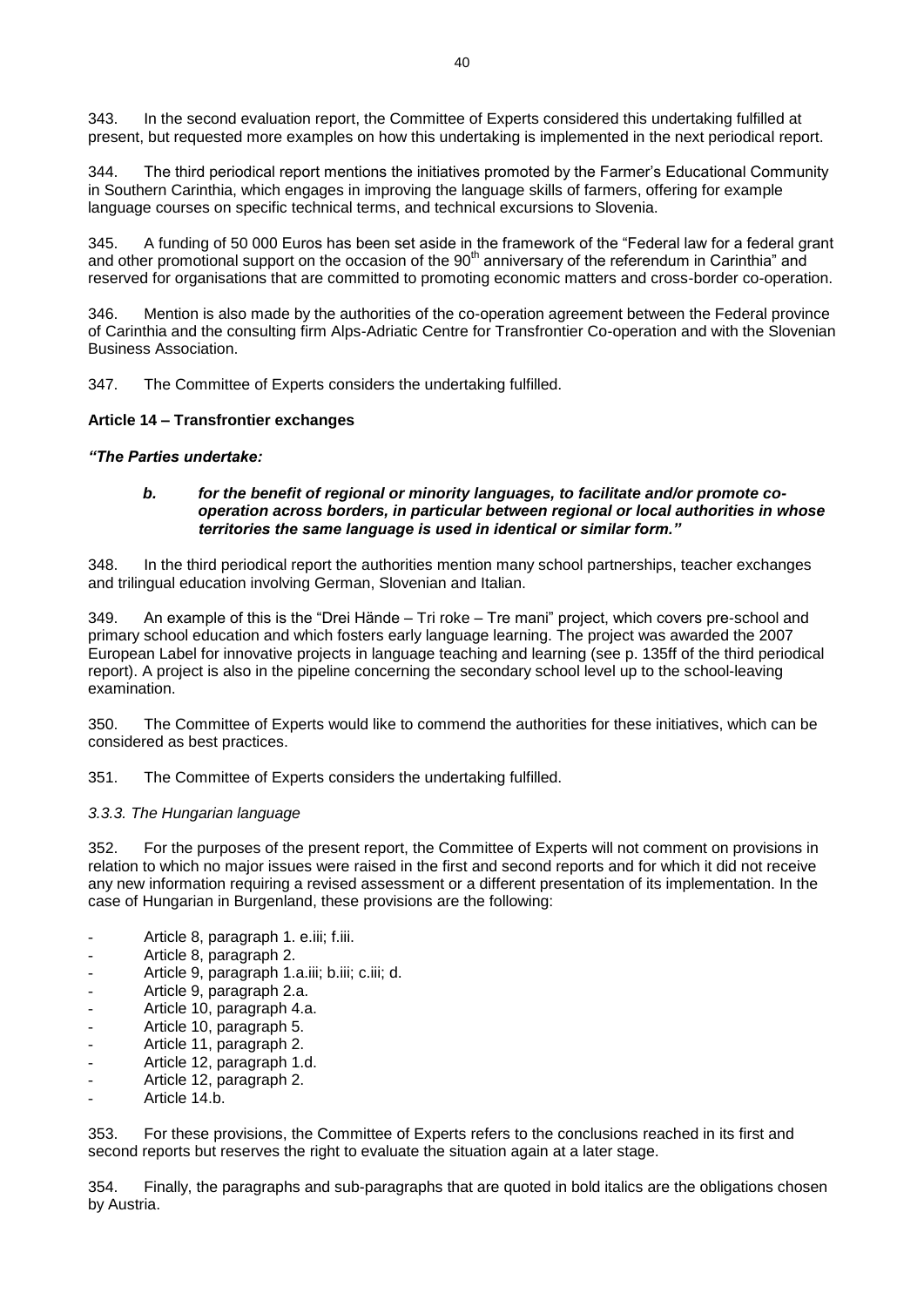343. In the second evaluation report, the Committee of Experts considered this undertaking fulfilled at present, but requested more examples on how this undertaking is implemented in the next periodical report.

344. The third periodical report mentions the initiatives promoted by the Farmer's Educational Community in Southern Carinthia, which engages in improving the language skills of farmers, offering for example language courses on specific technical terms, and technical excursions to Slovenia.

345. A funding of 50 000 Euros has been set aside in the framework of the "Federal law for a federal grant and other promotional support on the occasion of the 90th anniversary of the referendum in Carinthia" and reserved for organisations that are committed to promoting economic matters and cross-border co-operation.

346. Mention is also made by the authorities of the co-operation agreement between the Federal province of Carinthia and the consulting firm Alps-Adriatic Centre for Transfrontier Co-operation and with the Slovenian Business Association.

347. The Committee of Experts considers the undertaking fulfilled.

**Article 14 – Transfrontier exchanges**

***"The Parties undertake:***

> ***b. for the benefit of regional or minority languages, to facilitate and/or promote co-operation across borders, in particular between regional or local authorities in whose territories the same language is used in identical or similar form."***

348. In the third periodical report the authorities mention many school partnerships, teacher exchanges and trilingual education involving German, Slovenian and Italian.

349. An example of this is the "Drei Hände – Tri roke – Tre mani" project, which covers pre-school and primary school education and which fosters early language learning. The project was awarded the 2007 European Label for innovative projects in language teaching and learning (see p. 135ff of the third periodical report). A project is also in the pipeline concerning the secondary school level up to the school-leaving examination.

350. The Committee of Experts would like to commend the authorities for these initiatives, which can be considered as best practices.

351. The Committee of Experts considers the undertaking fulfilled.

*3.3.3. The Hungarian language*

352. For the purposes of the present report, the Committee of Experts will not comment on provisions in relation to which no major issues were raised in the first and second reports and for which it did not receive any new information requiring a revised assessment or a different presentation of its implementation. In the case of Hungarian in Burgenland, these provisions are the following:

- Article 8, paragraph 1. e.iii; f.iii.
- Article 8, paragraph 2.
- Article 9, paragraph 1.a.iii; b.iii; c.iii; d.
- Article 9, paragraph 2.a.
- Article 10, paragraph 4.a.
- Article 10, paragraph 5.
- Article 11, paragraph 2.
- Article 12, paragraph 1.d.
- Article 12, paragraph 2.
- Article 14.b.

353. For these provisions, the Committee of Experts refers to the conclusions reached in its first and second reports but reserves the right to evaluate the situation again at a later stage.

354. Finally, the paragraphs and sub-paragraphs that are quoted in bold italics are the obligations chosen by Austria.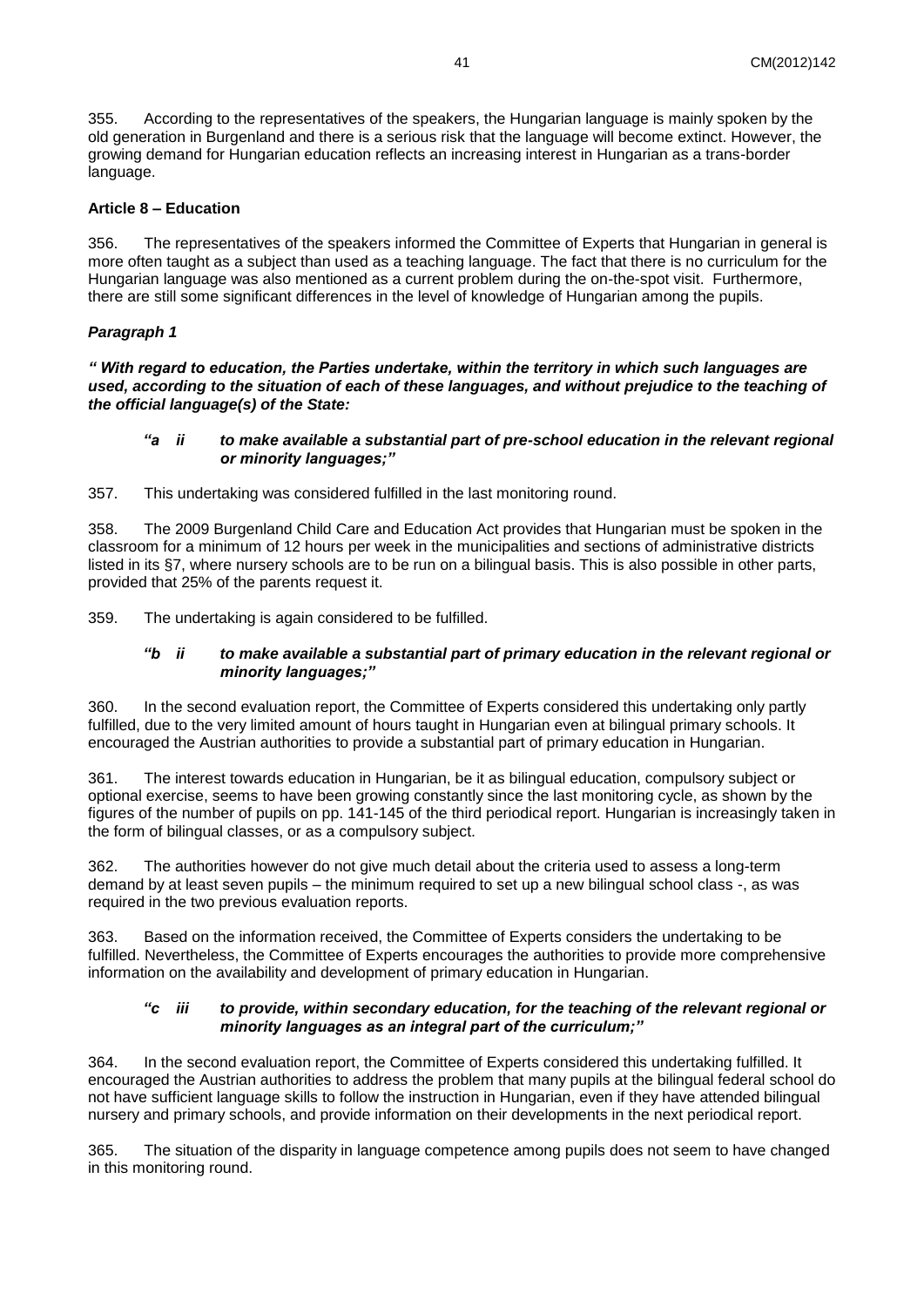355. According to the representatives of the speakers, the Hungarian language is mainly spoken by the old generation in Burgenland and there is a serious risk that the language will become extinct. However, the growing demand for Hungarian education reflects an increasing interest in Hungarian as a trans-border language.

### Article 8 – Education

356. The representatives of the speakers informed the Committee of Experts that Hungarian in general is more often taught as a subject than used as a teaching language. The fact that there is no curriculum for the Hungarian language was also mentioned as a current problem during the on-the-spot visit. Furthermore, there are still some significant differences in the level of knowledge of Hungarian among the pupils.

#### *Paragraph 1*

***" With regard to education, the Parties undertake, within the territory in which such languages are used, according to the situation of each of these languages, and without prejudice to the teaching of the official language(s) of the State:***

> ***"a ii to make available a substantial part of pre-school education in the relevant regional or minority languages;"***

357. This undertaking was considered fulfilled in the last monitoring round.

358. The 2009 Burgenland Child Care and Education Act provides that Hungarian must be spoken in the classroom for a minimum of 12 hours per week in the municipalities and sections of administrative districts listed in its §7, where nursery schools are to be run on a bilingual basis. This is also possible in other parts, provided that 25% of the parents request it.

359. The undertaking is again considered to be fulfilled.

> ***"b ii to make available a substantial part of primary education in the relevant regional or minority languages;"***

360. In the second evaluation report, the Committee of Experts considered this undertaking only partly fulfilled, due to the very limited amount of hours taught in Hungarian even at bilingual primary schools. It encouraged the Austrian authorities to provide a substantial part of primary education in Hungarian.

361. The interest towards education in Hungarian, be it as bilingual education, compulsory subject or optional exercise, seems to have been growing constantly since the last monitoring cycle, as shown by the figures of the number of pupils on pp. 141-145 of the third periodical report. Hungarian is increasingly taken in the form of bilingual classes, or as a compulsory subject.

362. The authorities however do not give much detail about the criteria used to assess a long-term demand by at least seven pupils – the minimum required to set up a new bilingual school class -, as was required in the two previous evaluation reports.

363. Based on the information received, the Committee of Experts considers the undertaking to be fulfilled. Nevertheless, the Committee of Experts encourages the authorities to provide more comprehensive information on the availability and development of primary education in Hungarian.

> ***"c iii to provide, within secondary education, for the teaching of the relevant regional or minority languages as an integral part of the curriculum;"***

364. In the second evaluation report, the Committee of Experts considered this undertaking fulfilled. It encouraged the Austrian authorities to address the problem that many pupils at the bilingual federal school do not have sufficient language skills to follow the instruction in Hungarian, even if they have attended bilingual nursery and primary schools, and provide information on their developments in the next periodical report.

365. The situation of the disparity in language competence among pupils does not seem to have changed in this monitoring round.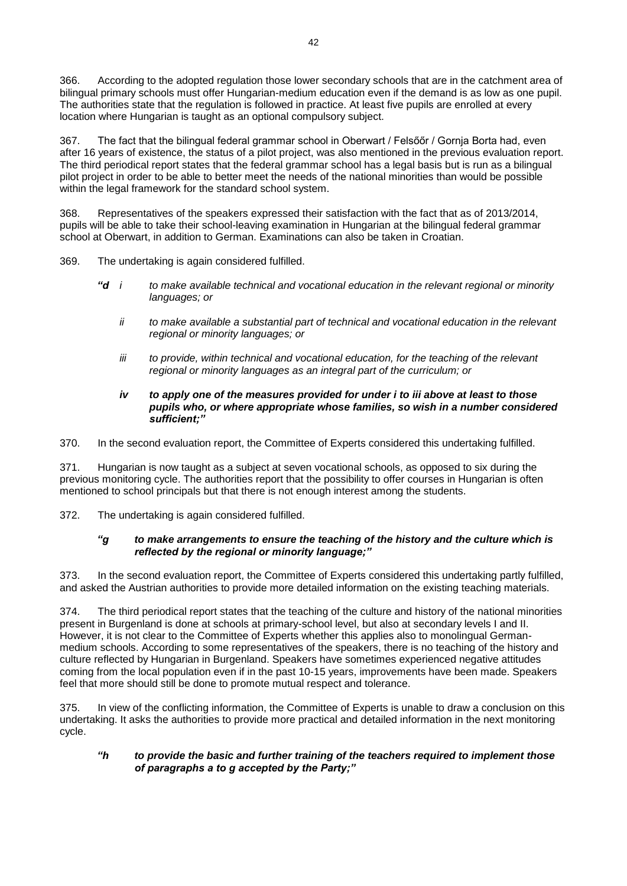366. According to the adopted regulation those lower secondary schools that are in the catchment area of bilingual primary schools must offer Hungarian-medium education even if the demand is as low as one pupil. The authorities state that the regulation is followed in practice. At least five pupils are enrolled at every location where Hungarian is taught as an optional compulsory subject.

367. The fact that the bilingual federal grammar school in Oberwart / Felsőőr / Gornja Borta had, even after 16 years of existence, the status of a pilot project, was also mentioned in the previous evaluation report. The third periodical report states that the federal grammar school has a legal basis but is run as a bilingual pilot project in order to be able to better meet the needs of the national minorities than would be possible within the legal framework for the standard school system.

368. Representatives of the speakers expressed their satisfaction with the fact that as of 2013/2014, pupils will be able to take their school-leaving examination in Hungarian at the bilingual federal grammar school at Oberwart, in addition to German. Examinations can also be taken in Croatian.

369. The undertaking is again considered fulfilled.

> *"d i to make available technical and vocational education in the relevant regional or minority languages; or*
>
> *ii to make available a substantial part of technical and vocational education in the relevant regional or minority languages; or*
>
> *iii to provide, within technical and vocational education, for the teaching of the relevant regional or minority languages as an integral part of the curriculum; or*
>
> ***iv to apply one of the measures provided for under i to iii above at least to those pupils who, or where appropriate whose families, so wish in a number considered sufficient;"***

370. In the second evaluation report, the Committee of Experts considered this undertaking fulfilled.

371. Hungarian is now taught as a subject at seven vocational schools, as opposed to six during the previous monitoring cycle. The authorities report that the possibility to offer courses in Hungarian is often mentioned to school principals but that there is not enough interest among the students.

372. The undertaking is again considered fulfilled.

> ***"g to make arrangements to ensure the teaching of the history and the culture which is reflected by the regional or minority language;"***

373. In the second evaluation report, the Committee of Experts considered this undertaking partly fulfilled, and asked the Austrian authorities to provide more detailed information on the existing teaching materials.

374. The third periodical report states that the teaching of the culture and history of the national minorities present in Burgenland is done at schools at primary-school level, but also at secondary levels I and II. However, it is not clear to the Committee of Experts whether this applies also to monolingual German-medium schools. According to some representatives of the speakers, there is no teaching of the history and culture reflected by Hungarian in Burgenland. Speakers have sometimes experienced negative attitudes coming from the local population even if in the past 10-15 years, improvements have been made. Speakers feel that more should still be done to promote mutual respect and tolerance.

375. In view of the conflicting information, the Committee of Experts is unable to draw a conclusion on this undertaking. It asks the authorities to provide more practical and detailed information in the next monitoring cycle.

> ***"h to provide the basic and further training of the teachers required to implement those of paragraphs a to g accepted by the Party;"***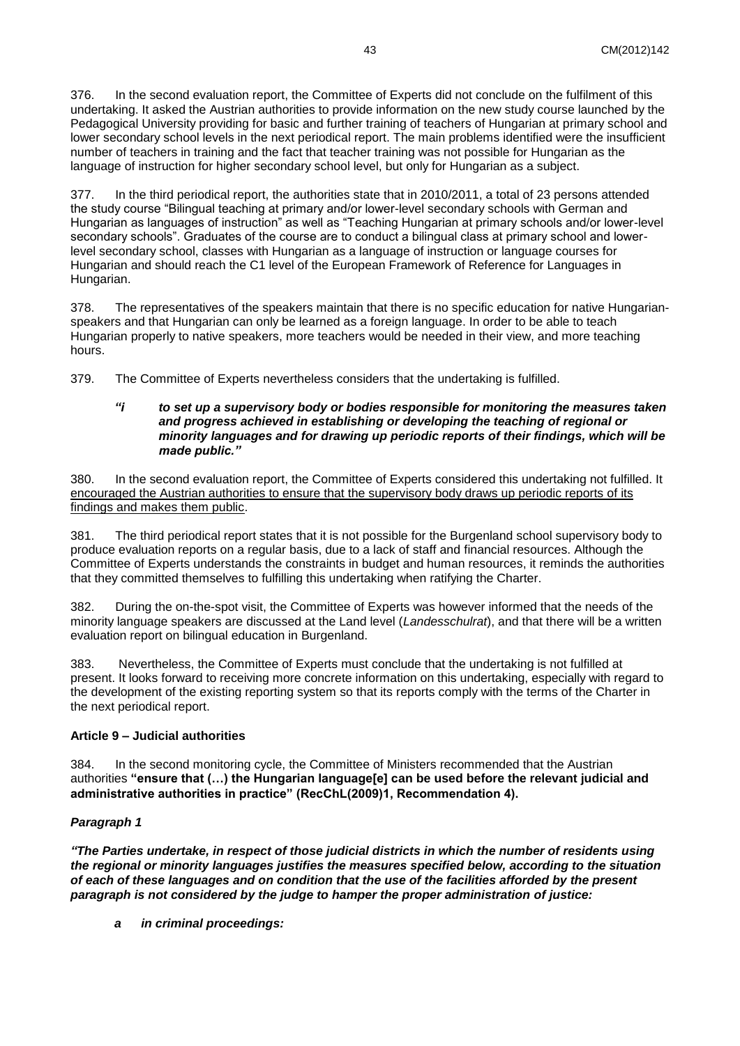376. In the second evaluation report, the Committee of Experts did not conclude on the fulfilment of this undertaking. It asked the Austrian authorities to provide information on the new study course launched by the Pedagogical University providing for basic and further training of teachers of Hungarian at primary school and lower secondary school levels in the next periodical report. The main problems identified were the insufficient number of teachers in training and the fact that teacher training was not possible for Hungarian as the language of instruction for higher secondary school level, but only for Hungarian as a subject.

377. In the third periodical report, the authorities state that in 2010/2011, a total of 23 persons attended the study course "Bilingual teaching at primary and/or lower-level secondary schools with German and Hungarian as languages of instruction" as well as "Teaching Hungarian at primary schools and/or lower-level secondary schools". Graduates of the course are to conduct a bilingual class at primary school and lower-level secondary school, classes with Hungarian as a language of instruction or language courses for Hungarian and should reach the C1 level of the European Framework of Reference for Languages in Hungarian.

378. The representatives of the speakers maintain that there is no specific education for native Hungarian-speakers and that Hungarian can only be learned as a foreign language. In order to be able to teach Hungarian properly to native speakers, more teachers would be needed in their view, and more teaching hours.

379. The Committee of Experts nevertheless considers that the undertaking is fulfilled.

> ***"i to set up a supervisory body or bodies responsible for monitoring the measures taken and progress achieved in establishing or developing the teaching of regional or minority languages and for drawing up periodic reports of their findings, which will be made public."***

380. In the second evaluation report, the Committee of Experts considered this undertaking not fulfilled. It encouraged the Austrian authorities to ensure that the supervisory body draws up periodic reports of its findings and makes them public.

381. The third periodical report states that it is not possible for the Burgenland school supervisory body to produce evaluation reports on a regular basis, due to a lack of staff and financial resources. Although the Committee of Experts understands the constraints in budget and human resources, it reminds the authorities that they committed themselves to fulfilling this undertaking when ratifying the Charter.

382. During the on-the-spot visit, the Committee of Experts was however informed that the needs of the minority language speakers are discussed at the Land level (*Landesschulrat*), and that there will be a written evaluation report on bilingual education in Burgenland.

383. Nevertheless, the Committee of Experts must conclude that the undertaking is not fulfilled at present. It looks forward to receiving more concrete information on this undertaking, especially with regard to the development of the existing reporting system so that its reports comply with the terms of the Charter in the next periodical report.

**Article 9 – Judicial authorities**

384. In the second monitoring cycle, the Committee of Ministers recommended that the Austrian authorities **"ensure that (…) the Hungarian language[e] can be used before the relevant judicial and administrative authorities in practice" (RecChL(2009)1, Recommendation 4).**

***Paragraph 1***

***"The Parties undertake, in respect of those judicial districts in which the number of residents using the regional or minority languages justifies the measures specified below, according to the situation of each of these languages and on condition that the use of the facilities afforded by the present paragraph is not considered by the judge to hamper the proper administration of justice:***

> ***a in criminal proceedings:***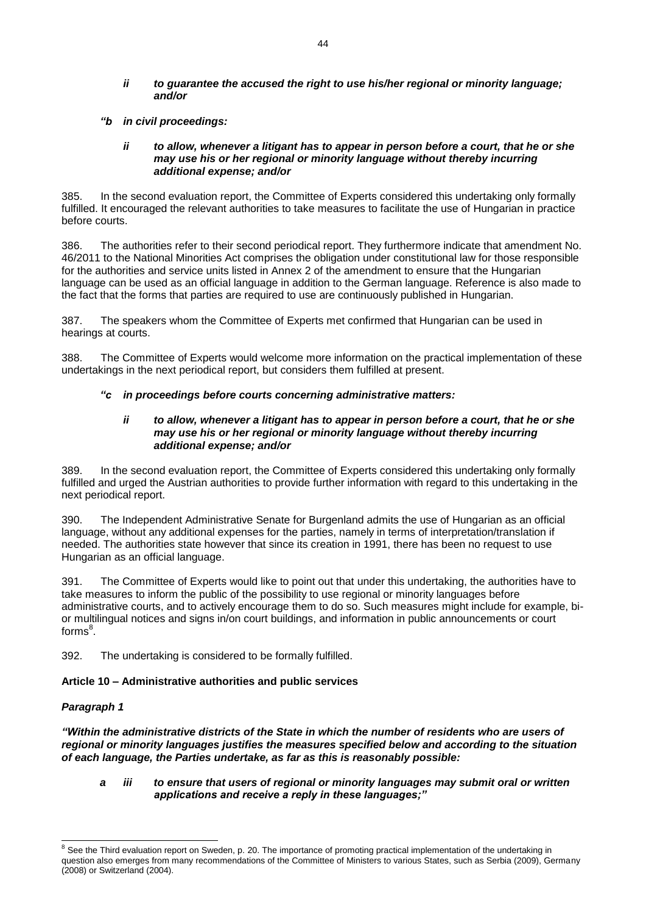*ii to guarantee the accused the right to use his/her regional or minority language; and/or*

***"b in civil proceedings:***

*ii to allow, whenever a litigant has to appear in person before a court, that he or she may use his or her regional or minority language without thereby incurring additional expense; and/or*

385. In the second evaluation report, the Committee of Experts considered this undertaking only formally fulfilled. It encouraged the relevant authorities to take measures to facilitate the use of Hungarian in practice before courts.

386. The authorities refer to their second periodical report. They furthermore indicate that amendment No. 46/2011 to the National Minorities Act comprises the obligation under constitutional law for those responsible for the authorities and service units listed in Annex 2 of the amendment to ensure that the Hungarian language can be used as an official language in addition to the German language. Reference is also made to the fact that the forms that parties are required to use are continuously published in Hungarian.

387. The speakers whom the Committee of Experts met confirmed that Hungarian can be used in hearings at courts.

388. The Committee of Experts would welcome more information on the practical implementation of these undertakings in the next periodical report, but considers them fulfilled at present.

***"c in proceedings before courts concerning administrative matters:***

*ii to allow, whenever a litigant has to appear in person before a court, that he or she may use his or her regional or minority language without thereby incurring additional expense; and/or*

389. In the second evaluation report, the Committee of Experts considered this undertaking only formally fulfilled and urged the Austrian authorities to provide further information with regard to this undertaking in the next periodical report.

390. The Independent Administrative Senate for Burgenland admits the use of Hungarian as an official language, without any additional expenses for the parties, namely in terms of interpretation/translation if needed. The authorities state however that since its creation in 1991, there has been no request to use Hungarian as an official language.

391. The Committee of Experts would like to point out that under this undertaking, the authorities have to take measures to inform the public of the possibility to use regional or minority languages before administrative courts, and to actively encourage them to do so. Such measures might include for example, bi- or multilingual notices and signs in/on court buildings, and information in public announcements or court forms[8].

392. The undertaking is considered to be formally fulfilled.

**Article 10 – Administrative authorities and public services**

***Paragraph 1***

***"Within the administrative districts of the State in which the number of residents who are users of regional or minority languages justifies the measures specified below and according to the situation of each language, the Parties undertake, as far as this is reasonably possible:***

*a iii to ensure that users of regional or minority languages may submit oral or written applications and receive a reply in these languages;"*

---

[8] See the Third evaluation report on Sweden, p. 20. The importance of promoting practical implementation of the undertaking in question also emerges from many recommendations of the Committee of Ministers to various States, such as Serbia (2009), Germany (2008) or Switzerland (2004).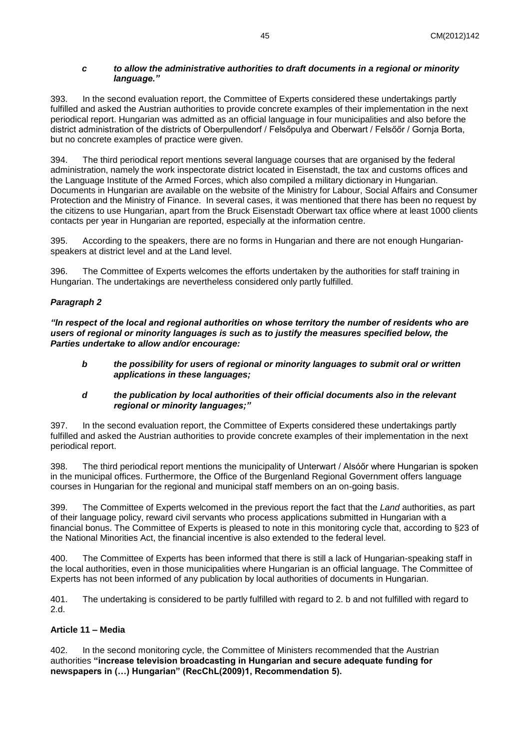***c     to allow the administrative authorities to draft documents in a regional or minority language."***

393. In the second evaluation report, the Committee of Experts considered these undertakings partly fulfilled and asked the Austrian authorities to provide concrete examples of their implementation in the next periodical report. Hungarian was admitted as an official language in four municipalities and also before the district administration of the districts of Oberpullendorf / Felsőpulya and Oberwart / Felsőőr / Gornja Borta, but no concrete examples of practice were given.

394. The third periodical report mentions several language courses that are organised by the federal administration, namely the work inspectorate district located in Eisenstadt, the tax and customs offices and the Language Institute of the Armed Forces, which also compiled a military dictionary in Hungarian. Documents in Hungarian are available on the website of the Ministry for Labour, Social Affairs and Consumer Protection and the Ministry of Finance. In several cases, it was mentioned that there has been no request by the citizens to use Hungarian, apart from the Bruck Eisenstadt Oberwart tax office where at least 1000 clients contacts per year in Hungarian are reported, especially at the information centre.

395. According to the speakers, there are no forms in Hungarian and there are not enough Hungarian-speakers at district level and at the Land level.

396. The Committee of Experts welcomes the efforts undertaken by the authorities for staff training in Hungarian. The undertakings are nevertheless considered only partly fulfilled.

***Paragraph 2***

***"In respect of the local and regional authorities on whose territory the number of residents who are users of regional or minority languages is such as to justify the measures specified below, the Parties undertake to allow and/or encourage:***

***b     the possibility for users of regional or minority languages to submit oral or written applications in these languages;***

***d     the publication by local authorities of their official documents also in the relevant regional or minority languages;"***

397. In the second evaluation report, the Committee of Experts considered these undertakings partly fulfilled and asked the Austrian authorities to provide concrete examples of their implementation in the next periodical report.

398. The third periodical report mentions the municipality of Unterwart / Alsóőr where Hungarian is spoken in the municipal offices. Furthermore, the Office of the Burgenland Regional Government offers language courses in Hungarian for the regional and municipal staff members on an on-going basis.

399. The Committee of Experts welcomed in the previous report the fact that the *Land* authorities, as part of their language policy, reward civil servants who process applications submitted in Hungarian with a financial bonus. The Committee of Experts is pleased to note in this monitoring cycle that, according to §23 of the National Minorities Act, the financial incentive is also extended to the federal level.

400. The Committee of Experts has been informed that there is still a lack of Hungarian-speaking staff in the local authorities, even in those municipalities where Hungarian is an official language. The Committee of Experts has not been informed of any publication by local authorities of documents in Hungarian.

401. The undertaking is considered to be partly fulfilled with regard to 2. b and not fulfilled with regard to 2.d.

**Article 11 – Media**

402. In the second monitoring cycle, the Committee of Ministers recommended that the Austrian authorities **"increase television broadcasting in Hungarian and secure adequate funding for newspapers in (…) Hungarian" (RecChL(2009)1, Recommendation 5).**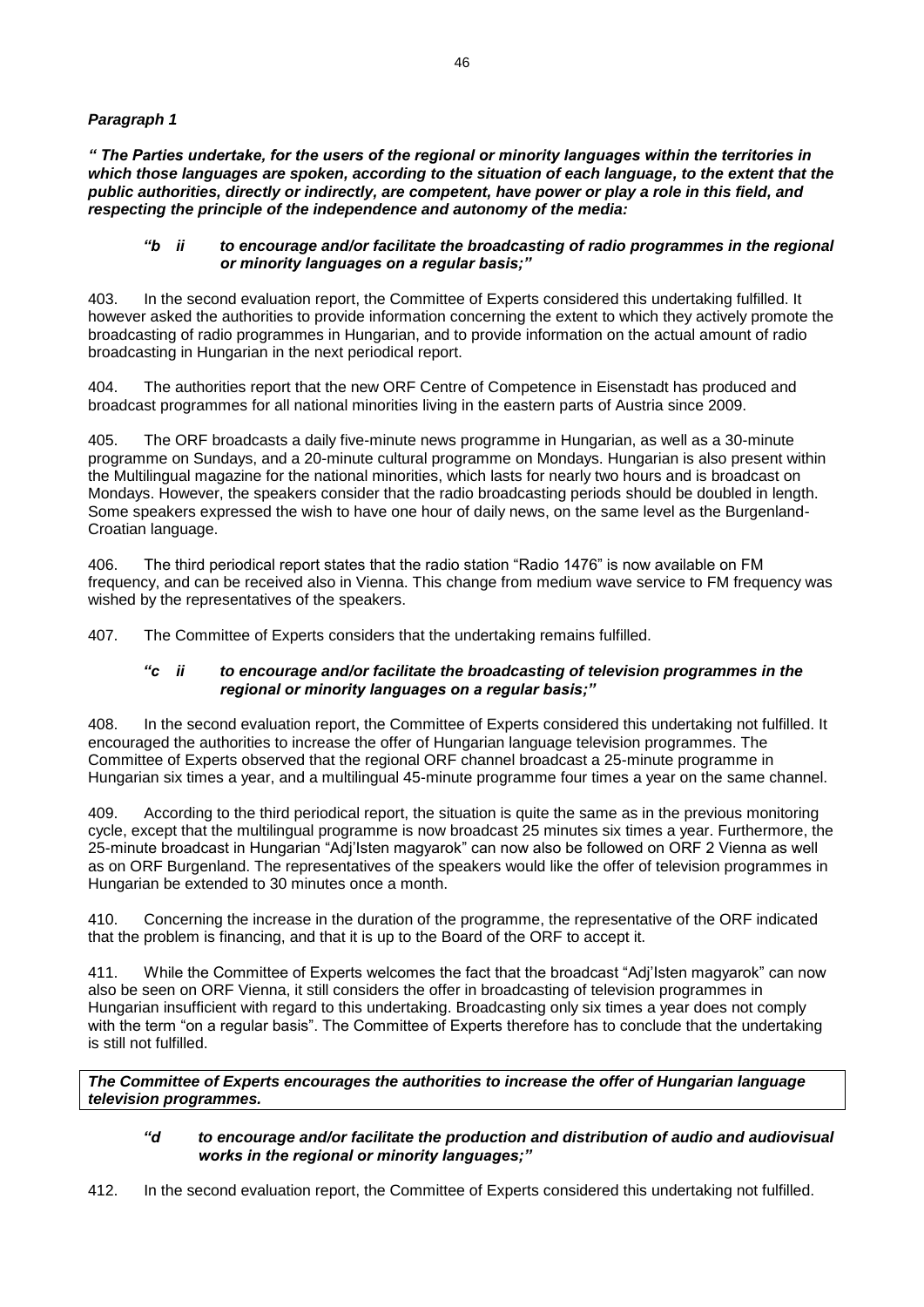***Paragraph 1***

***" The Parties undertake, for the users of the regional or minority languages within the territories in which those languages are spoken, according to the situation of each language, to the extent that the public authorities, directly or indirectly, are competent, have power or play a role in this field, and respecting the principle of the independence and autonomy of the media:***

> ***"b ii to encourage and/or facilitate the broadcasting of radio programmes in the regional or minority languages on a regular basis;"***

403. In the second evaluation report, the Committee of Experts considered this undertaking fulfilled. It however asked the authorities to provide information concerning the extent to which they actively promote the broadcasting of radio programmes in Hungarian, and to provide information on the actual amount of radio broadcasting in Hungarian in the next periodical report.

404. The authorities report that the new ORF Centre of Competence in Eisenstadt has produced and broadcast programmes for all national minorities living in the eastern parts of Austria since 2009.

405. The ORF broadcasts a daily five-minute news programme in Hungarian, as well as a 30-minute programme on Sundays, and a 20-minute cultural programme on Mondays. Hungarian is also present within the Multilingual magazine for the national minorities, which lasts for nearly two hours and is broadcast on Mondays. However, the speakers consider that the radio broadcasting periods should be doubled in length. Some speakers expressed the wish to have one hour of daily news, on the same level as the Burgenland-Croatian language.

406. The third periodical report states that the radio station "Radio 1476" is now available on FM frequency, and can be received also in Vienna. This change from medium wave service to FM frequency was wished by the representatives of the speakers.

407. The Committee of Experts considers that the undertaking remains fulfilled.

> ***"c ii to encourage and/or facilitate the broadcasting of television programmes in the regional or minority languages on a regular basis;"***

408. In the second evaluation report, the Committee of Experts considered this undertaking not fulfilled. It encouraged the authorities to increase the offer of Hungarian language television programmes. The Committee of Experts observed that the regional ORF channel broadcast a 25-minute programme in Hungarian six times a year, and a multilingual 45-minute programme four times a year on the same channel.

409. According to the third periodical report, the situation is quite the same as in the previous monitoring cycle, except that the multilingual programme is now broadcast 25 minutes six times a year. Furthermore, the 25-minute broadcast in Hungarian "Adj'Isten magyarok" can now also be followed on ORF 2 Vienna as well as on ORF Burgenland. The representatives of the speakers would like the offer of television programmes in Hungarian be extended to 30 minutes once a month.

410. Concerning the increase in the duration of the programme, the representative of the ORF indicated that the problem is financing, and that it is up to the Board of the ORF to accept it.

411. While the Committee of Experts welcomes the fact that the broadcast "Adj'Isten magyarok" can now also be seen on ORF Vienna, it still considers the offer in broadcasting of television programmes in Hungarian insufficient with regard to this undertaking. Broadcasting only six times a year does not comply with the term "on a regular basis". The Committee of Experts therefore has to conclude that the undertaking is still not fulfilled.

***The Committee of Experts encourages the authorities to increase the offer of Hungarian language television programmes.***

> ***"d to encourage and/or facilitate the production and distribution of audio and audiovisual works in the regional or minority languages;"***

412. In the second evaluation report, the Committee of Experts considered this undertaking not fulfilled.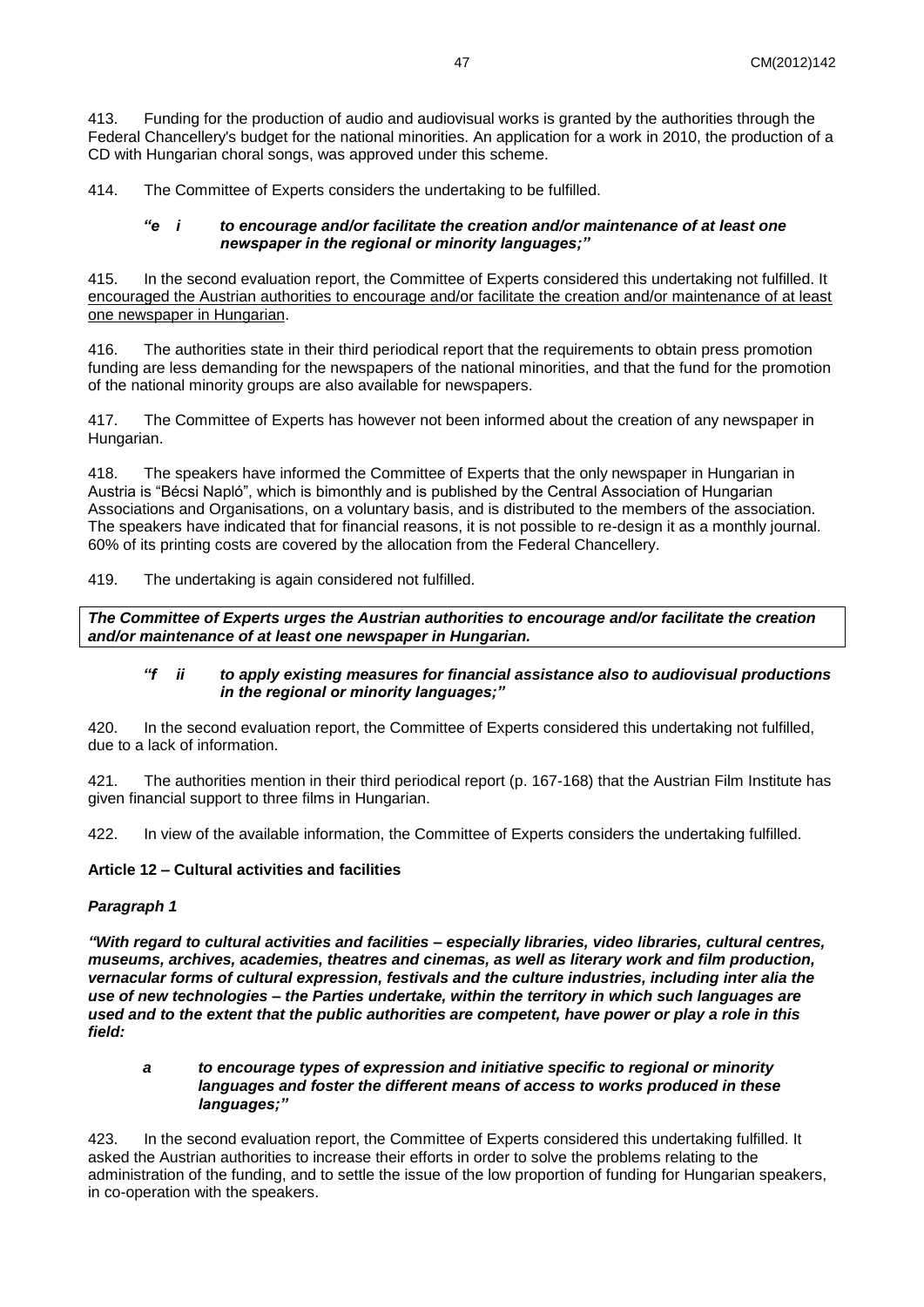413. Funding for the production of audio and audiovisual works is granted by the authorities through the Federal Chancellery's budget for the national minorities. An application for a work in 2010, the production of a CD with Hungarian choral songs, was approved under this scheme.

414. The Committee of Experts considers the undertaking to be fulfilled.

> ***"e i to encourage and/or facilitate the creation and/or maintenance of at least one newspaper in the regional or minority languages;"***

415. In the second evaluation report, the Committee of Experts considered this undertaking not fulfilled. It encouraged the Austrian authorities to encourage and/or facilitate the creation and/or maintenance of at least one newspaper in Hungarian.

416. The authorities state in their third periodical report that the requirements to obtain press promotion funding are less demanding for the newspapers of the national minorities, and that the fund for the promotion of the national minority groups are also available for newspapers.

417. The Committee of Experts has however not been informed about the creation of any newspaper in Hungarian.

418. The speakers have informed the Committee of Experts that the only newspaper in Hungarian in Austria is "Bécsi Napló", which is bimonthly and is published by the Central Association of Hungarian Associations and Organisations, on a voluntary basis, and is distributed to the members of the association. The speakers have indicated that for financial reasons, it is not possible to re-design it as a monthly journal. 60% of its printing costs are covered by the allocation from the Federal Chancellery.

419. The undertaking is again considered not fulfilled.

***The Committee of Experts urges the Austrian authorities to encourage and/or facilitate the creation and/or maintenance of at least one newspaper in Hungarian.***

> ***"f ii to apply existing measures for financial assistance also to audiovisual productions in the regional or minority languages;"***

420. In the second evaluation report, the Committee of Experts considered this undertaking not fulfilled, due to a lack of information.

421. The authorities mention in their third periodical report (p. 167-168) that the Austrian Film Institute has given financial support to three films in Hungarian.

422. In view of the available information, the Committee of Experts considers the undertaking fulfilled.

**Article 12 – Cultural activities and facilities**

***Paragraph 1***

***"With regard to cultural activities and facilities – especially libraries, video libraries, cultural centres, museums, archives, academies, theatres and cinemas, as well as literary work and film production, vernacular forms of cultural expression, festivals and the culture industries, including inter alia the use of new technologies – the Parties undertake, within the territory in which such languages are used and to the extent that the public authorities are competent, have power or play a role in this field:***

> ***a to encourage types of expression and initiative specific to regional or minority languages and foster the different means of access to works produced in these languages;"***

423. In the second evaluation report, the Committee of Experts considered this undertaking fulfilled. It asked the Austrian authorities to increase their efforts in order to solve the problems relating to the administration of the funding, and to settle the issue of the low proportion of funding for Hungarian speakers, in co-operation with the speakers.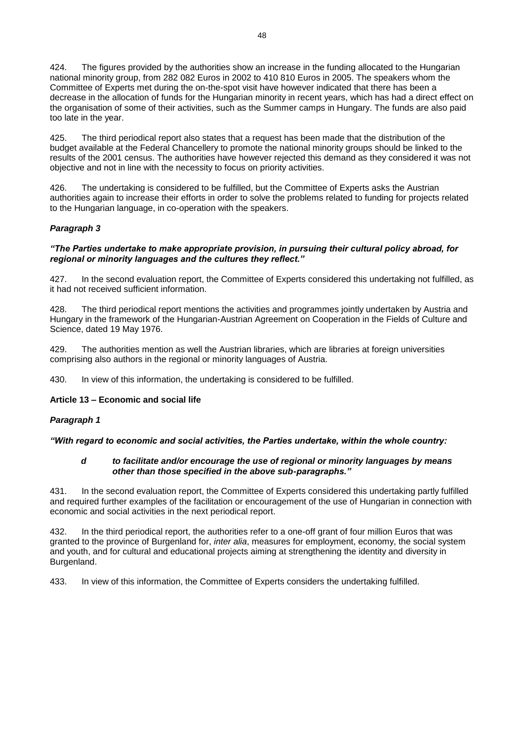424. The figures provided by the authorities show an increase in the funding allocated to the Hungarian national minority group, from 282 082 Euros in 2002 to 410 810 Euros in 2005. The speakers whom the Committee of Experts met during the on-the-spot visit have however indicated that there has been a decrease in the allocation of funds for the Hungarian minority in recent years, which has had a direct effect on the organisation of some of their activities, such as the Summer camps in Hungary. The funds are also paid too late in the year.

425. The third periodical report also states that a request has been made that the distribution of the budget available at the Federal Chancellery to promote the national minority groups should be linked to the results of the 2001 census. The authorities have however rejected this demand as they considered it was not objective and not in line with the necessity to focus on priority activities.

426. The undertaking is considered to be fulfilled, but the Committee of Experts asks the Austrian authorities again to increase their efforts in order to solve the problems related to funding for projects related to the Hungarian language, in co-operation with the speakers.

***Paragraph 3***

***"The Parties undertake to make appropriate provision, in pursuing their cultural policy abroad, for regional or minority languages and the cultures they reflect."***

427. In the second evaluation report, the Committee of Experts considered this undertaking not fulfilled, as it had not received sufficient information.

428. The third periodical report mentions the activities and programmes jointly undertaken by Austria and Hungary in the framework of the Hungarian-Austrian Agreement on Cooperation in the Fields of Culture and Science, dated 19 May 1976.

429. The authorities mention as well the Austrian libraries, which are libraries at foreign universities comprising also authors in the regional or minority languages of Austria.

430. In view of this information, the undertaking is considered to be fulfilled.

**Article 13 – Economic and social life**

***Paragraph 1***

***"With regard to economic and social activities, the Parties undertake, within the whole country:***

> ***d to facilitate and/or encourage the use of regional or minority languages by means other than those specified in the above sub-paragraphs."***

431. In the second evaluation report, the Committee of Experts considered this undertaking partly fulfilled and required further examples of the facilitation or encouragement of the use of Hungarian in connection with economic and social activities in the next periodical report.

432. In the third periodical report, the authorities refer to a one-off grant of four million Euros that was granted to the province of Burgenland for, *inter alia*, measures for employment, economy, the social system and youth, and for cultural and educational projects aiming at strengthening the identity and diversity in Burgenland.

433. In view of this information, the Committee of Experts considers the undertaking fulfilled.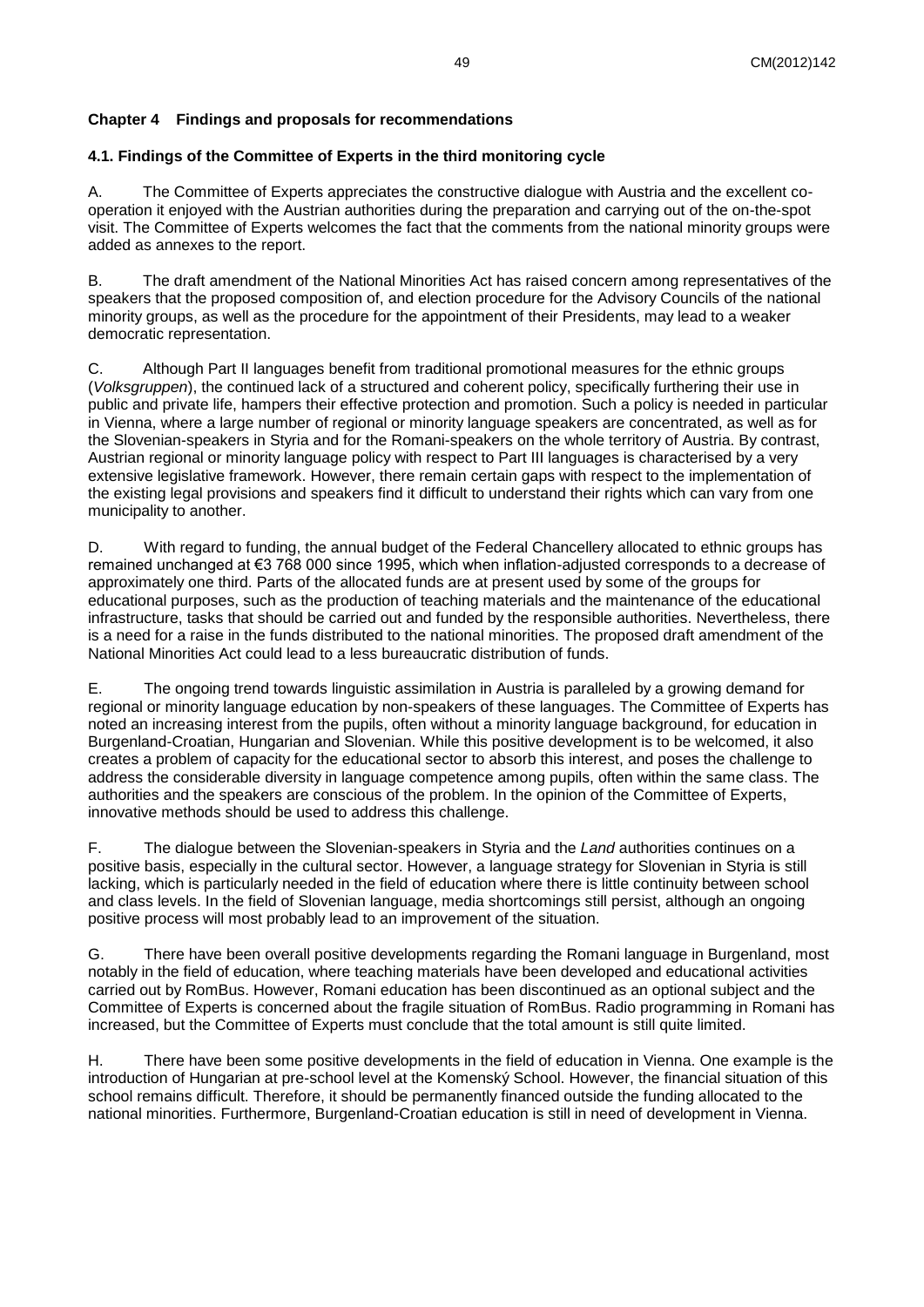## Chapter 4 Findings and proposals for recommendations

### 4.1. Findings of the Committee of Experts in the third monitoring cycle

A. The Committee of Experts appreciates the constructive dialogue with Austria and the excellent co-operation it enjoyed with the Austrian authorities during the preparation and carrying out of the on-the-spot visit. The Committee of Experts welcomes the fact that the comments from the national minority groups were added as annexes to the report.

B. The draft amendment of the National Minorities Act has raised concern among representatives of the speakers that the proposed composition of, and election procedure for the Advisory Councils of the national minority groups, as well as the procedure for the appointment of their Presidents, may lead to a weaker democratic representation.

C. Although Part II languages benefit from traditional promotional measures for the ethnic groups (*Volksgruppen*), the continued lack of a structured and coherent policy, specifically furthering their use in public and private life, hampers their effective protection and promotion. Such a policy is needed in particular in Vienna, where a large number of regional or minority language speakers are concentrated, as well as for the Slovenian-speakers in Styria and for the Romani-speakers on the whole territory of Austria. By contrast, Austrian regional or minority language policy with respect to Part III languages is characterised by a very extensive legislative framework. However, there remain certain gaps with respect to the implementation of the existing legal provisions and speakers find it difficult to understand their rights which can vary from one municipality to another.

D. With regard to funding, the annual budget of the Federal Chancellery allocated to ethnic groups has remained unchanged at €3 768 000 since 1995, which when inflation-adjusted corresponds to a decrease of approximately one third. Parts of the allocated funds are at present used by some of the groups for educational purposes, such as the production of teaching materials and the maintenance of the educational infrastructure, tasks that should be carried out and funded by the responsible authorities. Nevertheless, there is a need for a raise in the funds distributed to the national minorities. The proposed draft amendment of the National Minorities Act could lead to a less bureaucratic distribution of funds.

E. The ongoing trend towards linguistic assimilation in Austria is paralleled by a growing demand for regional or minority language education by non-speakers of these languages. The Committee of Experts has noted an increasing interest from the pupils, often without a minority language background, for education in Burgenland-Croatian, Hungarian and Slovenian. While this positive development is to be welcomed, it also creates a problem of capacity for the educational sector to absorb this interest, and poses the challenge to address the considerable diversity in language competence among pupils, often within the same class. The authorities and the speakers are conscious of the problem. In the opinion of the Committee of Experts, innovative methods should be used to address this challenge.

F. The dialogue between the Slovenian-speakers in Styria and the *Land* authorities continues on a positive basis, especially in the cultural sector. However, a language strategy for Slovenian in Styria is still lacking, which is particularly needed in the field of education where there is little continuity between school and class levels. In the field of Slovenian language, media shortcomings still persist, although an ongoing positive process will most probably lead to an improvement of the situation.

G. There have been overall positive developments regarding the Romani language in Burgenland, most notably in the field of education, where teaching materials have been developed and educational activities carried out by RomBus. However, Romani education has been discontinued as an optional subject and the Committee of Experts is concerned about the fragile situation of RomBus. Radio programming in Romani has increased, but the Committee of Experts must conclude that the total amount is still quite limited.

H. There have been some positive developments in the field of education in Vienna. One example is the introduction of Hungarian at pre-school level at the Komenský School. However, the financial situation of this school remains difficult. Therefore, it should be permanently financed outside the funding allocated to the national minorities. Furthermore, Burgenland-Croatian education is still in need of development in Vienna.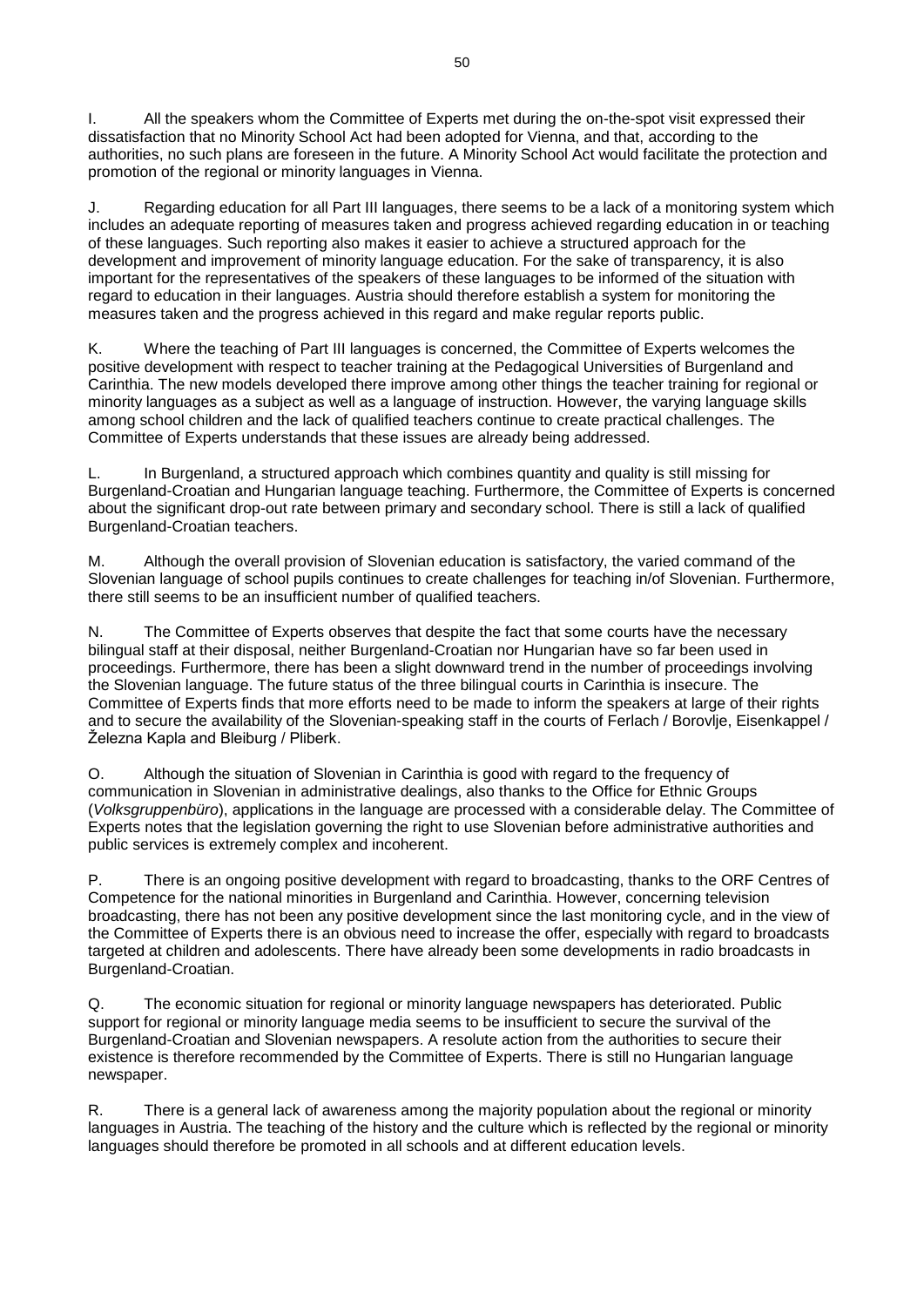I. All the speakers whom the Committee of Experts met during the on-the-spot visit expressed their dissatisfaction that no Minority School Act had been adopted for Vienna, and that, according to the authorities, no such plans are foreseen in the future. A Minority School Act would facilitate the protection and promotion of the regional or minority languages in Vienna.

J. Regarding education for all Part III languages, there seems to be a lack of a monitoring system which includes an adequate reporting of measures taken and progress achieved regarding education in or teaching of these languages. Such reporting also makes it easier to achieve a structured approach for the development and improvement of minority language education. For the sake of transparency, it is also important for the representatives of the speakers of these languages to be informed of the situation with regard to education in their languages. Austria should therefore establish a system for monitoring the measures taken and the progress achieved in this regard and make regular reports public.

K. Where the teaching of Part III languages is concerned, the Committee of Experts welcomes the positive development with respect to teacher training at the Pedagogical Universities of Burgenland and Carinthia. The new models developed there improve among other things the teacher training for regional or minority languages as a subject as well as a language of instruction. However, the varying language skills among school children and the lack of qualified teachers continue to create practical challenges. The Committee of Experts understands that these issues are already being addressed.

L. In Burgenland, a structured approach which combines quantity and quality is still missing for Burgenland-Croatian and Hungarian language teaching. Furthermore, the Committee of Experts is concerned about the significant drop-out rate between primary and secondary school. There is still a lack of qualified Burgenland-Croatian teachers.

M. Although the overall provision of Slovenian education is satisfactory, the varied command of the Slovenian language of school pupils continues to create challenges for teaching in/of Slovenian. Furthermore, there still seems to be an insufficient number of qualified teachers.

N. The Committee of Experts observes that despite the fact that some courts have the necessary bilingual staff at their disposal, neither Burgenland-Croatian nor Hungarian have so far been used in proceedings. Furthermore, there has been a slight downward trend in the number of proceedings involving the Slovenian language. The future status of the three bilingual courts in Carinthia is insecure. The Committee of Experts finds that more efforts need to be made to inform the speakers at large of their rights and to secure the availability of the Slovenian-speaking staff in the courts of Ferlach / Borovlje, Eisenkappel / Železna Kapla and Bleiburg / Pliberk.

O. Although the situation of Slovenian in Carinthia is good with regard to the frequency of communication in Slovenian in administrative dealings, also thanks to the Office for Ethnic Groups (*Volksgruppenbüro*), applications in the language are processed with a considerable delay. The Committee of Experts notes that the legislation governing the right to use Slovenian before administrative authorities and public services is extremely complex and incoherent.

P. There is an ongoing positive development with regard to broadcasting, thanks to the ORF Centres of Competence for the national minorities in Burgenland and Carinthia. However, concerning television broadcasting, there has not been any positive development since the last monitoring cycle, and in the view of the Committee of Experts there is an obvious need to increase the offer, especially with regard to broadcasts targeted at children and adolescents. There have already been some developments in radio broadcasts in Burgenland-Croatian.

Q. The economic situation for regional or minority language newspapers has deteriorated. Public support for regional or minority language media seems to be insufficient to secure the survival of the Burgenland-Croatian and Slovenian newspapers. A resolute action from the authorities to secure their existence is therefore recommended by the Committee of Experts. There is still no Hungarian language newspaper.

R. There is a general lack of awareness among the majority population about the regional or minority languages in Austria. The teaching of the history and the culture which is reflected by the regional or minority languages should therefore be promoted in all schools and at different education levels.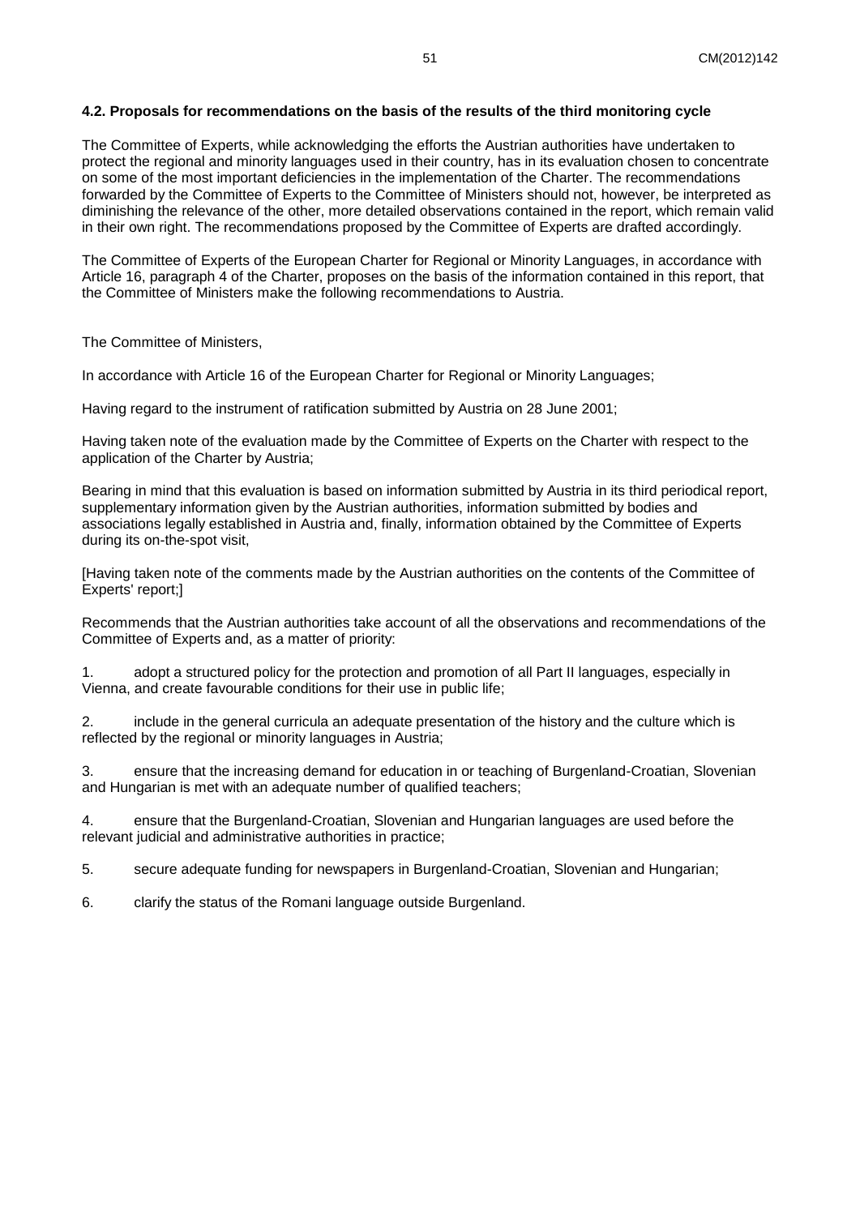### 4.2. Proposals for recommendations on the basis of the results of the third monitoring cycle

The Committee of Experts, while acknowledging the efforts the Austrian authorities have undertaken to protect the regional and minority languages used in their country, has in its evaluation chosen to concentrate on some of the most important deficiencies in the implementation of the Charter. The recommendations forwarded by the Committee of Experts to the Committee of Ministers should not, however, be interpreted as diminishing the relevance of the other, more detailed observations contained in the report, which remain valid in their own right. The recommendations proposed by the Committee of Experts are drafted accordingly.

The Committee of Experts of the European Charter for Regional or Minority Languages, in accordance with Article 16, paragraph 4 of the Charter, proposes on the basis of the information contained in this report, that the Committee of Ministers make the following recommendations to Austria.

The Committee of Ministers,

In accordance with Article 16 of the European Charter for Regional or Minority Languages;

Having regard to the instrument of ratification submitted by Austria on 28 June 2001;

Having taken note of the evaluation made by the Committee of Experts on the Charter with respect to the application of the Charter by Austria;

Bearing in mind that this evaluation is based on information submitted by Austria in its third periodical report, supplementary information given by the Austrian authorities, information submitted by bodies and associations legally established in Austria and, finally, information obtained by the Committee of Experts during its on-the-spot visit,

[Having taken note of the comments made by the Austrian authorities on the contents of the Committee of Experts' report;]

Recommends that the Austrian authorities take account of all the observations and recommendations of the Committee of Experts and, as a matter of priority:

1. adopt a structured policy for the protection and promotion of all Part II languages, especially in Vienna, and create favourable conditions for their use in public life;

2. include in the general curricula an adequate presentation of the history and the culture which is reflected by the regional or minority languages in Austria;

3. ensure that the increasing demand for education in or teaching of Burgenland-Croatian, Slovenian and Hungarian is met with an adequate number of qualified teachers;

4. ensure that the Burgenland-Croatian, Slovenian and Hungarian languages are used before the relevant judicial and administrative authorities in practice;

5. secure adequate funding for newspapers in Burgenland-Croatian, Slovenian and Hungarian;

6. clarify the status of the Romani language outside Burgenland.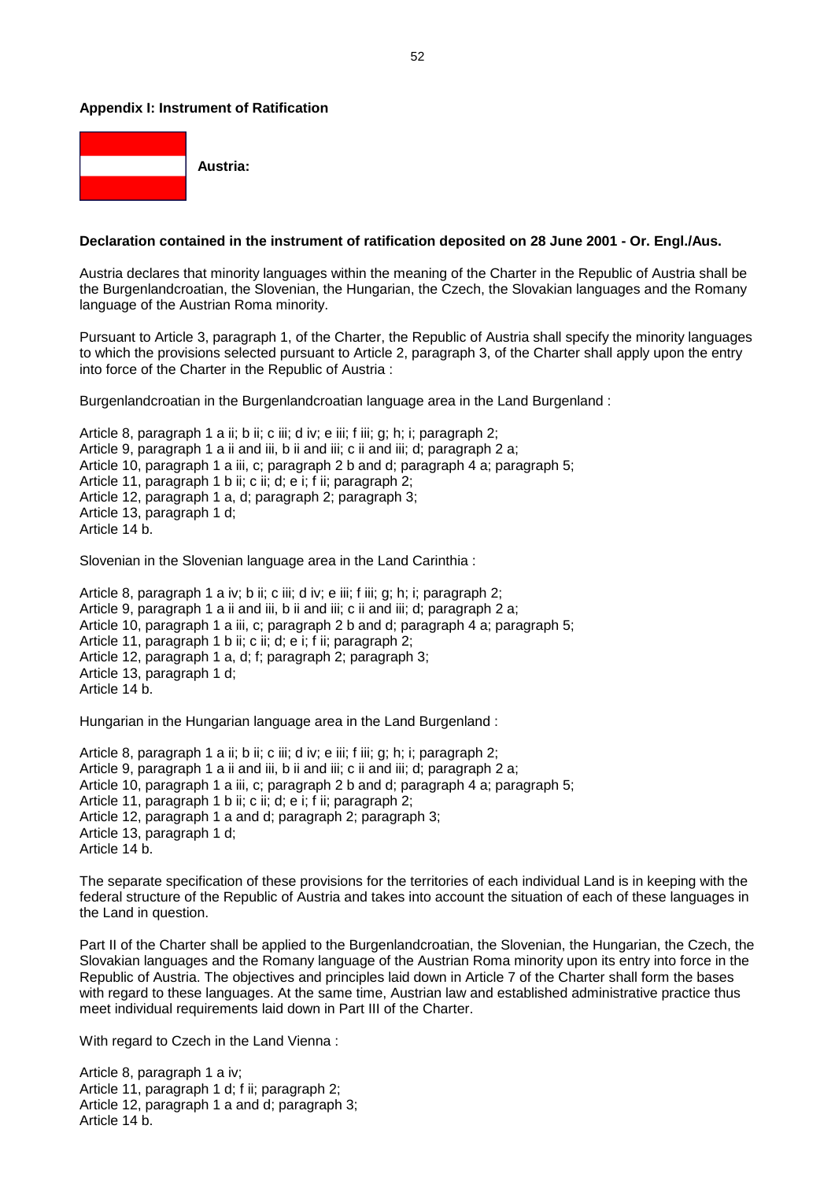**Appendix I: Instrument of Ratification**

**Austria:**

**Declaration contained in the instrument of ratification deposited on 28 June 2001 - Or. Engl./Aus.**

Austria declares that minority languages within the meaning of the Charter in the Republic of Austria shall be the Burgenlandcroatian, the Slovenian, the Hungarian, the Czech, the Slovakian languages and the Romany language of the Austrian Roma minority.

Pursuant to Article 3, paragraph 1, of the Charter, the Republic of Austria shall specify the minority languages to which the provisions selected pursuant to Article 2, paragraph 3, of the Charter shall apply upon the entry into force of the Charter in the Republic of Austria :

Burgenlandcroatian in the Burgenlandcroatian language area in the Land Burgenland :

Article 8, paragraph 1 a ii; b ii; c iii; d iv; e iii; f iii; g; h; i; paragraph 2;
Article 9, paragraph 1 a ii and iii, b ii and iii; c ii and iii; d; paragraph 2 a;
Article 10, paragraph 1 a iii, c; paragraph 2 b and d; paragraph 4 a; paragraph 5;
Article 11, paragraph 1 b ii; c ii; d; e i; f ii; paragraph 2;
Article 12, paragraph 1 a, d; paragraph 2; paragraph 3;
Article 13, paragraph 1 d;
Article 14 b.

Slovenian in the Slovenian language area in the Land Carinthia :

Article 8, paragraph 1 a iv; b ii; c iii; d iv; e iii; f iii; g; h; i; paragraph 2;
Article 9, paragraph 1 a ii and iii, b ii and iii; c ii and iii; d; paragraph 2 a;
Article 10, paragraph 1 a iii, c; paragraph 2 b and d; paragraph 4 a; paragraph 5;
Article 11, paragraph 1 b ii; c ii; d; e i; f ii; paragraph 2;
Article 12, paragraph 1 a, d; f; paragraph 2; paragraph 3;
Article 13, paragraph 1 d;
Article 14 b.

Hungarian in the Hungarian language area in the Land Burgenland :

Article 8, paragraph 1 a ii; b ii; c iii; d iv; e iii; f iii; g; h; i; paragraph 2;
Article 9, paragraph 1 a ii and iii, b ii and iii; c ii and iii; d; paragraph 2 a;
Article 10, paragraph 1 a iii, c; paragraph 2 b and d; paragraph 4 a; paragraph 5;
Article 11, paragraph 1 b ii; c ii; d; e i; f ii; paragraph 2;
Article 12, paragraph 1 a and d; paragraph 2; paragraph 3;
Article 13, paragraph 1 d;
Article 14 b.

The separate specification of these provisions for the territories of each individual Land is in keeping with the federal structure of the Republic of Austria and takes into account the situation of each of these languages in the Land in question.

Part II of the Charter shall be applied to the Burgenlandcroatian, the Slovenian, the Hungarian, the Czech, the Slovakian languages and the Romany language of the Austrian Roma minority upon its entry into force in the Republic of Austria. The objectives and principles laid down in Article 7 of the Charter shall form the bases with regard to these languages. At the same time, Austrian law and established administrative practice thus meet individual requirements laid down in Part III of the Charter.

With regard to Czech in the Land Vienna :

Article 8, paragraph 1 a iv;
Article 11, paragraph 1 d; f ii; paragraph 2;
Article 12, paragraph 1 a and d; paragraph 3;
Article 14 b.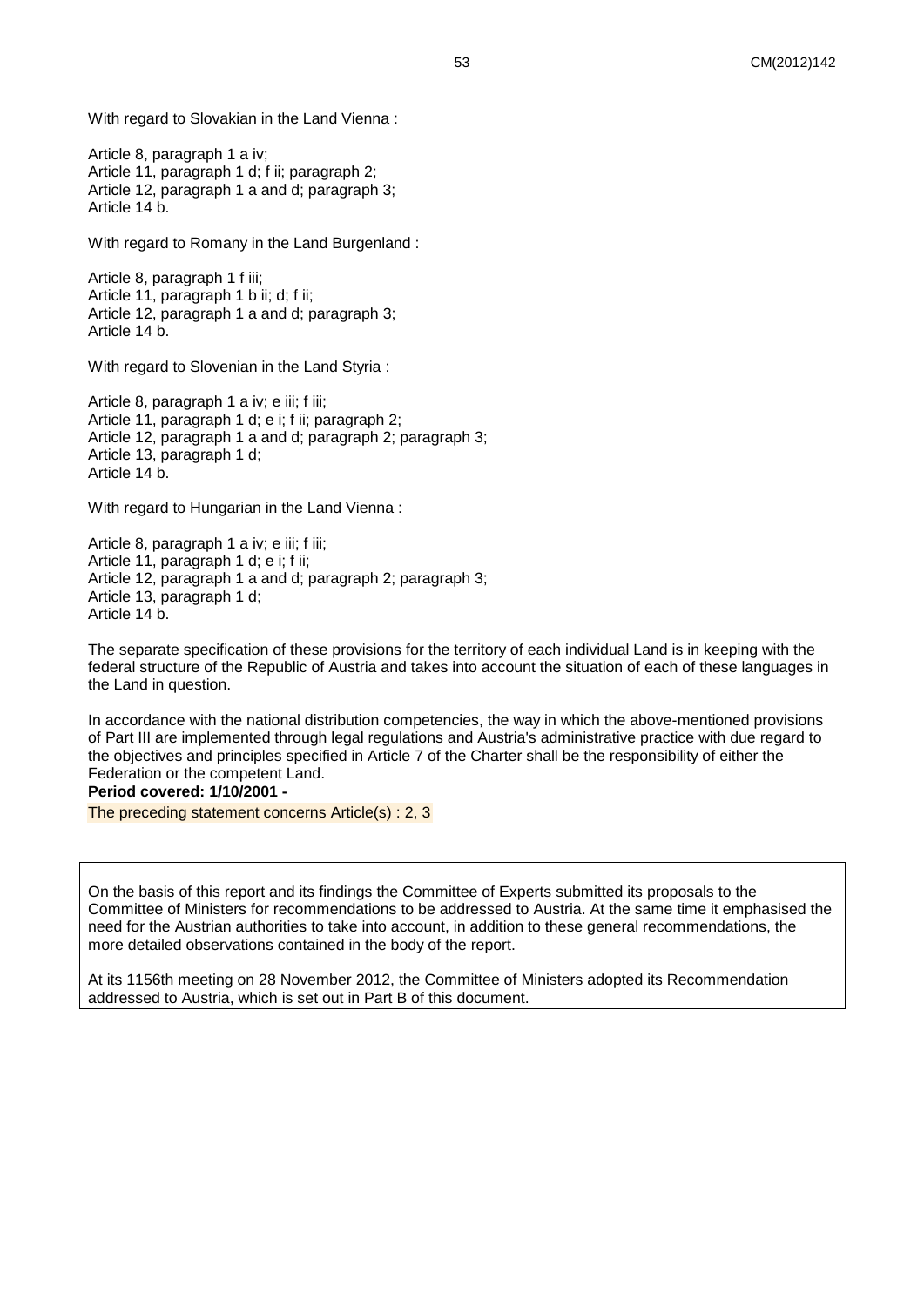With regard to Slovakian in the Land Vienna :

Article 8, paragraph 1 a iv;
Article 11, paragraph 1 d; f ii; paragraph 2;
Article 12, paragraph 1 a and d; paragraph 3;
Article 14 b.

With regard to Romany in the Land Burgenland :

Article 8, paragraph 1 f iii;
Article 11, paragraph 1 b ii; d; f ii;
Article 12, paragraph 1 a and d; paragraph 3;
Article 14 b.

With regard to Slovenian in the Land Styria :

Article 8, paragraph 1 a iv; e iii; f iii;
Article 11, paragraph 1 d; e i; f ii; paragraph 2;
Article 12, paragraph 1 a and d; paragraph 2; paragraph 3;
Article 13, paragraph 1 d;
Article 14 b.

With regard to Hungarian in the Land Vienna :

Article 8, paragraph 1 a iv; e iii; f iii;
Article 11, paragraph 1 d; e i; f ii;
Article 12, paragraph 1 a and d; paragraph 2; paragraph 3;
Article 13, paragraph 1 d;
Article 14 b.

The separate specification of these provisions for the territory of each individual Land is in keeping with the federal structure of the Republic of Austria and takes into account the situation of each of these languages in the Land in question.

In accordance with the national distribution competencies, the way in which the above-mentioned provisions of Part III are implemented through legal regulations and Austria's administrative practice with due regard to the objectives and principles specified in Article 7 of the Charter shall be the responsibility of either the Federation or the competent Land.

**Period covered: 1/10/2001 -**

The preceding statement concerns Article(s) : 2, 3

On the basis of this report and its findings the Committee of Experts submitted its proposals to the Committee of Ministers for recommendations to be addressed to Austria. At the same time it emphasised the need for the Austrian authorities to take into account, in addition to these general recommendations, the more detailed observations contained in the body of the report.

At its 1156th meeting on 28 November 2012, the Committee of Ministers adopted its Recommendation addressed to Austria, which is set out in Part B of this document.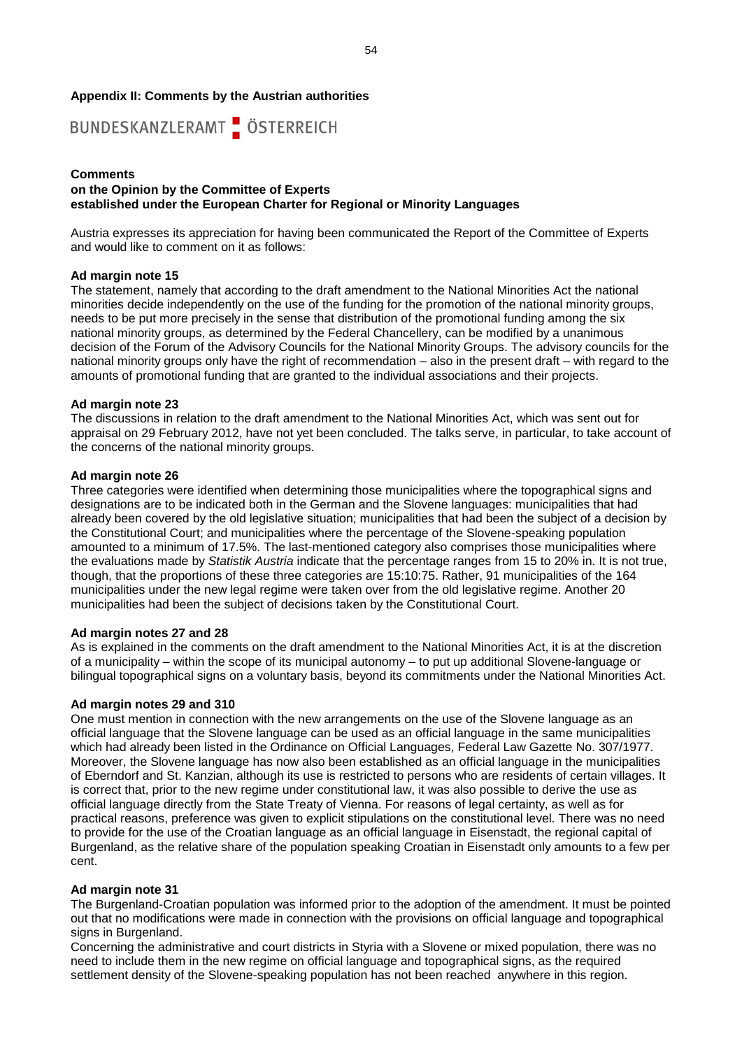**Appendix II: Comments by the Austrian authorities**

BUNDESKANZLERAMT ÖSTERREICH

**Comments**
**on the Opinion by the Committee of Experts**
**established under the European Charter for Regional or Minority Languages**

Austria expresses its appreciation for having been communicated the Report of the Committee of Experts and would like to comment on it as follows:

**Ad margin note 15**
The statement, namely that according to the draft amendment to the National Minorities Act the national minorities decide independently on the use of the funding for the promotion of the national minority groups, needs to be put more precisely in the sense that distribution of the promotional funding among the six national minority groups, as determined by the Federal Chancellery, can be modified by a unanimous decision of the Forum of the Advisory Councils for the National Minority Groups. The advisory councils for the national minority groups only have the right of recommendation – also in the present draft – with regard to the amounts of promotional funding that are granted to the individual associations and their projects.

**Ad margin note 23**
The discussions in relation to the draft amendment to the National Minorities Act, which was sent out for appraisal on 29 February 2012, have not yet been concluded. The talks serve, in particular, to take account of the concerns of the national minority groups.

**Ad margin note 26**
Three categories were identified when determining those municipalities where the topographical signs and designations are to be indicated both in the German and the Slovene languages: municipalities that had already been covered by the old legislative situation; municipalities that had been the subject of a decision by the Constitutional Court; and municipalities where the percentage of the Slovene-speaking population amounted to a minimum of 17.5%. The last-mentioned category also comprises those municipalities where the evaluations made by *Statistik Austria* indicate that the percentage ranges from 15 to 20% in. It is not true, though, that the proportions of these three categories are 15:10:75. Rather, 91 municipalities of the 164 municipalities under the new legal regime were taken over from the old legislative regime. Another 20 municipalities had been the subject of decisions taken by the Constitutional Court.

**Ad margin notes 27 and 28**
As is explained in the comments on the draft amendment to the National Minorities Act, it is at the discretion of a municipality – within the scope of its municipal autonomy – to put up additional Slovene-language or bilingual topographical signs on a voluntary basis, beyond its commitments under the National Minorities Act.

**Ad margin notes 29 and 310**
One must mention in connection with the new arrangements on the use of the Slovene language as an official language that the Slovene language can be used as an official language in the same municipalities which had already been listed in the Ordinance on Official Languages, Federal Law Gazette No. 307/1977. Moreover, the Slovene language has now also been established as an official language in the municipalities of Eberndorf and St. Kanzian, although its use is restricted to persons who are residents of certain villages. It is correct that, prior to the new regime under constitutional law, it was also possible to derive the use as official language directly from the State Treaty of Vienna. For reasons of legal certainty, as well as for practical reasons, preference was given to explicit stipulations on the constitutional level. There was no need to provide for the use of the Croatian language as an official language in Eisenstadt, the regional capital of Burgenland, as the relative share of the population speaking Croatian in Eisenstadt only amounts to a few per cent.

**Ad margin note 31**
The Burgenland-Croatian population was informed prior to the adoption of the amendment. It must be pointed out that no modifications were made in connection with the provisions on official language and topographical signs in Burgenland.
Concerning the administrative and court districts in Styria with a Slovene or mixed population, there was no need to include them in the new regime on official language and topographical signs, as the required settlement density of the Slovene-speaking population has not been reached anywhere in this region.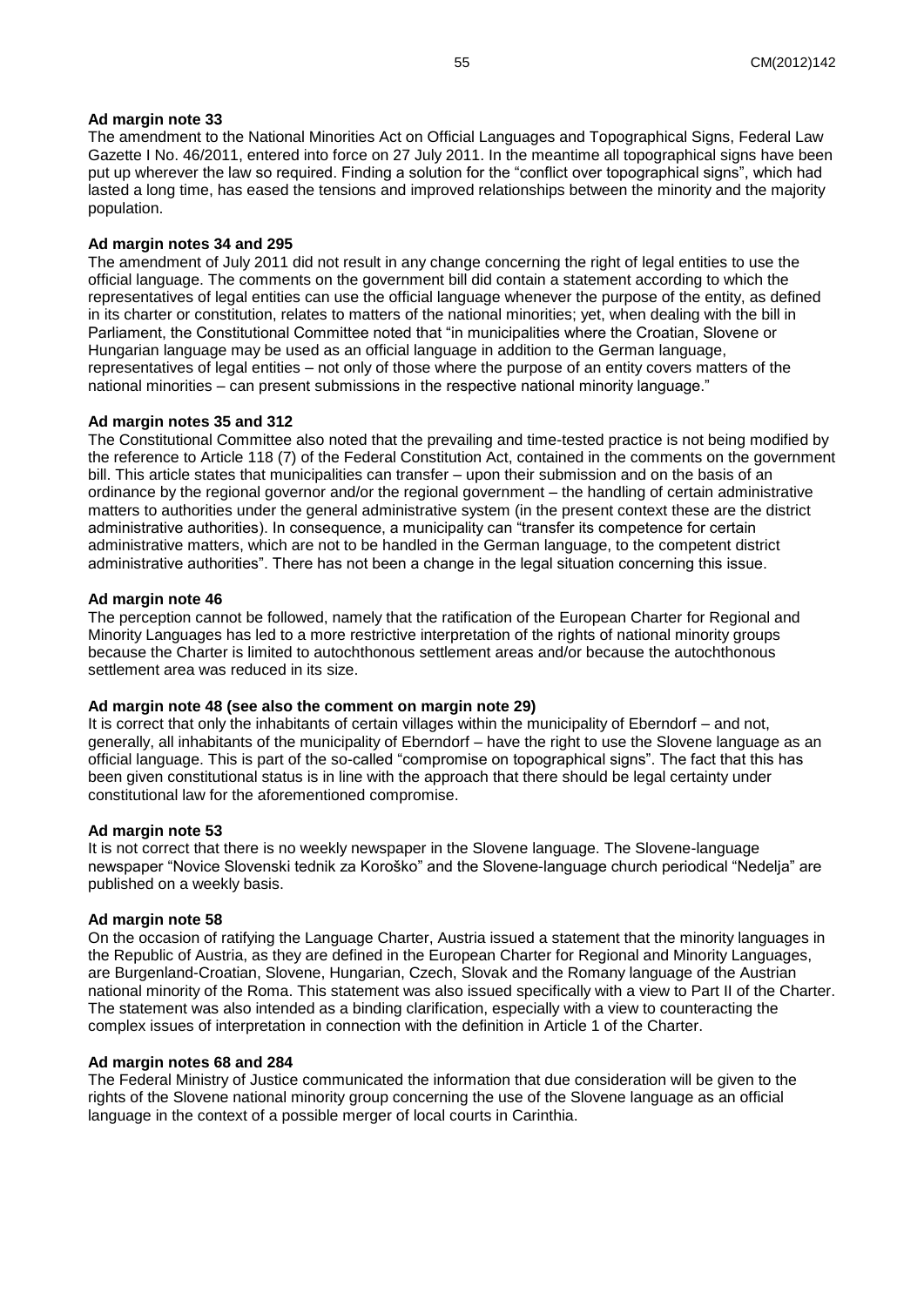**Ad margin note 33**

The amendment to the National Minorities Act on Official Languages and Topographical Signs, Federal Law Gazette I No. 46/2011, entered into force on 27 July 2011. In the meantime all topographical signs have been put up wherever the law so required. Finding a solution for the "conflict over topographical signs", which had lasted a long time, has eased the tensions and improved relationships between the minority and the majority population.

**Ad margin notes 34 and 295**

The amendment of July 2011 did not result in any change concerning the right of legal entities to use the official language. The comments on the government bill did contain a statement according to which the representatives of legal entities can use the official language whenever the purpose of the entity, as defined in its charter or constitution, relates to matters of the national minorities; yet, when dealing with the bill in Parliament, the Constitutional Committee noted that "in municipalities where the Croatian, Slovene or Hungarian language may be used as an official language in addition to the German language, representatives of legal entities – not only of those where the purpose of an entity covers matters of the national minorities – can present submissions in the respective national minority language."

**Ad margin notes 35 and 312**

The Constitutional Committee also noted that the prevailing and time-tested practice is not being modified by the reference to Article 118 (7) of the Federal Constitution Act, contained in the comments on the government bill. This article states that municipalities can transfer – upon their submission and on the basis of an ordinance by the regional governor and/or the regional government – the handling of certain administrative matters to authorities under the general administrative system (in the present context these are the district administrative authorities). In consequence, a municipality can "transfer its competence for certain administrative matters, which are not to be handled in the German language, to the competent district administrative authorities". There has not been a change in the legal situation concerning this issue.

**Ad margin note 46**

The perception cannot be followed, namely that the ratification of the European Charter for Regional and Minority Languages has led to a more restrictive interpretation of the rights of national minority groups because the Charter is limited to autochthonous settlement areas and/or because the autochthonous settlement area was reduced in its size.

**Ad margin note 48 (see also the comment on margin note 29)**

It is correct that only the inhabitants of certain villages within the municipality of Eberndorf – and not, generally, all inhabitants of the municipality of Eberndorf – have the right to use the Slovene language as an official language. This is part of the so-called "compromise on topographical signs". The fact that this has been given constitutional status is in line with the approach that there should be legal certainty under constitutional law for the aforementioned compromise.

**Ad margin note 53**

It is not correct that there is no weekly newspaper in the Slovene language. The Slovene-language newspaper "Novice Slovenski tednik za Koroško" and the Slovene-language church periodical "Nedelja" are published on a weekly basis.

**Ad margin note 58**

On the occasion of ratifying the Language Charter, Austria issued a statement that the minority languages in the Republic of Austria, as they are defined in the European Charter for Regional and Minority Languages, are Burgenland-Croatian, Slovene, Hungarian, Czech, Slovak and the Romany language of the Austrian national minority of the Roma. This statement was also issued specifically with a view to Part II of the Charter. The statement was also intended as a binding clarification, especially with a view to counteracting the complex issues of interpretation in connection with the definition in Article 1 of the Charter.

**Ad margin notes 68 and 284**

The Federal Ministry of Justice communicated the information that due consideration will be given to the rights of the Slovene national minority group concerning the use of the Slovene language as an official language in the context of a possible merger of local courts in Carinthia.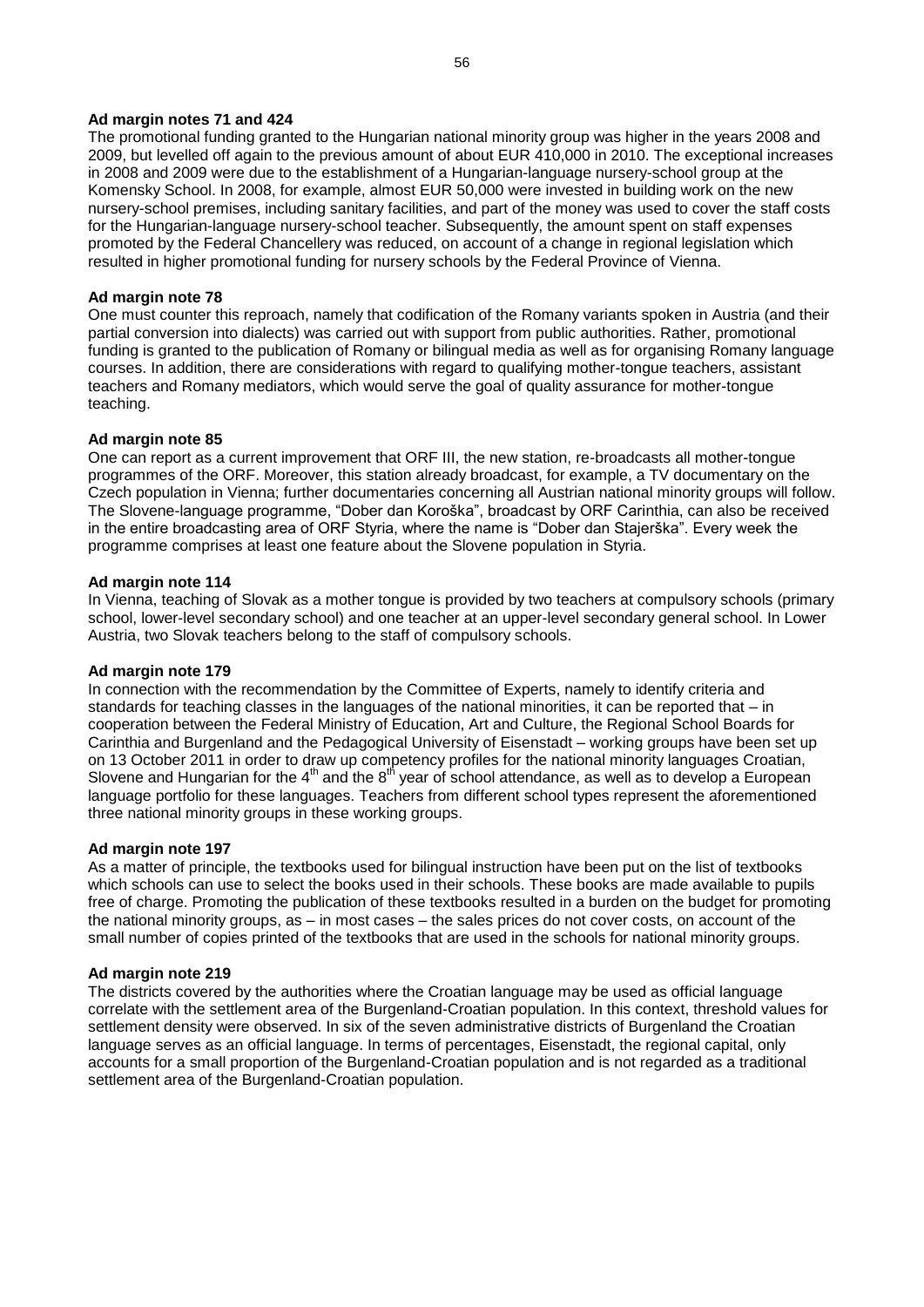**Ad margin notes 71 and 424**

The promotional funding granted to the Hungarian national minority group was higher in the years 2008 and 2009, but levelled off again to the previous amount of about EUR 410,000 in 2010. The exceptional increases in 2008 and 2009 were due to the establishment of a Hungarian-language nursery-school group at the Komensky School. In 2008, for example, almost EUR 50,000 were invested in building work on the new nursery-school premises, including sanitary facilities, and part of the money was used to cover the staff costs for the Hungarian-language nursery-school teacher. Subsequently, the amount spent on staff expenses promoted by the Federal Chancellery was reduced, on account of a change in regional legislation which resulted in higher promotional funding for nursery schools by the Federal Province of Vienna.

**Ad margin note 78**

One must counter this reproach, namely that codification of the Romany variants spoken in Austria (and their partial conversion into dialects) was carried out with support from public authorities. Rather, promotional funding is granted to the publication of Romany or bilingual media as well as for organising Romany language courses. In addition, there are considerations with regard to qualifying mother-tongue teachers, assistant teachers and Romany mediators, which would serve the goal of quality assurance for mother-tongue teaching.

**Ad margin note 85**

One can report as a current improvement that ORF III, the new station, re-broadcasts all mother-tongue programmes of the ORF. Moreover, this station already broadcast, for example, a TV documentary on the Czech population in Vienna; further documentaries concerning all Austrian national minority groups will follow. The Slovene-language programme, "Dober dan Koroška", broadcast by ORF Carinthia, can also be received in the entire broadcasting area of ORF Styria, where the name is "Dober dan Stajerška". Every week the programme comprises at least one feature about the Slovene population in Styria.

**Ad margin note 114**

In Vienna, teaching of Slovak as a mother tongue is provided by two teachers at compulsory schools (primary school, lower-level secondary school) and one teacher at an upper-level secondary general school. In Lower Austria, two Slovak teachers belong to the staff of compulsory schools.

**Ad margin note 179**

In connection with the recommendation by the Committee of Experts, namely to identify criteria and standards for teaching classes in the languages of the national minorities, it can be reported that – in cooperation between the Federal Ministry of Education, Art and Culture, the Regional School Boards for Carinthia and Burgenland and the Pedagogical University of Eisenstadt – working groups have been set up on 13 October 2011 in order to draw up competency profiles for the national minority languages Croatian, Slovene and Hungarian for the 4th and the 8th year of school attendance, as well as to develop a European language portfolio for these languages. Teachers from different school types represent the aforementioned three national minority groups in these working groups.

**Ad margin note 197**

As a matter of principle, the textbooks used for bilingual instruction have been put on the list of textbooks which schools can use to select the books used in their schools. These books are made available to pupils free of charge. Promoting the publication of these textbooks resulted in a burden on the budget for promoting the national minority groups, as – in most cases – the sales prices do not cover costs, on account of the small number of copies printed of the textbooks that are used in the schools for national minority groups.

**Ad margin note 219**

The districts covered by the authorities where the Croatian language may be used as official language correlate with the settlement area of the Burgenland-Croatian population. In this context, threshold values for settlement density were observed. In six of the seven administrative districts of Burgenland the Croatian language serves as an official language. In terms of percentages, Eisenstadt, the regional capital, only accounts for a small proportion of the Burgenland-Croatian population and is not regarded as a traditional settlement area of the Burgenland-Croatian population.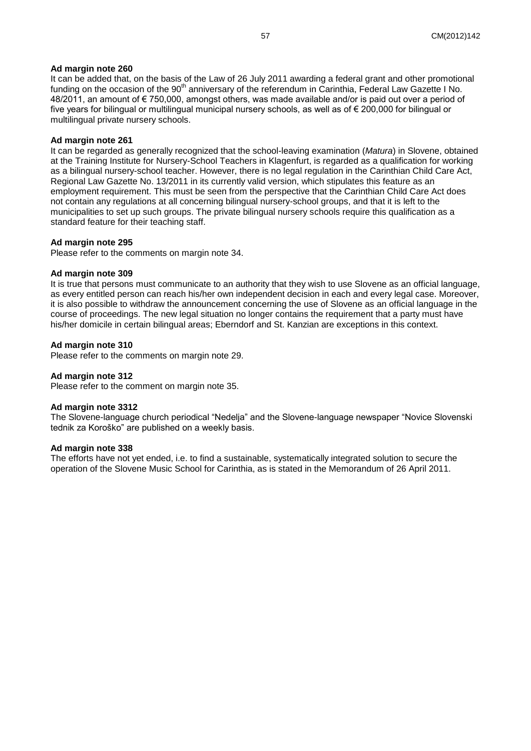**Ad margin note 260**

It can be added that, on the basis of the Law of 26 July 2011 awarding a federal grant and other promotional funding on the occasion of the 90th anniversary of the referendum in Carinthia, Federal Law Gazette I No. 48/2011, an amount of € 750,000, amongst others, was made available and/or is paid out over a period of five years for bilingual or multilingual municipal nursery schools, as well as of € 200,000 for bilingual or multilingual private nursery schools.

**Ad margin note 261**

It can be regarded as generally recognized that the school-leaving examination (*Matura*) in Slovene, obtained at the Training Institute for Nursery-School Teachers in Klagenfurt, is regarded as a qualification for working as a bilingual nursery-school teacher. However, there is no legal regulation in the Carinthian Child Care Act, Regional Law Gazette No. 13/2011 in its currently valid version, which stipulates this feature as an employment requirement. This must be seen from the perspective that the Carinthian Child Care Act does not contain any regulations at all concerning bilingual nursery-school groups, and that it is left to the municipalities to set up such groups. The private bilingual nursery schools require this qualification as a standard feature for their teaching staff.

**Ad margin note 295**

Please refer to the comments on margin note 34.

**Ad margin note 309**

It is true that persons must communicate to an authority that they wish to use Slovene as an official language, as every entitled person can reach his/her own independent decision in each and every legal case. Moreover, it is also possible to withdraw the announcement concerning the use of Slovene as an official language in the course of proceedings. The new legal situation no longer contains the requirement that a party must have his/her domicile in certain bilingual areas; Eberndorf and St. Kanzian are exceptions in this context.

**Ad margin note 310**

Please refer to the comments on margin note 29.

**Ad margin note 312**

Please refer to the comment on margin note 35.

**Ad margin note 3312**

The Slovene-language church periodical "Nedelja" and the Slovene-language newspaper "Novice Slovenski tednik za Koroško" are published on a weekly basis.

**Ad margin note 338**

The efforts have not yet ended, i.e. to find a sustainable, systematically integrated solution to secure the operation of the Slovene Music School for Carinthia, as is stated in the Memorandum of 26 April 2011.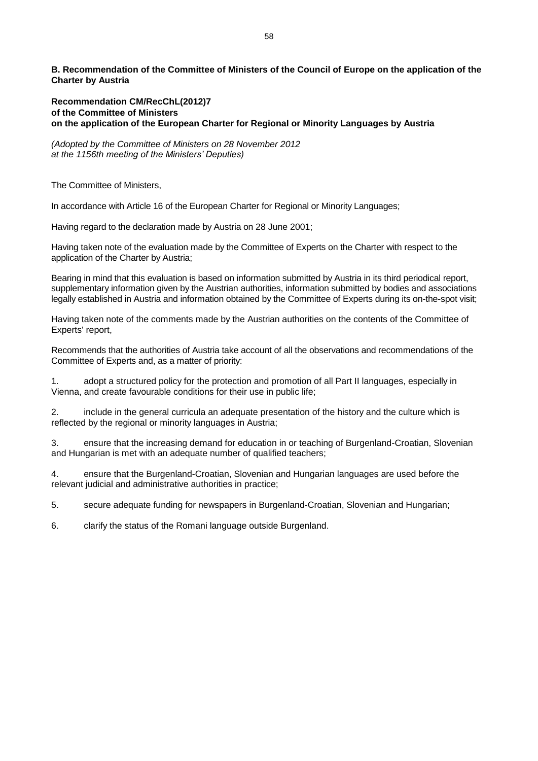## B. Recommendation of the Committee of Ministers of the Council of Europe on the application of the Charter by Austria

### Recommendation CM/RecChL(2012)7 of the Committee of Ministers on the application of the European Charter for Regional or Minority Languages by Austria

*(Adopted by the Committee of Ministers on 28 November 2012 at the 1156th meeting of the Ministers' Deputies)*

The Committee of Ministers,

In accordance with Article 16 of the European Charter for Regional or Minority Languages;

Having regard to the declaration made by Austria on 28 June 2001;

Having taken note of the evaluation made by the Committee of Experts on the Charter with respect to the application of the Charter by Austria;

Bearing in mind that this evaluation is based on information submitted by Austria in its third periodical report, supplementary information given by the Austrian authorities, information submitted by bodies and associations legally established in Austria and information obtained by the Committee of Experts during its on-the-spot visit;

Having taken note of the comments made by the Austrian authorities on the contents of the Committee of Experts' report,

Recommends that the authorities of Austria take account of all the observations and recommendations of the Committee of Experts and, as a matter of priority:

1. adopt a structured policy for the protection and promotion of all Part II languages, especially in Vienna, and create favourable conditions for their use in public life;

2. include in the general curricula an adequate presentation of the history and the culture which is reflected by the regional or minority languages in Austria;

3. ensure that the increasing demand for education in or teaching of Burgenland-Croatian, Slovenian and Hungarian is met with an adequate number of qualified teachers;

4. ensure that the Burgenland-Croatian, Slovenian and Hungarian languages are used before the relevant judicial and administrative authorities in practice;

5. secure adequate funding for newspapers in Burgenland-Croatian, Slovenian and Hungarian;

6. clarify the status of the Romani language outside Burgenland.